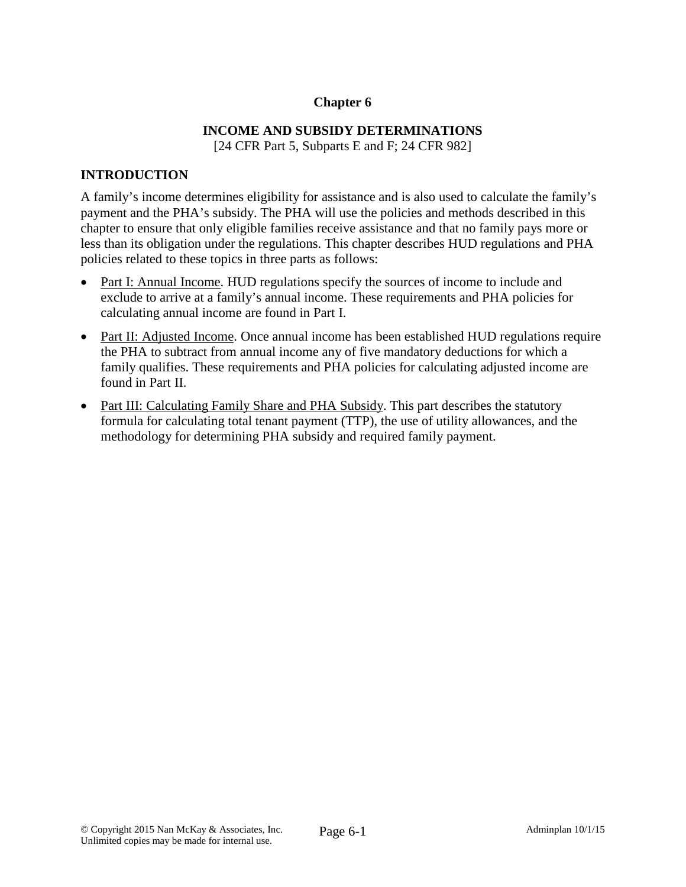# Chapter 6

## INCOME AND SUBSIDY DETERMINATIONS

[24 CFR Part 5, Subparts E and F; 24 CFR 982]

### INTRODUCTION

A family's income determines eligibility for assistance and is also used to calculate the family's payment and the PHA's subsidy. The PHA will use the policies and methods described in this chapter to ensure that only eligible families receive assistance and that no family pays more or less than its obligation under the regulations. This chapter describes HUD regulations and PHA policies related to these topics in three parts as follows:

- Part I: Annual Income. HUD regulations specify the sources of income to include and exclude to arrive at a family's annual income. These requirements and PHA policies for calculating annual income are found in Part I.
- Part II: Adjusted Income. Once annual income has been established HUD regulations require the PHA to subtract from annual income any of five mandatory deductions for which a family qualifies. These requirements and PHA policies for calculating adjusted income are found in Part II.
- Part III: Calculating Family Share and PHA Subsidy. This part describes the statutory formula for calculating total tenant payment (TTP), the use of utility allowances, and the methodology for determining PHA subsidy and required family payment.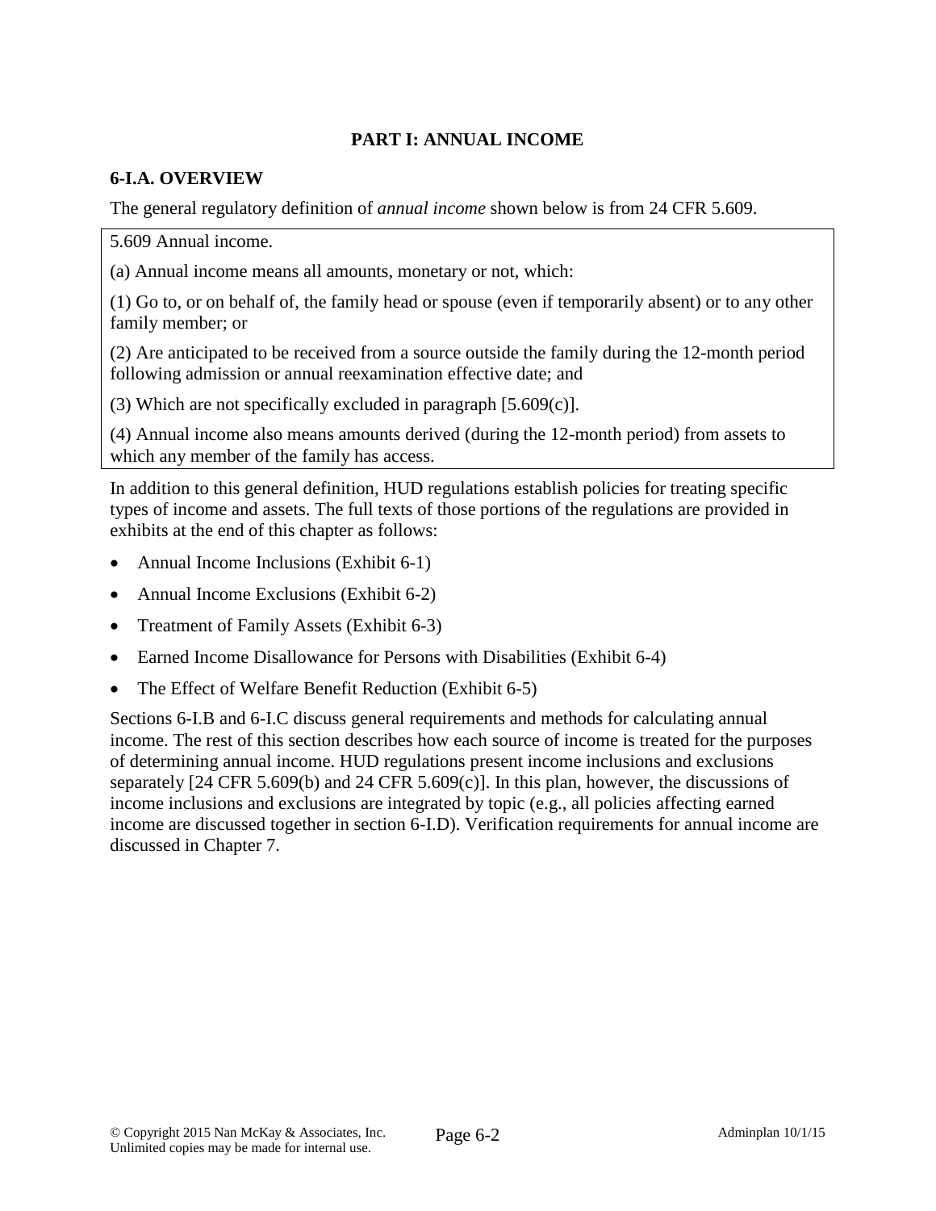## PART I: ANNUAL INCOME

### 6-I.A. OVERVIEW

The general regulatory definition of *annual income* shown below is from 24 CFR 5.609.

> 5.609 Annual income.
>
> (a) Annual income means all amounts, monetary or not, which:
>
> (1) Go to, or on behalf of, the family head or spouse (even if temporarily absent) or to any other family member; or
>
> (2) Are anticipated to be received from a source outside the family during the 12-month period following admission or annual reexamination effective date; and
>
> (3) Which are not specifically excluded in paragraph [5.609(c)].
>
> (4) Annual income also means amounts derived (during the 12-month period) from assets to which any member of the family has access.

In addition to this general definition, HUD regulations establish policies for treating specific types of income and assets. The full texts of those portions of the regulations are provided in exhibits at the end of this chapter as follows:

- Annual Income Inclusions (Exhibit 6-1)
- Annual Income Exclusions (Exhibit 6-2)
- Treatment of Family Assets (Exhibit 6-3)
- Earned Income Disallowance for Persons with Disabilities (Exhibit 6-4)
- The Effect of Welfare Benefit Reduction (Exhibit 6-5)

Sections 6-I.B and 6-I.C discuss general requirements and methods for calculating annual income. The rest of this section describes how each source of income is treated for the purposes of determining annual income. HUD regulations present income inclusions and exclusions separately [24 CFR 5.609(b) and 24 CFR 5.609(c)]. In this plan, however, the discussions of income inclusions and exclusions are integrated by topic (e.g., all policies affecting earned income are discussed together in section 6-I.D). Verification requirements for annual income are discussed in Chapter 7.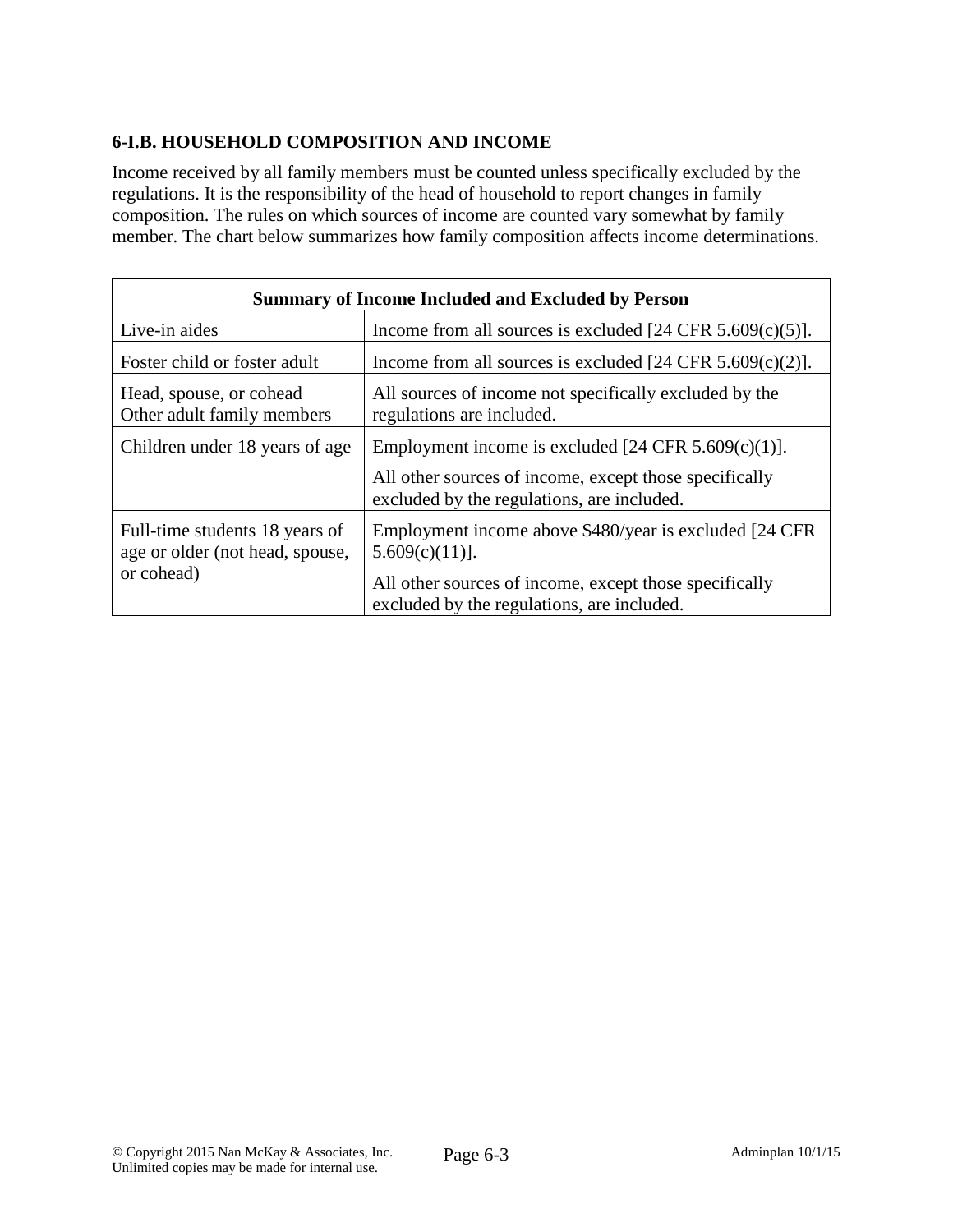### 6-I.B. HOUSEHOLD COMPOSITION AND INCOME

Income received by all family members must be counted unless specifically excluded by the regulations. It is the responsibility of the head of household to report changes in family composition. The rules on which sources of income are counted vary somewhat by family member. The chart below summarizes how family composition affects income determinations.

| **Summary of Income Included and Excluded by Person** | |
|---|---|
| Live-in aides | Income from all sources is excluded [24 CFR 5.609(c)(5)]. |
| Foster child or foster adult | Income from all sources is excluded [24 CFR 5.609(c)(2)]. |
| Head, spouse, or cohead<br>Other adult family members | All sources of income not specifically excluded by the regulations are included. |
| Children under 18 years of age | Employment income is excluded [24 CFR 5.609(c)(1)].<br><br>All other sources of income, except those specifically excluded by the regulations, are included. |
| Full-time students 18 years of age or older (not head, spouse, or cohead) | Employment income above $480/year is excluded [24 CFR 5.609(c)(11)].<br><br>All other sources of income, except those specifically excluded by the regulations, are included. |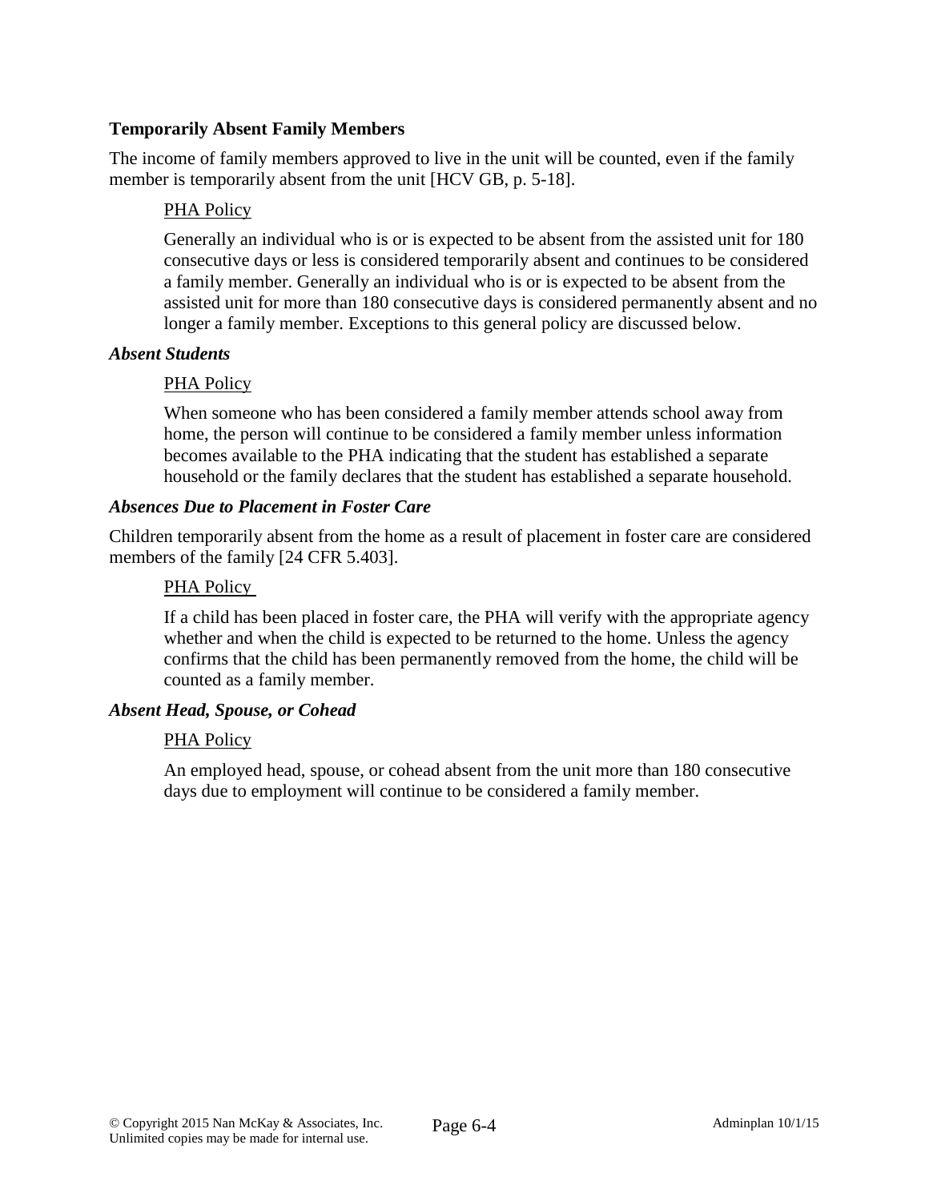**Temporarily Absent Family Members**

The income of family members approved to live in the unit will be counted, even if the family member is temporarily absent from the unit [HCV GB, p. 5-18].

PHA Policy

Generally an individual who is or is expected to be absent from the assisted unit for 180 consecutive days or less is considered temporarily absent and continues to be considered a family member. Generally an individual who is or is expected to be absent from the assisted unit for more than 180 consecutive days is considered permanently absent and no longer a family member. Exceptions to this general policy are discussed below.

***Absent Students***

PHA Policy

When someone who has been considered a family member attends school away from home, the person will continue to be considered a family member unless information becomes available to the PHA indicating that the student has established a separate household or the family declares that the student has established a separate household.

***Absences Due to Placement in Foster Care***

Children temporarily absent from the home as a result of placement in foster care are considered members of the family [24 CFR 5.403].

PHA Policy

If a child has been placed in foster care, the PHA will verify with the appropriate agency whether and when the child is expected to be returned to the home. Unless the agency confirms that the child has been permanently removed from the home, the child will be counted as a family member.

***Absent Head, Spouse, or Cohead***

PHA Policy

An employed head, spouse, or cohead absent from the unit more than 180 consecutive days due to employment will continue to be considered a family member.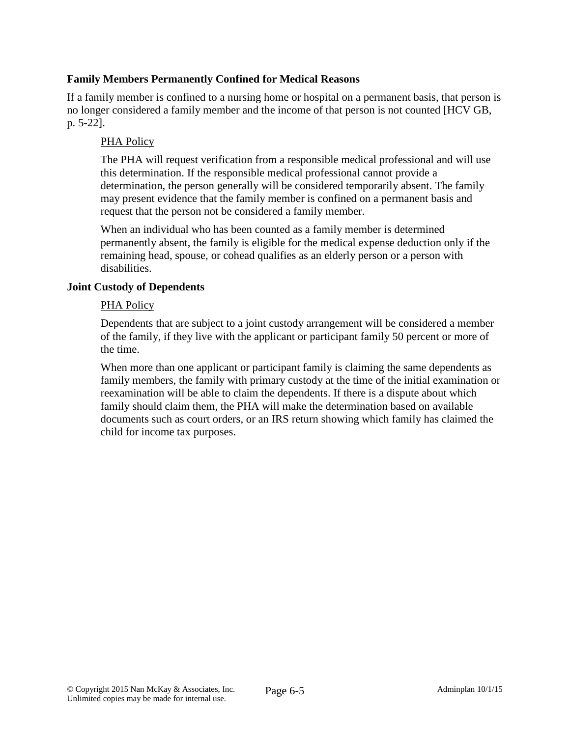### Family Members Permanently Confined for Medical Reasons

If a family member is confined to a nursing home or hospital on a permanent basis, that person is no longer considered a family member and the income of that person is not counted [HCV GB, p. 5-22].

<u>PHA Policy</u>

The PHA will request verification from a responsible medical professional and will use this determination. If the responsible medical professional cannot provide a determination, the person generally will be considered temporarily absent. The family may present evidence that the family member is confined on a permanent basis and request that the person not be considered a family member.

When an individual who has been counted as a family member is determined permanently absent, the family is eligible for the medical expense deduction only if the remaining head, spouse, or cohead qualifies as an elderly person or a person with disabilities.

### Joint Custody of Dependents

<u>PHA Policy</u>

Dependents that are subject to a joint custody arrangement will be considered a member of the family, if they live with the applicant or participant family 50 percent or more of the time.

When more than one applicant or participant family is claiming the same dependents as family members, the family with primary custody at the time of the initial examination or reexamination will be able to claim the dependents. If there is a dispute about which family should claim them, the PHA will make the determination based on available documents such as court orders, or an IRS return showing which family has claimed the child for income tax purposes.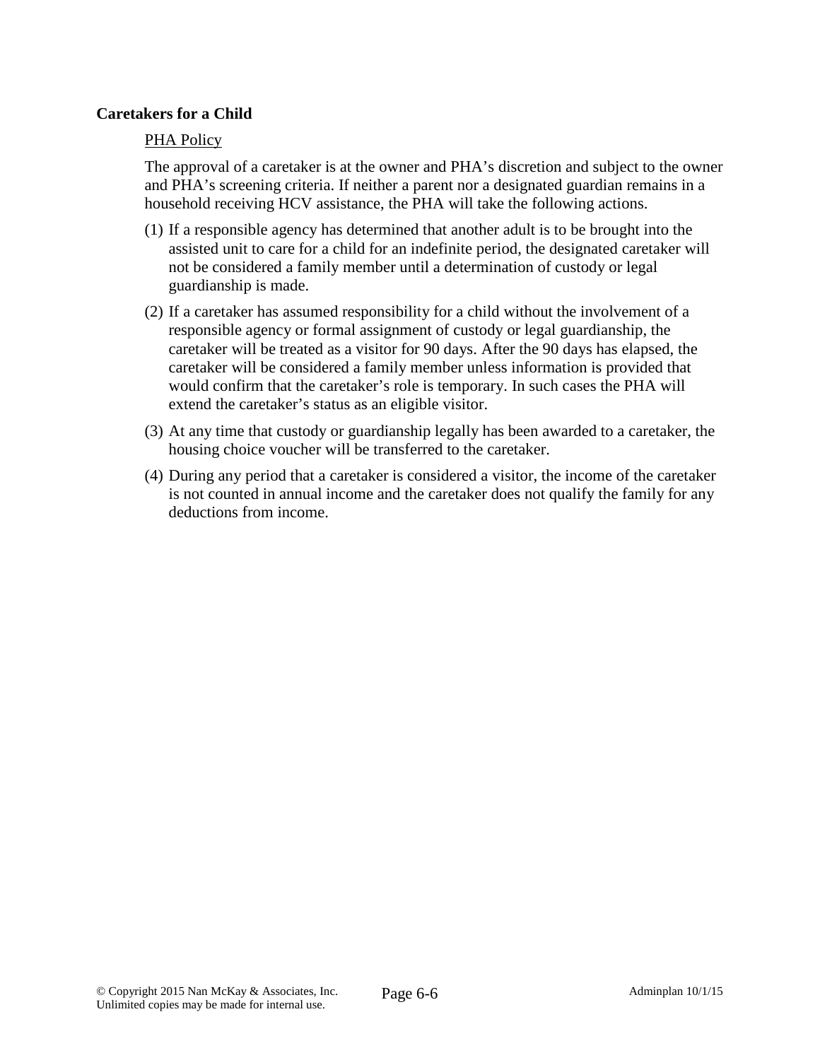### Caretakers for a Child

PHA Policy

The approval of a caretaker is at the owner and PHA's discretion and subject to the owner and PHA's screening criteria. If neither a parent nor a designated guardian remains in a household receiving HCV assistance, the PHA will take the following actions.

(1) If a responsible agency has determined that another adult is to be brought into the assisted unit to care for a child for an indefinite period, the designated caretaker will not be considered a family member until a determination of custody or legal guardianship is made.

(2) If a caretaker has assumed responsibility for a child without the involvement of a responsible agency or formal assignment of custody or legal guardianship, the caretaker will be treated as a visitor for 90 days. After the 90 days has elapsed, the caretaker will be considered a family member unless information is provided that would confirm that the caretaker's role is temporary. In such cases the PHA will extend the caretaker's status as an eligible visitor.

(3) At any time that custody or guardianship legally has been awarded to a caretaker, the housing choice voucher will be transferred to the caretaker.

(4) During any period that a caretaker is considered a visitor, the income of the caretaker is not counted in annual income and the caretaker does not qualify the family for any deductions from income.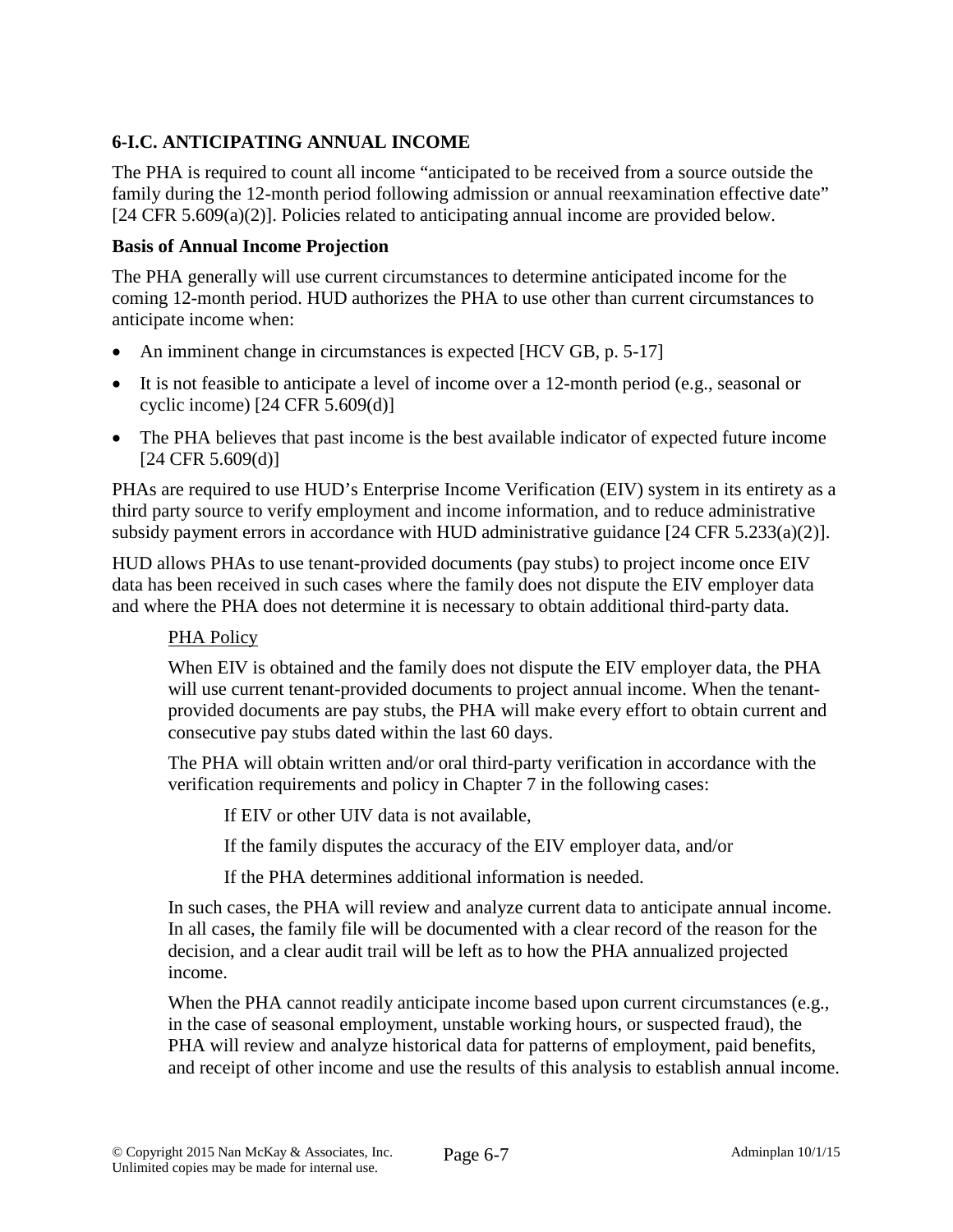### 6-I.C. ANTICIPATING ANNUAL INCOME

The PHA is required to count all income "anticipated to be received from a source outside the family during the 12-month period following admission or annual reexamination effective date" [24 CFR 5.609(a)(2)]. Policies related to anticipating annual income are provided below.

**Basis of Annual Income Projection**

The PHA generally will use current circumstances to determine anticipated income for the coming 12-month period. HUD authorizes the PHA to use other than current circumstances to anticipate income when:

- An imminent change in circumstances is expected [HCV GB, p. 5-17]
- It is not feasible to anticipate a level of income over a 12-month period (e.g., seasonal or cyclic income) [24 CFR 5.609(d)]
- The PHA believes that past income is the best available indicator of expected future income [24 CFR 5.609(d)]

PHAs are required to use HUD's Enterprise Income Verification (EIV) system in its entirety as a third party source to verify employment and income information, and to reduce administrative subsidy payment errors in accordance with HUD administrative guidance [24 CFR 5.233(a)(2)].

HUD allows PHAs to use tenant-provided documents (pay stubs) to project income once EIV data has been received in such cases where the family does not dispute the EIV employer data and where the PHA does not determine it is necessary to obtain additional third-party data.

> PHA Policy
>
> When EIV is obtained and the family does not dispute the EIV employer data, the PHA will use current tenant-provided documents to project annual income. When the tenant-provided documents are pay stubs, the PHA will make every effort to obtain current and consecutive pay stubs dated within the last 60 days.
>
> The PHA will obtain written and/or oral third-party verification in accordance with the verification requirements and policy in Chapter 7 in the following cases:
>
> > If EIV or other UIV data is not available,
> >
> > If the family disputes the accuracy of the EIV employer data, and/or
> >
> > If the PHA determines additional information is needed.
>
> In such cases, the PHA will review and analyze current data to anticipate annual income. In all cases, the family file will be documented with a clear record of the reason for the decision, and a clear audit trail will be left as to how the PHA annualized projected income.
>
> When the PHA cannot readily anticipate income based upon current circumstances (e.g., in the case of seasonal employment, unstable working hours, or suspected fraud), the PHA will review and analyze historical data for patterns of employment, paid benefits, and receipt of other income and use the results of this analysis to establish annual income.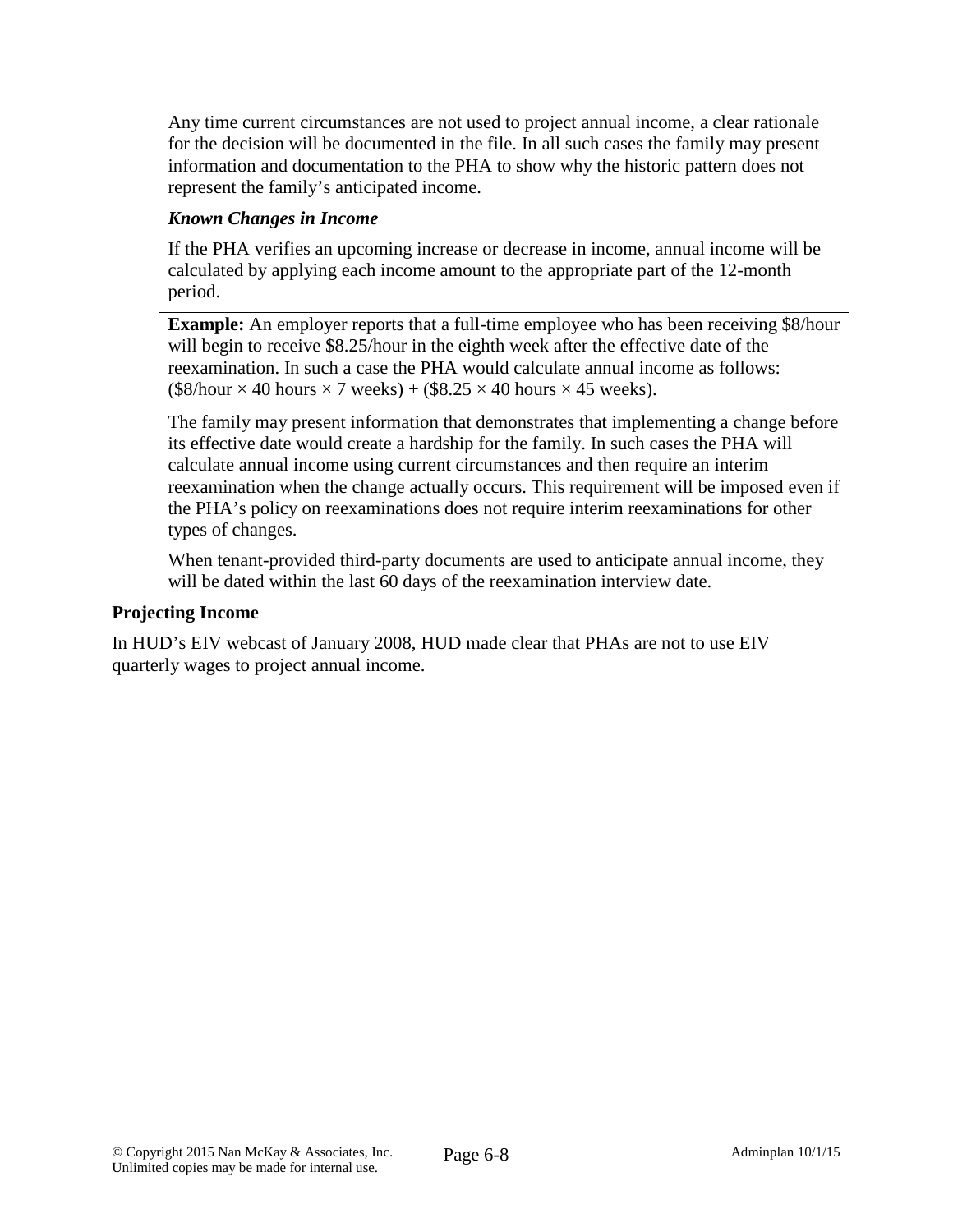Any time current circumstances are not used to project annual income, a clear rationale for the decision will be documented in the file. In all such cases the family may present information and documentation to the PHA to show why the historic pattern does not represent the family's anticipated income.

***Known Changes in Income***

If the PHA verifies an upcoming increase or decrease in income, annual income will be calculated by applying each income amount to the appropriate part of the 12-month period.

> **Example:** An employer reports that a full-time employee who has been receiving $8/hour will begin to receive $8.25/hour in the eighth week after the effective date of the reexamination. In such a case the PHA would calculate annual income as follows: ($8/hour × 40 hours × 7 weeks) + ($8.25 × 40 hours × 45 weeks).

The family may present information that demonstrates that implementing a change before its effective date would create a hardship for the family. In such cases the PHA will calculate annual income using current circumstances and then require an interim reexamination when the change actually occurs. This requirement will be imposed even if the PHA's policy on reexaminations does not require interim reexaminations for other types of changes.

When tenant-provided third-party documents are used to anticipate annual income, they will be dated within the last 60 days of the reexamination interview date.

**Projecting Income**

In HUD's EIV webcast of January 2008, HUD made clear that PHAs are not to use EIV quarterly wages to project annual income.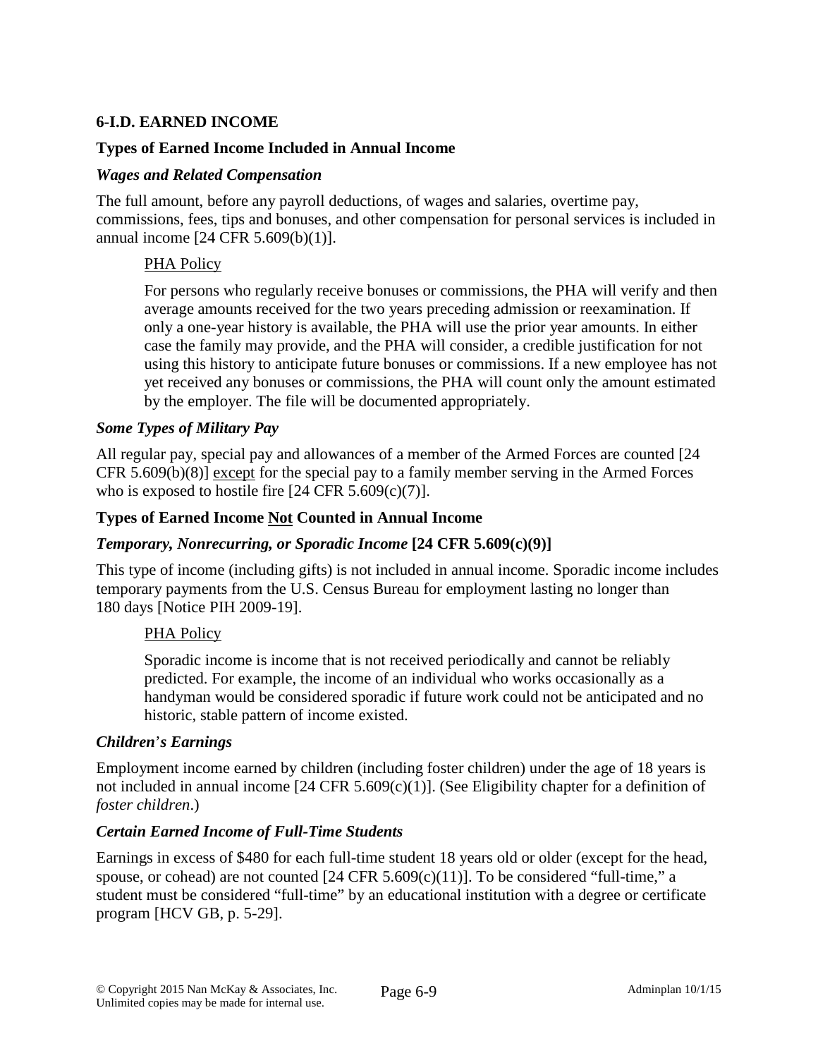## 6-I.D. EARNED INCOME

### Types of Earned Income Included in Annual Income

#### *Wages and Related Compensation*

The full amount, before any payroll deductions, of wages and salaries, overtime pay, commissions, fees, tips and bonuses, and other compensation for personal services is included in annual income [24 CFR 5.609(b)(1)].

> PHA Policy
>
> For persons who regularly receive bonuses or commissions, the PHA will verify and then average amounts received for the two years preceding admission or reexamination. If only a one-year history is available, the PHA will use the prior year amounts. In either case the family may provide, and the PHA will consider, a credible justification for not using this history to anticipate future bonuses or commissions. If a new employee has not yet received any bonuses or commissions, the PHA will count only the amount estimated by the employer. The file will be documented appropriately.

#### *Some Types of Military Pay*

All regular pay, special pay and allowances of a member of the Armed Forces are counted [24 CFR 5.609(b)(8)] except for the special pay to a family member serving in the Armed Forces who is exposed to hostile fire [24 CFR 5.609(c)(7)].

### Types of Earned Income Not Counted in Annual Income

#### *Temporary, Nonrecurring, or Sporadic Income* [24 CFR 5.609(c)(9)]

This type of income (including gifts) is not included in annual income. Sporadic income includes temporary payments from the U.S. Census Bureau for employment lasting no longer than 180 days [Notice PIH 2009-19].

> PHA Policy
>
> Sporadic income is income that is not received periodically and cannot be reliably predicted. For example, the income of an individual who works occasionally as a handyman would be considered sporadic if future work could not be anticipated and no historic, stable pattern of income existed.

#### *Children's Earnings*

Employment income earned by children (including foster children) under the age of 18 years is not included in annual income [24 CFR 5.609(c)(1)]. (See Eligibility chapter for a definition of *foster children*.)

#### *Certain Earned Income of Full-Time Students*

Earnings in excess of $480 for each full-time student 18 years old or older (except for the head, spouse, or cohead) are not counted [24 CFR 5.609(c)(11)]. To be considered "full-time," a student must be considered "full-time" by an educational institution with a degree or certificate program [HCV GB, p. 5-29].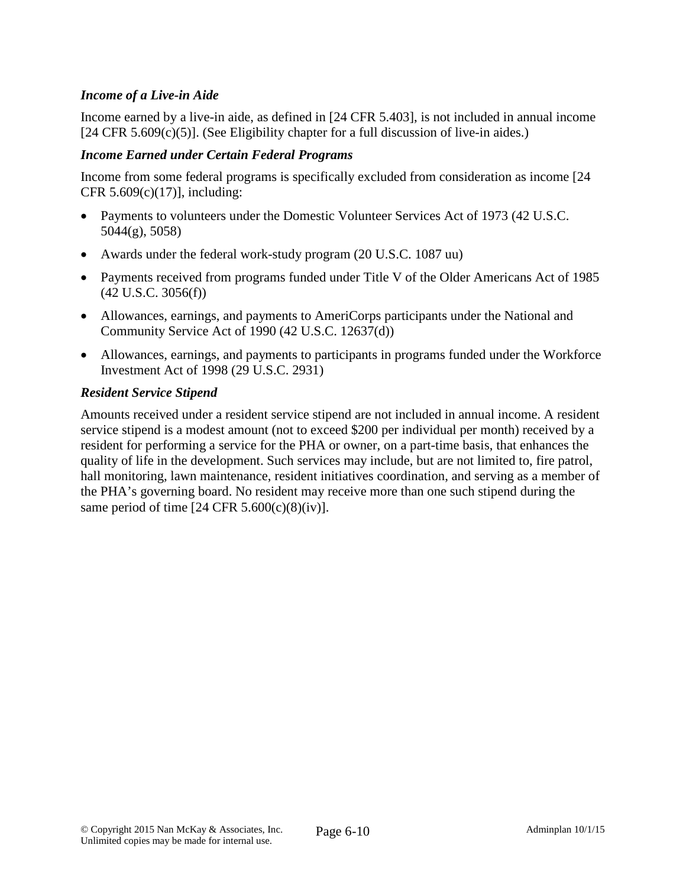*Income of a Live-in Aide*

Income earned by a live-in aide, as defined in [24 CFR 5.403], is not included in annual income [24 CFR 5.609(c)(5)]. (See Eligibility chapter for a full discussion of live-in aides.)

*Income Earned under Certain Federal Programs*

Income from some federal programs is specifically excluded from consideration as income [24 CFR 5.609(c)(17)], including:

- Payments to volunteers under the Domestic Volunteer Services Act of 1973 (42 U.S.C. 5044(g), 5058)
- Awards under the federal work-study program (20 U.S.C. 1087 uu)
- Payments received from programs funded under Title V of the Older Americans Act of 1985 (42 U.S.C. 3056(f))
- Allowances, earnings, and payments to AmeriCorps participants under the National and Community Service Act of 1990 (42 U.S.C. 12637(d))
- Allowances, earnings, and payments to participants in programs funded under the Workforce Investment Act of 1998 (29 U.S.C. 2931)

*Resident Service Stipend*

Amounts received under a resident service stipend are not included in annual income. A resident service stipend is a modest amount (not to exceed $200 per individual per month) received by a resident for performing a service for the PHA or owner, on a part-time basis, that enhances the quality of life in the development. Such services may include, but are not limited to, fire patrol, hall monitoring, lawn maintenance, resident initiatives coordination, and serving as a member of the PHA's governing board. No resident may receive more than one such stipend during the same period of time [24 CFR 5.600(c)(8)(iv)].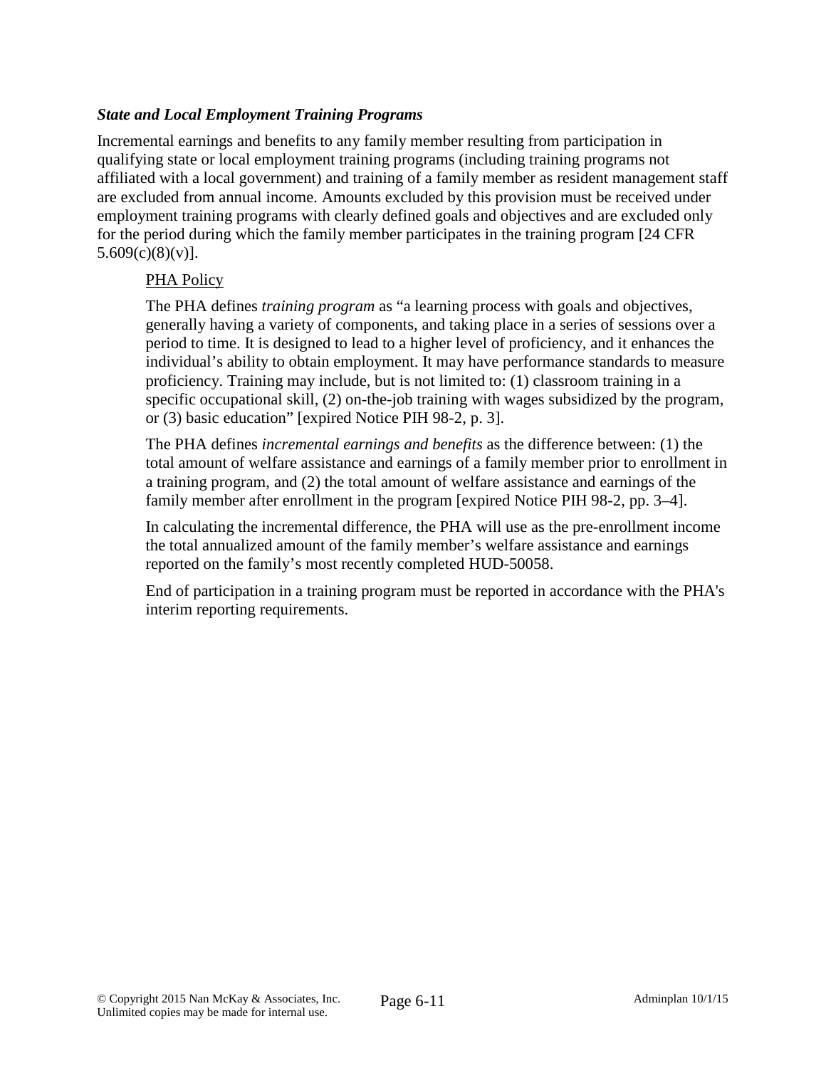***State and Local Employment Training Programs***

Incremental earnings and benefits to any family member resulting from participation in qualifying state or local employment training programs (including training programs not affiliated with a local government) and training of a family member as resident management staff are excluded from annual income. Amounts excluded by this provision must be received under employment training programs with clearly defined goals and objectives and are excluded only for the period during which the family member participates in the training program [24 CFR 5.609(c)(8)(v)].

PHA Policy

The PHA defines *training program* as "a learning process with goals and objectives, generally having a variety of components, and taking place in a series of sessions over a period to time. It is designed to lead to a higher level of proficiency, and it enhances the individual's ability to obtain employment. It may have performance standards to measure proficiency. Training may include, but is not limited to: (1) classroom training in a specific occupational skill, (2) on-the-job training with wages subsidized by the program, or (3) basic education" [expired Notice PIH 98-2, p. 3].

The PHA defines *incremental earnings and benefits* as the difference between: (1) the total amount of welfare assistance and earnings of a family member prior to enrollment in a training program, and (2) the total amount of welfare assistance and earnings of the family member after enrollment in the program [expired Notice PIH 98-2, pp. 3–4].

In calculating the incremental difference, the PHA will use as the pre-enrollment income the total annualized amount of the family member's welfare assistance and earnings reported on the family's most recently completed HUD-50058.

End of participation in a training program must be reported in accordance with the PHA's interim reporting requirements.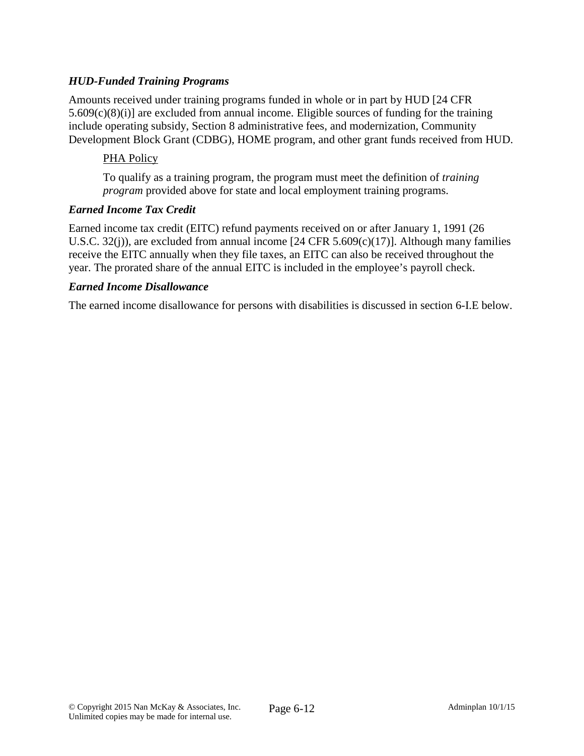### *HUD-Funded Training Programs*

Amounts received under training programs funded in whole or in part by HUD [24 CFR 5.609(c)(8)(i)] are excluded from annual income. Eligible sources of funding for the training include operating subsidy, Section 8 administrative fees, and modernization, Community Development Block Grant (CDBG), HOME program, and other grant funds received from HUD.

> <u>PHA Policy</u>
>
> To qualify as a training program, the program must meet the definition of *training program* provided above for state and local employment training programs.

### *Earned Income Tax Credit*

Earned income tax credit (EITC) refund payments received on or after January 1, 1991 (26 U.S.C. 32(j)), are excluded from annual income [24 CFR 5.609(c)(17)]. Although many families receive the EITC annually when they file taxes, an EITC can also be received throughout the year. The prorated share of the annual EITC is included in the employee's payroll check.

### *Earned Income Disallowance*

The earned income disallowance for persons with disabilities is discussed in section 6-I.E below.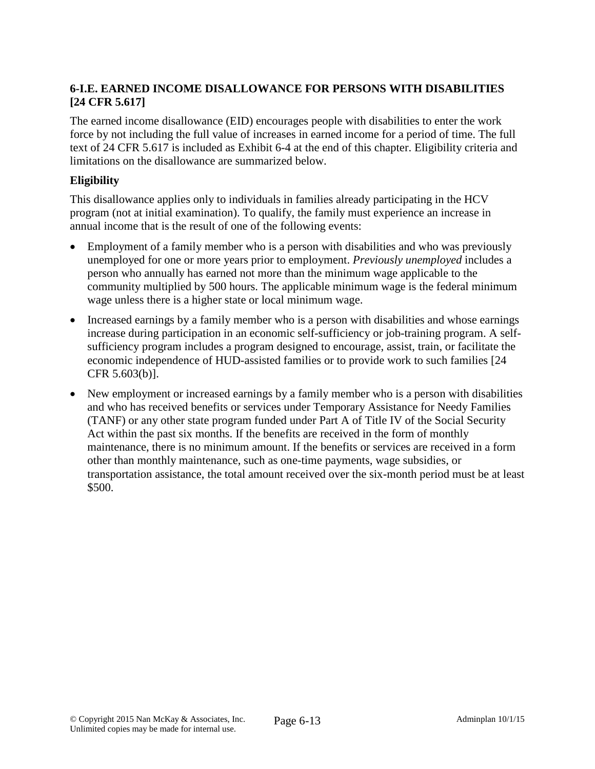## 6-I.E. EARNED INCOME DISALLOWANCE FOR PERSONS WITH DISABILITIES [24 CFR 5.617]

The earned income disallowance (EID) encourages people with disabilities to enter the work force by not including the full value of increases in earned income for a period of time. The full text of 24 CFR 5.617 is included as Exhibit 6-4 at the end of this chapter. Eligibility criteria and limitations on the disallowance are summarized below.

### Eligibility

This disallowance applies only to individuals in families already participating in the HCV program (not at initial examination). To qualify, the family must experience an increase in annual income that is the result of one of the following events:

- Employment of a family member who is a person with disabilities and who was previously unemployed for one or more years prior to employment. *Previously unemployed* includes a person who annually has earned not more than the minimum wage applicable to the community multiplied by 500 hours. The applicable minimum wage is the federal minimum wage unless there is a higher state or local minimum wage.
- Increased earnings by a family member who is a person with disabilities and whose earnings increase during participation in an economic self-sufficiency or job-training program. A self-sufficiency program includes a program designed to encourage, assist, train, or facilitate the economic independence of HUD-assisted families or to provide work to such families [24 CFR 5.603(b)].
- New employment or increased earnings by a family member who is a person with disabilities and who has received benefits or services under Temporary Assistance for Needy Families (TANF) or any other state program funded under Part A of Title IV of the Social Security Act within the past six months. If the benefits are received in the form of monthly maintenance, there is no minimum amount. If the benefits or services are received in a form other than monthly maintenance, such as one-time payments, wage subsidies, or transportation assistance, the total amount received over the six-month period must be at least $500.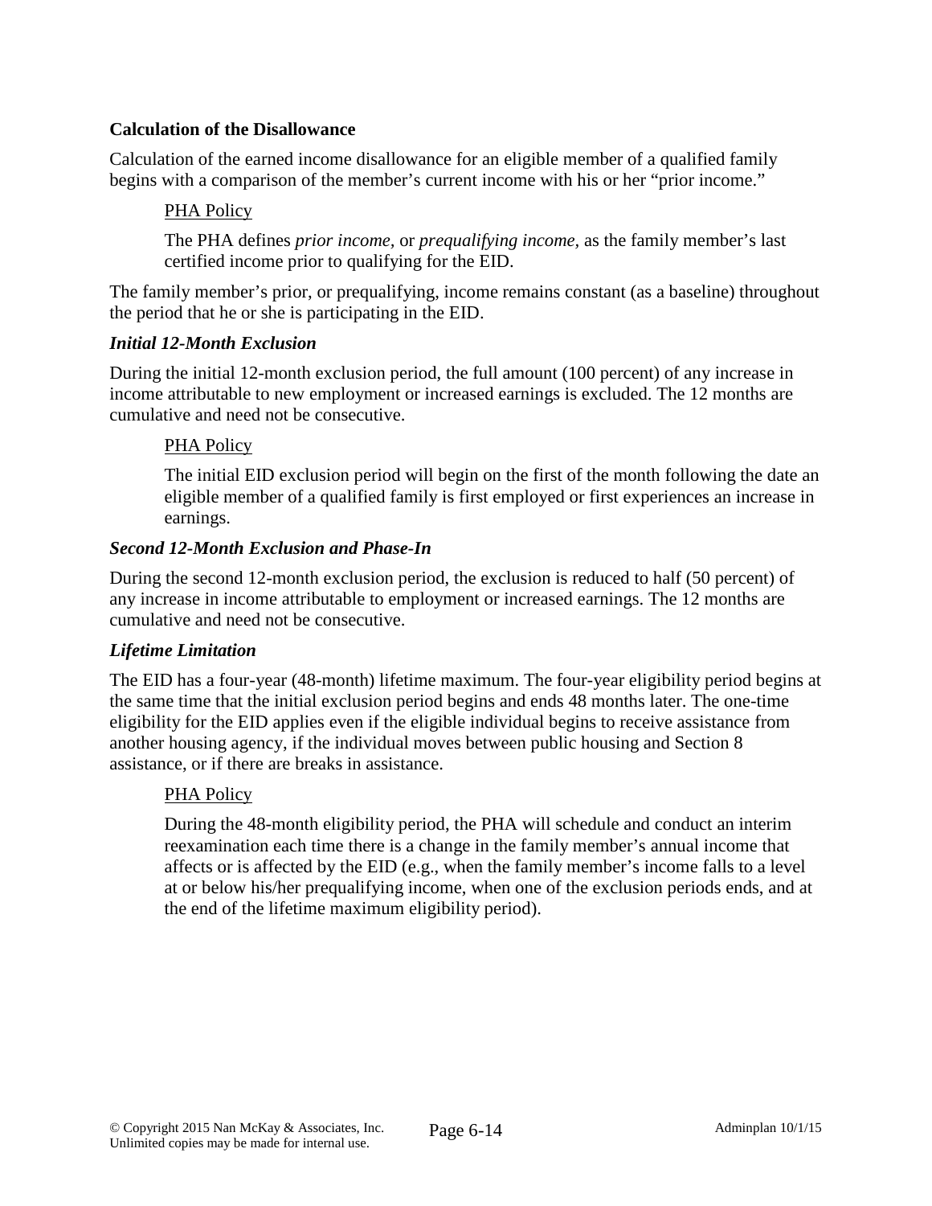### Calculation of the Disallowance

Calculation of the earned income disallowance for an eligible member of a qualified family begins with a comparison of the member's current income with his or her "prior income."

> PHA Policy
>
> The PHA defines *prior income*, or *prequalifying income*, as the family member's last certified income prior to qualifying for the EID.

The family member's prior, or prequalifying, income remains constant (as a baseline) throughout the period that he or she is participating in the EID.

#### *Initial 12-Month Exclusion*

During the initial 12-month exclusion period, the full amount (100 percent) of any increase in income attributable to new employment or increased earnings is excluded. The 12 months are cumulative and need not be consecutive.

> PHA Policy
>
> The initial EID exclusion period will begin on the first of the month following the date an eligible member of a qualified family is first employed or first experiences an increase in earnings.

#### *Second 12-Month Exclusion and Phase-In*

During the second 12-month exclusion period, the exclusion is reduced to half (50 percent) of any increase in income attributable to employment or increased earnings. The 12 months are cumulative and need not be consecutive.

#### *Lifetime Limitation*

The EID has a four-year (48-month) lifetime maximum. The four-year eligibility period begins at the same time that the initial exclusion period begins and ends 48 months later. The one-time eligibility for the EID applies even if the eligible individual begins to receive assistance from another housing agency, if the individual moves between public housing and Section 8 assistance, or if there are breaks in assistance.

> PHA Policy
>
> During the 48-month eligibility period, the PHA will schedule and conduct an interim reexamination each time there is a change in the family member's annual income that affects or is affected by the EID (e.g., when the family member's income falls to a level at or below his/her prequalifying income, when one of the exclusion periods ends, and at the end of the lifetime maximum eligibility period).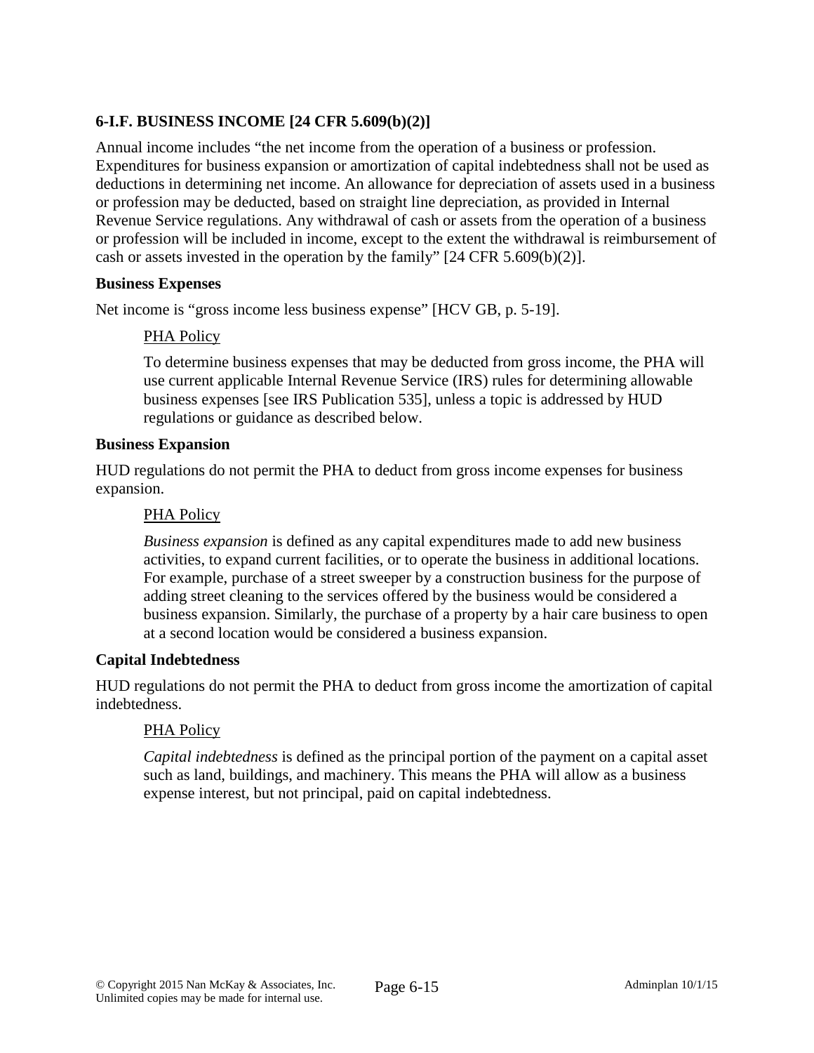### 6-I.F. BUSINESS INCOME [24 CFR 5.609(b)(2)]

Annual income includes "the net income from the operation of a business or profession. Expenditures for business expansion or amortization of capital indebtedness shall not be used as deductions in determining net income. An allowance for depreciation of assets used in a business or profession may be deducted, based on straight line depreciation, as provided in Internal Revenue Service regulations. Any withdrawal of cash or assets from the operation of a business or profession will be included in income, except to the extent the withdrawal is reimbursement of cash or assets invested in the operation by the family" [24 CFR 5.609(b)(2)].

**Business Expenses**

Net income is "gross income less business expense" [HCV GB, p. 5-19].

> PHA Policy
>
> To determine business expenses that may be deducted from gross income, the PHA will use current applicable Internal Revenue Service (IRS) rules for determining allowable business expenses [see IRS Publication 535], unless a topic is addressed by HUD regulations or guidance as described below.

**Business Expansion**

HUD regulations do not permit the PHA to deduct from gross income expenses for business expansion.

> PHA Policy
>
> *Business expansion* is defined as any capital expenditures made to add new business activities, to expand current facilities, or to operate the business in additional locations. For example, purchase of a street sweeper by a construction business for the purpose of adding street cleaning to the services offered by the business would be considered a business expansion. Similarly, the purchase of a property by a hair care business to open at a second location would be considered a business expansion.

**Capital Indebtedness**

HUD regulations do not permit the PHA to deduct from gross income the amortization of capital indebtedness.

> PHA Policy
>
> *Capital indebtedness* is defined as the principal portion of the payment on a capital asset such as land, buildings, and machinery. This means the PHA will allow as a business expense interest, but not principal, paid on capital indebtedness.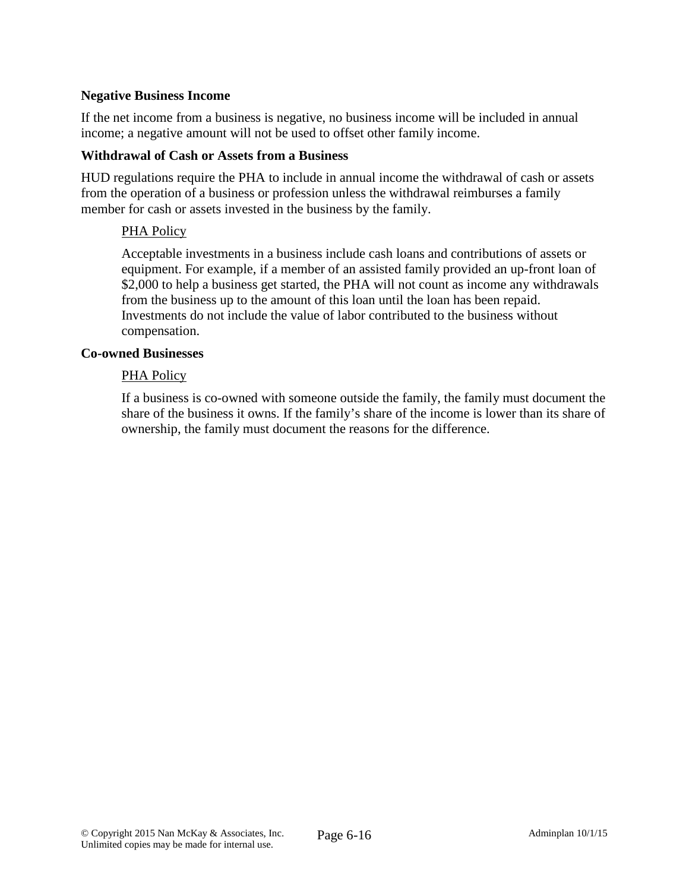### Negative Business Income

If the net income from a business is negative, no business income will be included in annual income; a negative amount will not be used to offset other family income.

### Withdrawal of Cash or Assets from a Business

HUD regulations require the PHA to include in annual income the withdrawal of cash or assets from the operation of a business or profession unless the withdrawal reimburses a family member for cash or assets invested in the business by the family.

> PHA Policy
>
> Acceptable investments in a business include cash loans and contributions of assets or equipment. For example, if a member of an assisted family provided an up-front loan of $2,000 to help a business get started, the PHA will not count as income any withdrawals from the business up to the amount of this loan until the loan has been repaid. Investments do not include the value of labor contributed to the business without compensation.

### Co-owned Businesses

> PHA Policy
>
> If a business is co-owned with someone outside the family, the family must document the share of the business it owns. If the family's share of the income is lower than its share of ownership, the family must document the reasons for the difference.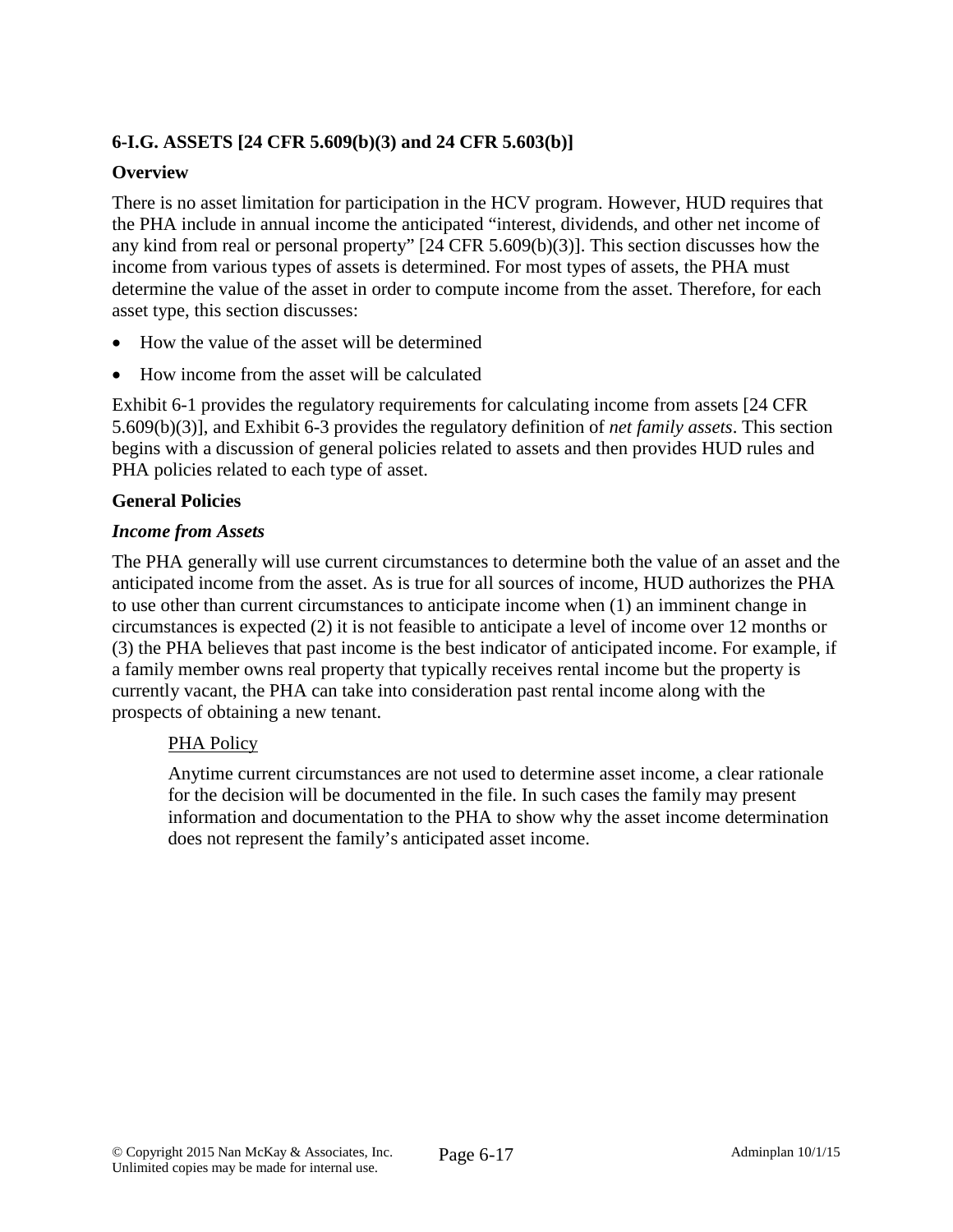## 6-I.G. ASSETS [24 CFR 5.609(b)(3) and 24 CFR 5.603(b)]

### Overview

There is no asset limitation for participation in the HCV program. However, HUD requires that the PHA include in annual income the anticipated "interest, dividends, and other net income of any kind from real or personal property" [24 CFR 5.609(b)(3)]. This section discusses how the income from various types of assets is determined. For most types of assets, the PHA must determine the value of the asset in order to compute income from the asset. Therefore, for each asset type, this section discusses:

- How the value of the asset will be determined
- How income from the asset will be calculated

Exhibit 6-1 provides the regulatory requirements for calculating income from assets [24 CFR 5.609(b)(3)], and Exhibit 6-3 provides the regulatory definition of *net family assets*. This section begins with a discussion of general policies related to assets and then provides HUD rules and PHA policies related to each type of asset.

### General Policies

#### *Income from Assets*

The PHA generally will use current circumstances to determine both the value of an asset and the anticipated income from the asset. As is true for all sources of income, HUD authorizes the PHA to use other than current circumstances to anticipate income when (1) an imminent change in circumstances is expected (2) it is not feasible to anticipate a level of income over 12 months or (3) the PHA believes that past income is the best indicator of anticipated income. For example, if a family member owns real property that typically receives rental income but the property is currently vacant, the PHA can take into consideration past rental income along with the prospects of obtaining a new tenant.

> <u>PHA Policy</u>
>
> Anytime current circumstances are not used to determine asset income, a clear rationale for the decision will be documented in the file. In such cases the family may present information and documentation to the PHA to show why the asset income determination does not represent the family's anticipated asset income.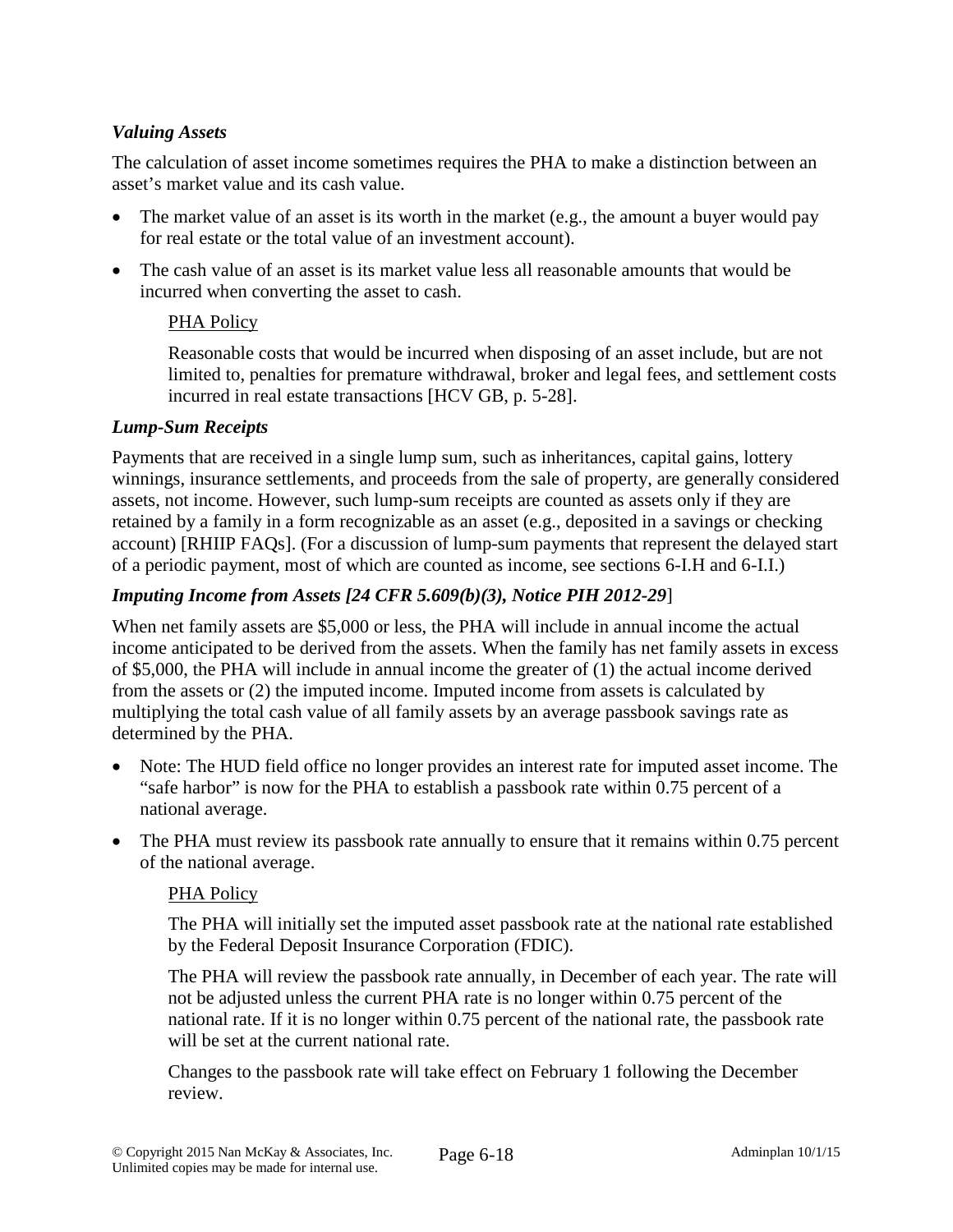### *Valuing Assets*

The calculation of asset income sometimes requires the PHA to make a distinction between an asset's market value and its cash value.

- The market value of an asset is its worth in the market (e.g., the amount a buyer would pay for real estate or the total value of an investment account).
- The cash value of an asset is its market value less all reasonable amounts that would be incurred when converting the asset to cash.

> PHA Policy
>
> Reasonable costs that would be incurred when disposing of an asset include, but are not limited to, penalties for premature withdrawal, broker and legal fees, and settlement costs incurred in real estate transactions [HCV GB, p. 5-28].

### *Lump-Sum Receipts*

Payments that are received in a single lump sum, such as inheritances, capital gains, lottery winnings, insurance settlements, and proceeds from the sale of property, are generally considered assets, not income. However, such lump-sum receipts are counted as assets only if they are retained by a family in a form recognizable as an asset (e.g., deposited in a savings or checking account) [RHIIP FAQs]. (For a discussion of lump-sum payments that represent the delayed start of a periodic payment, most of which are counted as income, see sections 6-I.H and 6-I.I.)

### *Imputing Income from Assets [24 CFR 5.609(b)(3), Notice PIH 2012-29]*

When net family assets are $5,000 or less, the PHA will include in annual income the actual income anticipated to be derived from the assets. When the family has net family assets in excess of $5,000, the PHA will include in annual income the greater of (1) the actual income derived from the assets or (2) the imputed income. Imputed income from assets is calculated by multiplying the total cash value of all family assets by an average passbook savings rate as determined by the PHA.

- Note: The HUD field office no longer provides an interest rate for imputed asset income. The "safe harbor" is now for the PHA to establish a passbook rate within 0.75 percent of a national average.
- The PHA must review its passbook rate annually to ensure that it remains within 0.75 percent of the national average.

> PHA Policy
>
> The PHA will initially set the imputed asset passbook rate at the national rate established by the Federal Deposit Insurance Corporation (FDIC).
>
> The PHA will review the passbook rate annually, in December of each year. The rate will not be adjusted unless the current PHA rate is no longer within 0.75 percent of the national rate. If it is no longer within 0.75 percent of the national rate, the passbook rate will be set at the current national rate.
>
> Changes to the passbook rate will take effect on February 1 following the December review.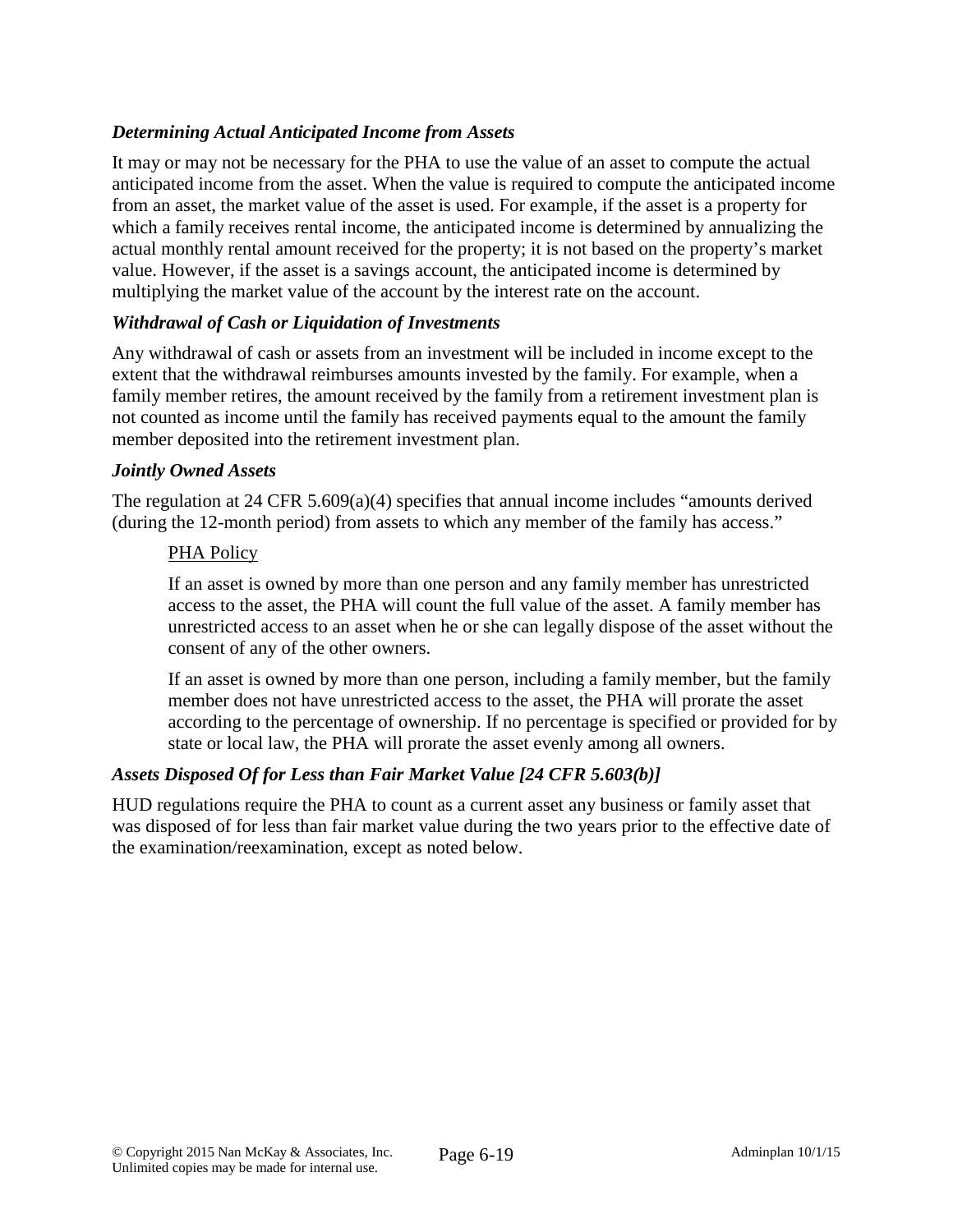### *Determining Actual Anticipated Income from Assets*

It may or may not be necessary for the PHA to use the value of an asset to compute the actual anticipated income from the asset. When the value is required to compute the anticipated income from an asset, the market value of the asset is used. For example, if the asset is a property for which a family receives rental income, the anticipated income is determined by annualizing the actual monthly rental amount received for the property; it is not based on the property's market value. However, if the asset is a savings account, the anticipated income is determined by multiplying the market value of the account by the interest rate on the account.

### *Withdrawal of Cash or Liquidation of Investments*

Any withdrawal of cash or assets from an investment will be included in income except to the extent that the withdrawal reimburses amounts invested by the family. For example, when a family member retires, the amount received by the family from a retirement investment plan is not counted as income until the family has received payments equal to the amount the family member deposited into the retirement investment plan.

### *Jointly Owned Assets*

The regulation at 24 CFR 5.609(a)(4) specifies that annual income includes "amounts derived (during the 12-month period) from assets to which any member of the family has access."

> <u>PHA Policy</u>
>
> If an asset is owned by more than one person and any family member has unrestricted access to the asset, the PHA will count the full value of the asset. A family member has unrestricted access to an asset when he or she can legally dispose of the asset without the consent of any of the other owners.
>
> If an asset is owned by more than one person, including a family member, but the family member does not have unrestricted access to the asset, the PHA will prorate the asset according to the percentage of ownership. If no percentage is specified or provided for by state or local law, the PHA will prorate the asset evenly among all owners.

### *Assets Disposed Of for Less than Fair Market Value [24 CFR 5.603(b)]*

HUD regulations require the PHA to count as a current asset any business or family asset that was disposed of for less than fair market value during the two years prior to the effective date of the examination/reexamination, except as noted below.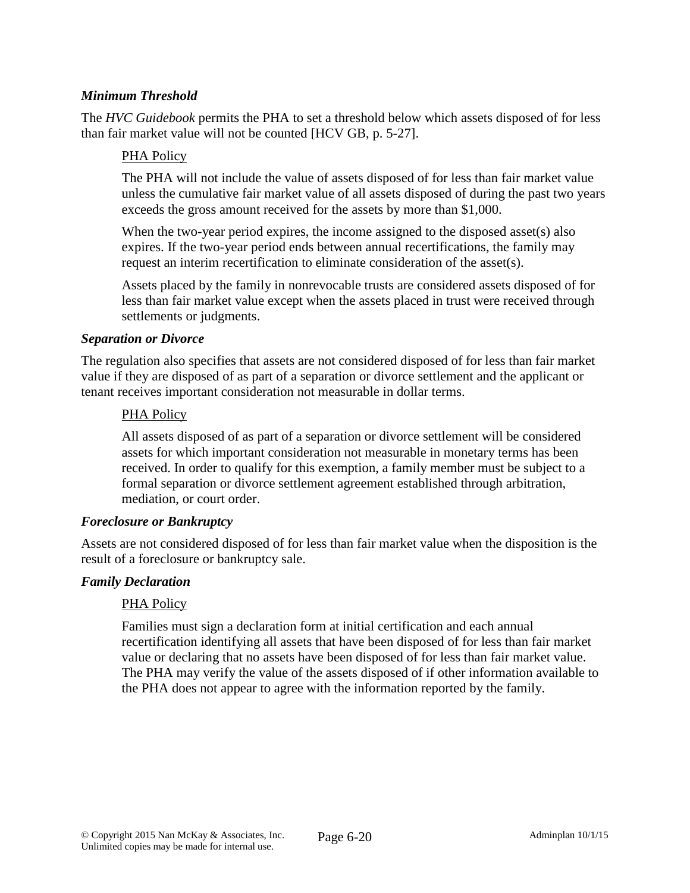#### *Minimum Threshold*

The *HVC Guidebook* permits the PHA to set a threshold below which assets disposed of for less than fair market value will not be counted [HCV GB, p. 5-27].

> PHA Policy
>
> The PHA will not include the value of assets disposed of for less than fair market value unless the cumulative fair market value of all assets disposed of during the past two years exceeds the gross amount received for the assets by more than $1,000.
>
> When the two-year period expires, the income assigned to the disposed asset(s) also expires. If the two-year period ends between annual recertifications, the family may request an interim recertification to eliminate consideration of the asset(s).
>
> Assets placed by the family in nonrevocable trusts are considered assets disposed of for less than fair market value except when the assets placed in trust were received through settlements or judgments.

#### *Separation or Divorce*

The regulation also specifies that assets are not considered disposed of for less than fair market value if they are disposed of as part of a separation or divorce settlement and the applicant or tenant receives important consideration not measurable in dollar terms.

> PHA Policy
>
> All assets disposed of as part of a separation or divorce settlement will be considered assets for which important consideration not measurable in monetary terms has been received. In order to qualify for this exemption, a family member must be subject to a formal separation or divorce settlement agreement established through arbitration, mediation, or court order.

#### *Foreclosure or Bankruptcy*

Assets are not considered disposed of for less than fair market value when the disposition is the result of a foreclosure or bankruptcy sale.

#### *Family Declaration*

> PHA Policy
>
> Families must sign a declaration form at initial certification and each annual recertification identifying all assets that have been disposed of for less than fair market value or declaring that no assets have been disposed of for less than fair market value. The PHA may verify the value of the assets disposed of if other information available to the PHA does not appear to agree with the information reported by the family.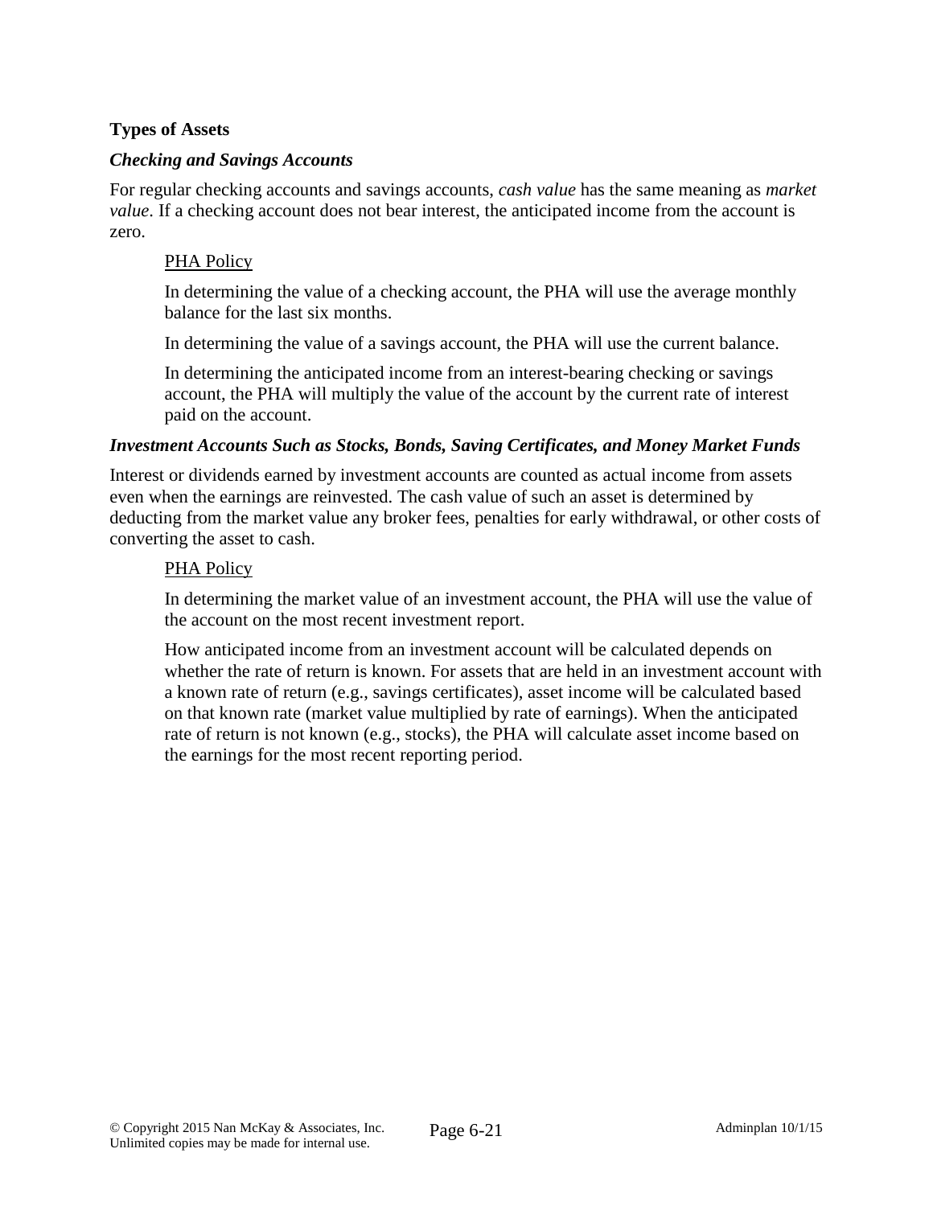**Types of Assets**

***Checking and Savings Accounts***

For regular checking accounts and savings accounts, *cash value* has the same meaning as *market value*. If a checking account does not bear interest, the anticipated income from the account is zero.

> <u>PHA Policy</u>
>
> In determining the value of a checking account, the PHA will use the average monthly balance for the last six months.
>
> In determining the value of a savings account, the PHA will use the current balance.
>
> In determining the anticipated income from an interest-bearing checking or savings account, the PHA will multiply the value of the account by the current rate of interest paid on the account.

***Investment Accounts Such as Stocks, Bonds, Saving Certificates, and Money Market Funds***

Interest or dividends earned by investment accounts are counted as actual income from assets even when the earnings are reinvested. The cash value of such an asset is determined by deducting from the market value any broker fees, penalties for early withdrawal, or other costs of converting the asset to cash.

> <u>PHA Policy</u>
>
> In determining the market value of an investment account, the PHA will use the value of the account on the most recent investment report.
>
> How anticipated income from an investment account will be calculated depends on whether the rate of return is known. For assets that are held in an investment account with a known rate of return (e.g., savings certificates), asset income will be calculated based on that known rate (market value multiplied by rate of earnings). When the anticipated rate of return is not known (e.g., stocks), the PHA will calculate asset income based on the earnings for the most recent reporting period.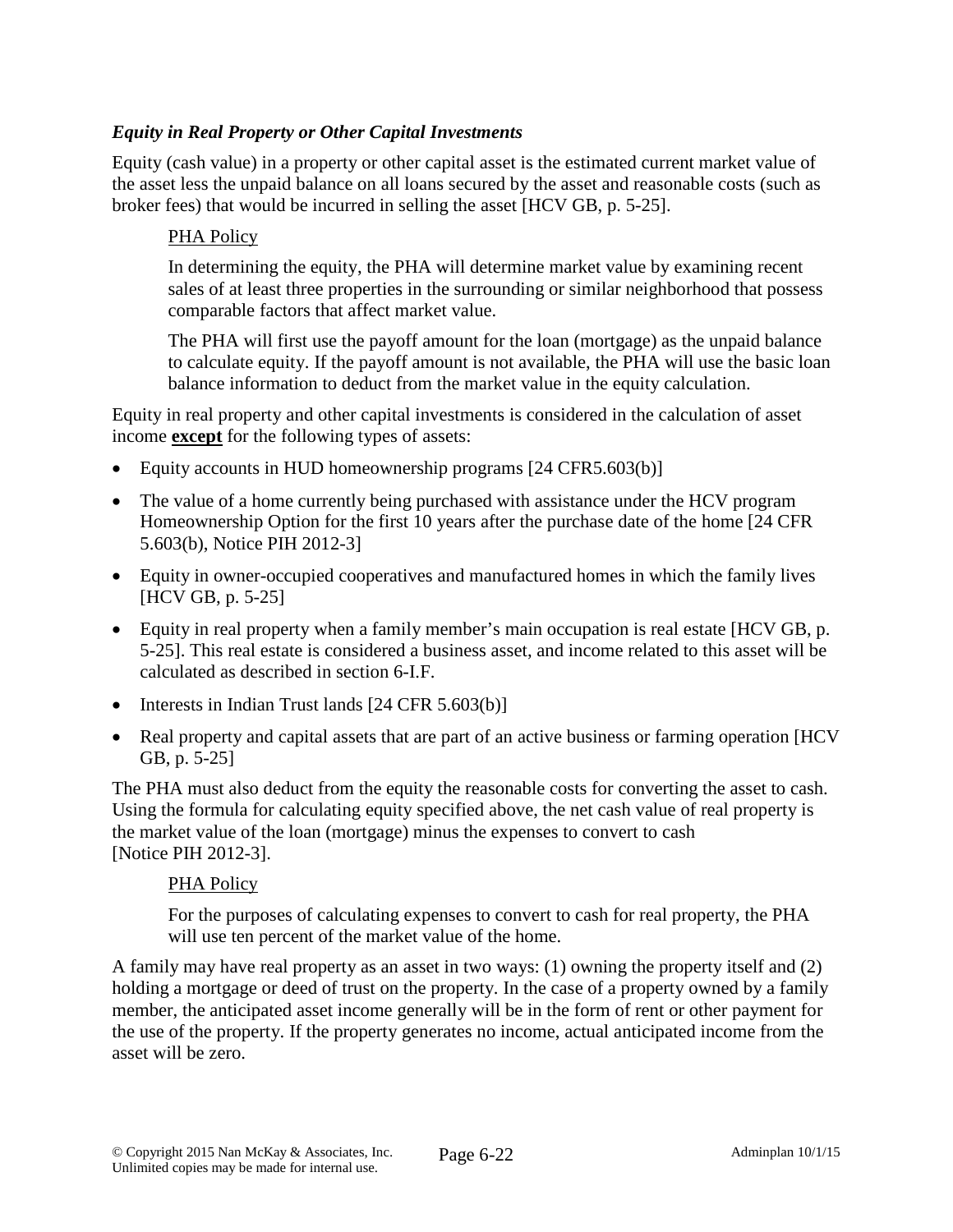### *Equity in Real Property or Other Capital Investments*

Equity (cash value) in a property or other capital asset is the estimated current market value of the asset less the unpaid balance on all loans secured by the asset and reasonable costs (such as broker fees) that would be incurred in selling the asset [HCV GB, p. 5-25].

> PHA Policy
>
> In determining the equity, the PHA will determine market value by examining recent sales of at least three properties in the surrounding or similar neighborhood that possess comparable factors that affect market value.
>
> The PHA will first use the payoff amount for the loan (mortgage) as the unpaid balance to calculate equity. If the payoff amount is not available, the PHA will use the basic loan balance information to deduct from the market value in the equity calculation.

Equity in real property and other capital investments is considered in the calculation of asset income **except** for the following types of assets:

- Equity accounts in HUD homeownership programs [24 CFR5.603(b)]
- The value of a home currently being purchased with assistance under the HCV program Homeownership Option for the first 10 years after the purchase date of the home [24 CFR 5.603(b), Notice PIH 2012-3]
- Equity in owner-occupied cooperatives and manufactured homes in which the family lives [HCV GB, p. 5-25]
- Equity in real property when a family member's main occupation is real estate [HCV GB, p. 5-25]. This real estate is considered a business asset, and income related to this asset will be calculated as described in section 6-I.F.
- Interests in Indian Trust lands [24 CFR 5.603(b)]
- Real property and capital assets that are part of an active business or farming operation [HCV GB, p. 5-25]

The PHA must also deduct from the equity the reasonable costs for converting the asset to cash. Using the formula for calculating equity specified above, the net cash value of real property is the market value of the loan (mortgage) minus the expenses to convert to cash [Notice PIH 2012-3].

> PHA Policy
>
> For the purposes of calculating expenses to convert to cash for real property, the PHA will use ten percent of the market value of the home.

A family may have real property as an asset in two ways: (1) owning the property itself and (2) holding a mortgage or deed of trust on the property. In the case of a property owned by a family member, the anticipated asset income generally will be in the form of rent or other payment for the use of the property. If the property generates no income, actual anticipated income from the asset will be zero.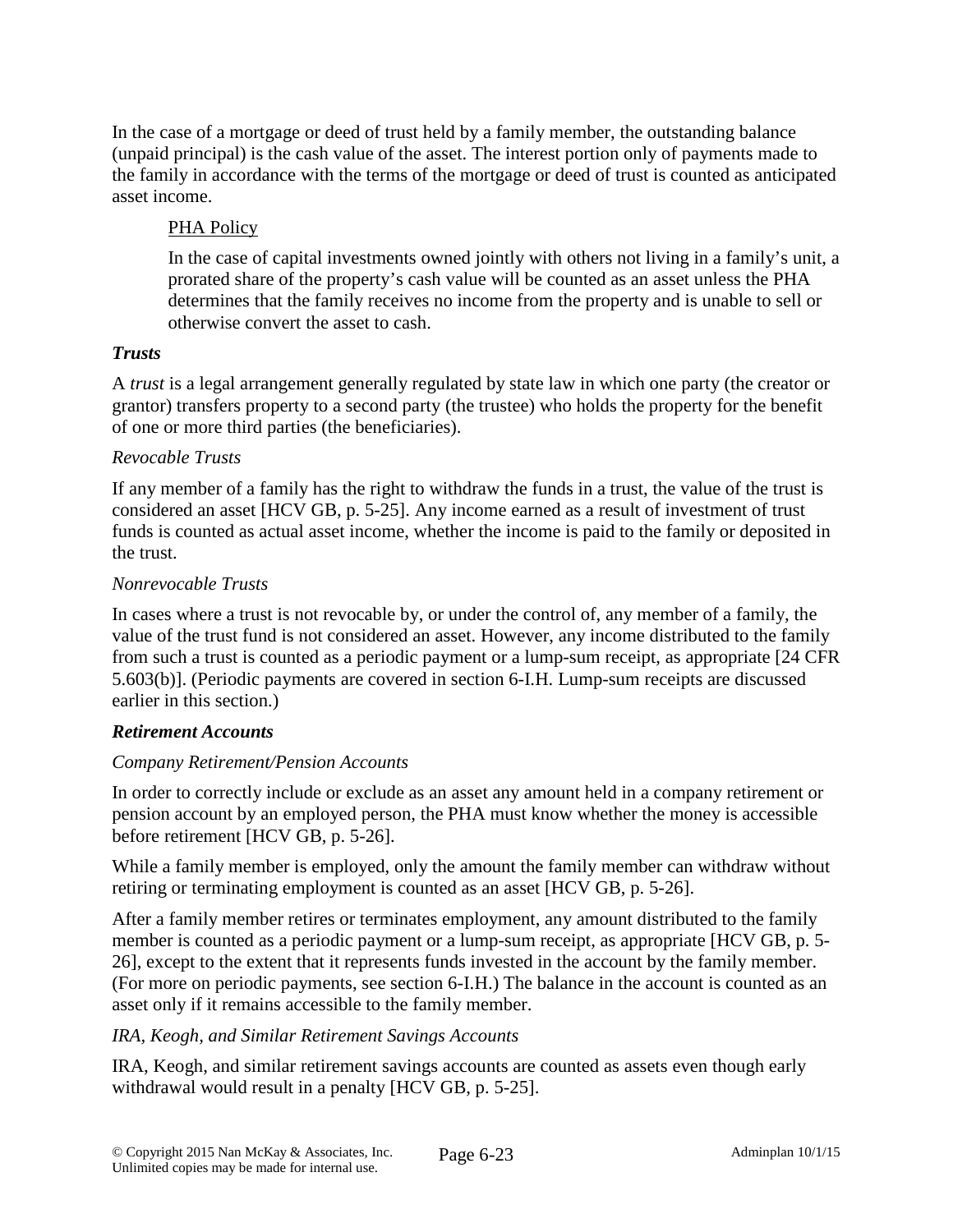In the case of a mortgage or deed of trust held by a family member, the outstanding balance (unpaid principal) is the cash value of the asset. The interest portion only of payments made to the family in accordance with the terms of the mortgage or deed of trust is counted as anticipated asset income.

> <u>PHA Policy</u>
>
> In the case of capital investments owned jointly with others not living in a family's unit, a prorated share of the property's cash value will be counted as an asset unless the PHA determines that the family receives no income from the property and is unable to sell or otherwise convert the asset to cash.

***Trusts***

A *trust* is a legal arrangement generally regulated by state law in which one party (the creator or grantor) transfers property to a second party (the trustee) who holds the property for the benefit of one or more third parties (the beneficiaries).

*Revocable Trusts*

If any member of a family has the right to withdraw the funds in a trust, the value of the trust is considered an asset [HCV GB, p. 5-25]. Any income earned as a result of investment of trust funds is counted as actual asset income, whether the income is paid to the family or deposited in the trust.

*Nonrevocable Trusts*

In cases where a trust is not revocable by, or under the control of, any member of a family, the value of the trust fund is not considered an asset. However, any income distributed to the family from such a trust is counted as a periodic payment or a lump-sum receipt, as appropriate [24 CFR 5.603(b)]. (Periodic payments are covered in section 6-I.H. Lump-sum receipts are discussed earlier in this section.)

***Retirement Accounts***

*Company Retirement/Pension Accounts*

In order to correctly include or exclude as an asset any amount held in a company retirement or pension account by an employed person, the PHA must know whether the money is accessible before retirement [HCV GB, p. 5-26].

While a family member is employed, only the amount the family member can withdraw without retiring or terminating employment is counted as an asset [HCV GB, p. 5-26].

After a family member retires or terminates employment, any amount distributed to the family member is counted as a periodic payment or a lump-sum receipt, as appropriate [HCV GB, p. 5-26], except to the extent that it represents funds invested in the account by the family member. (For more on periodic payments, see section 6-I.H.) The balance in the account is counted as an asset only if it remains accessible to the family member.

*IRA, Keogh, and Similar Retirement Savings Accounts*

IRA, Keogh, and similar retirement savings accounts are counted as assets even though early withdrawal would result in a penalty [HCV GB, p. 5-25].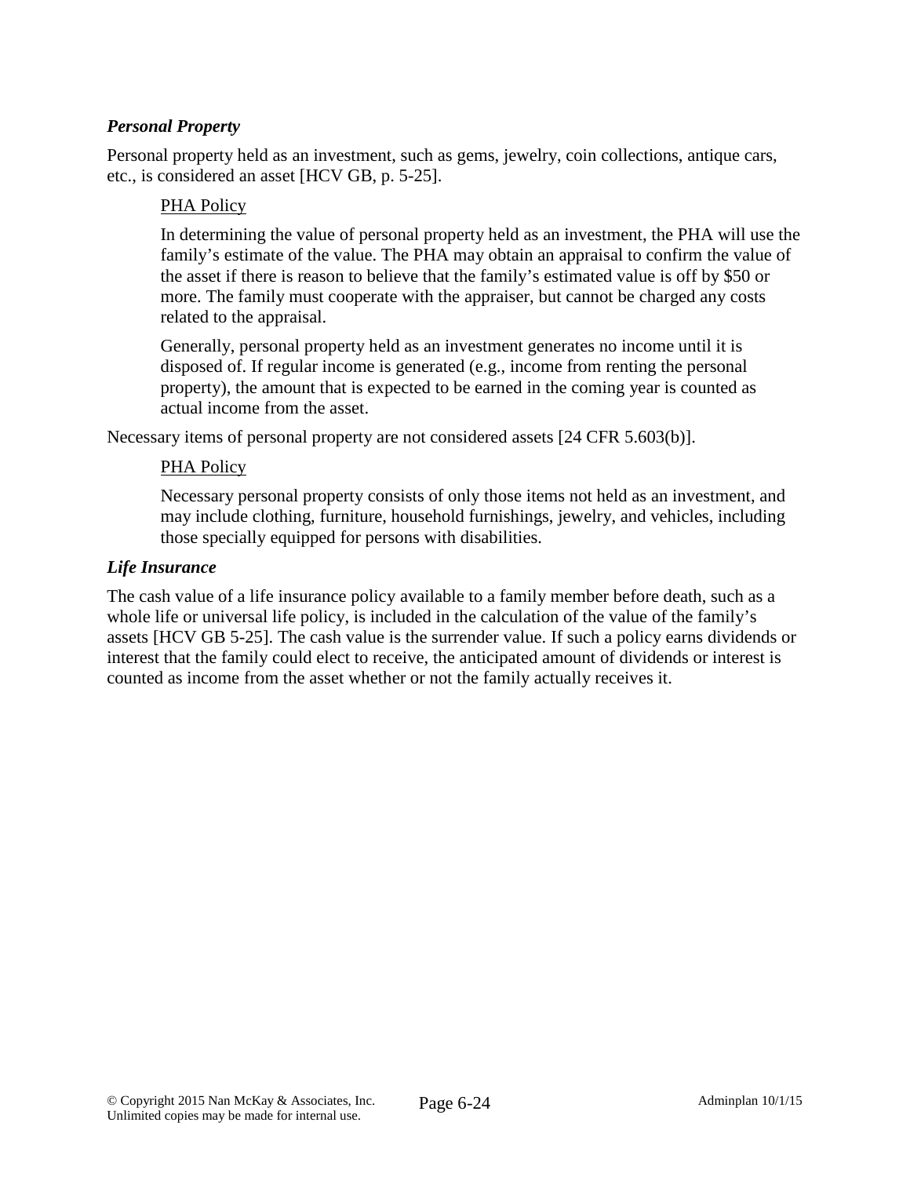### *Personal Property*

Personal property held as an investment, such as gems, jewelry, coin collections, antique cars, etc., is considered an asset [HCV GB, p. 5-25].

> <u>PHA Policy</u>
>
> In determining the value of personal property held as an investment, the PHA will use the family's estimate of the value. The PHA may obtain an appraisal to confirm the value of the asset if there is reason to believe that the family's estimated value is off by $50 or more. The family must cooperate with the appraiser, but cannot be charged any costs related to the appraisal.
>
> Generally, personal property held as an investment generates no income until it is disposed of. If regular income is generated (e.g., income from renting the personal property), the amount that is expected to be earned in the coming year is counted as actual income from the asset.

Necessary items of personal property are not considered assets [24 CFR 5.603(b)].

> <u>PHA Policy</u>
>
> Necessary personal property consists of only those items not held as an investment, and may include clothing, furniture, household furnishings, jewelry, and vehicles, including those specially equipped for persons with disabilities.

### *Life Insurance*

The cash value of a life insurance policy available to a family member before death, such as a whole life or universal life policy, is included in the calculation of the value of the family's assets [HCV GB 5-25]. The cash value is the surrender value. If such a policy earns dividends or interest that the family could elect to receive, the anticipated amount of dividends or interest is counted as income from the asset whether or not the family actually receives it.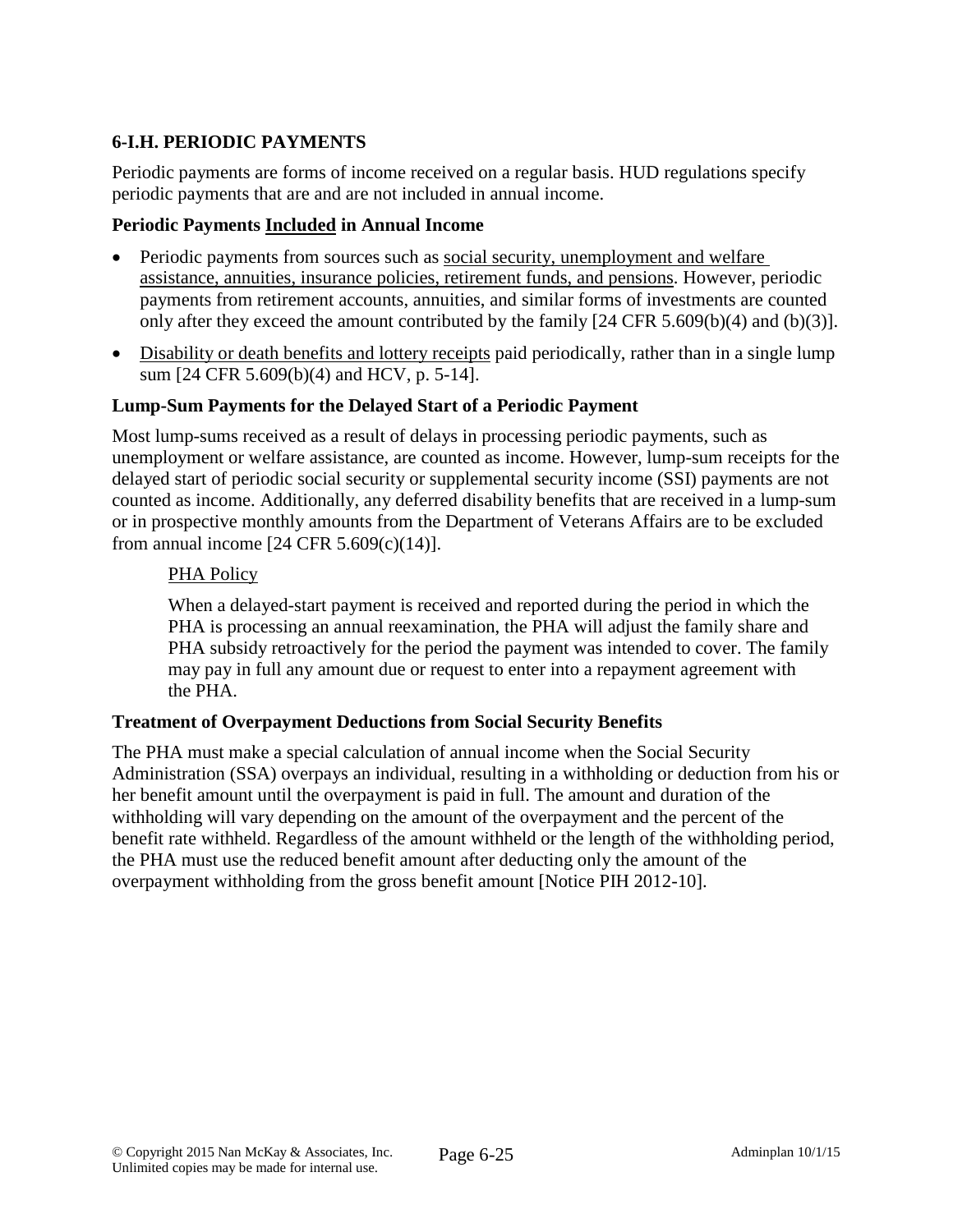## 6-I.H. PERIODIC PAYMENTS

Periodic payments are forms of income received on a regular basis. HUD regulations specify periodic payments that are and are not included in annual income.

### Periodic Payments Included in Annual Income

- Periodic payments from sources such as social security, unemployment and welfare assistance, annuities, insurance policies, retirement funds, and pensions. However, periodic payments from retirement accounts, annuities, and similar forms of investments are counted only after they exceed the amount contributed by the family [24 CFR 5.609(b)(4) and (b)(3)].
- Disability or death benefits and lottery receipts paid periodically, rather than in a single lump sum [24 CFR 5.609(b)(4) and HCV, p. 5-14].

### Lump-Sum Payments for the Delayed Start of a Periodic Payment

Most lump-sums received as a result of delays in processing periodic payments, such as unemployment or welfare assistance, are counted as income. However, lump-sum receipts for the delayed start of periodic social security or supplemental security income (SSI) payments are not counted as income. Additionally, any deferred disability benefits that are received in a lump-sum or in prospective monthly amounts from the Department of Veterans Affairs are to be excluded from annual income [24 CFR 5.609(c)(14)].

> PHA Policy
>
> When a delayed-start payment is received and reported during the period in which the PHA is processing an annual reexamination, the PHA will adjust the family share and PHA subsidy retroactively for the period the payment was intended to cover. The family may pay in full any amount due or request to enter into a repayment agreement with the PHA.

### Treatment of Overpayment Deductions from Social Security Benefits

The PHA must make a special calculation of annual income when the Social Security Administration (SSA) overpays an individual, resulting in a withholding or deduction from his or her benefit amount until the overpayment is paid in full. The amount and duration of the withholding will vary depending on the amount of the overpayment and the percent of the benefit rate withheld. Regardless of the amount withheld or the length of the withholding period, the PHA must use the reduced benefit amount after deducting only the amount of the overpayment withholding from the gross benefit amount [Notice PIH 2012-10].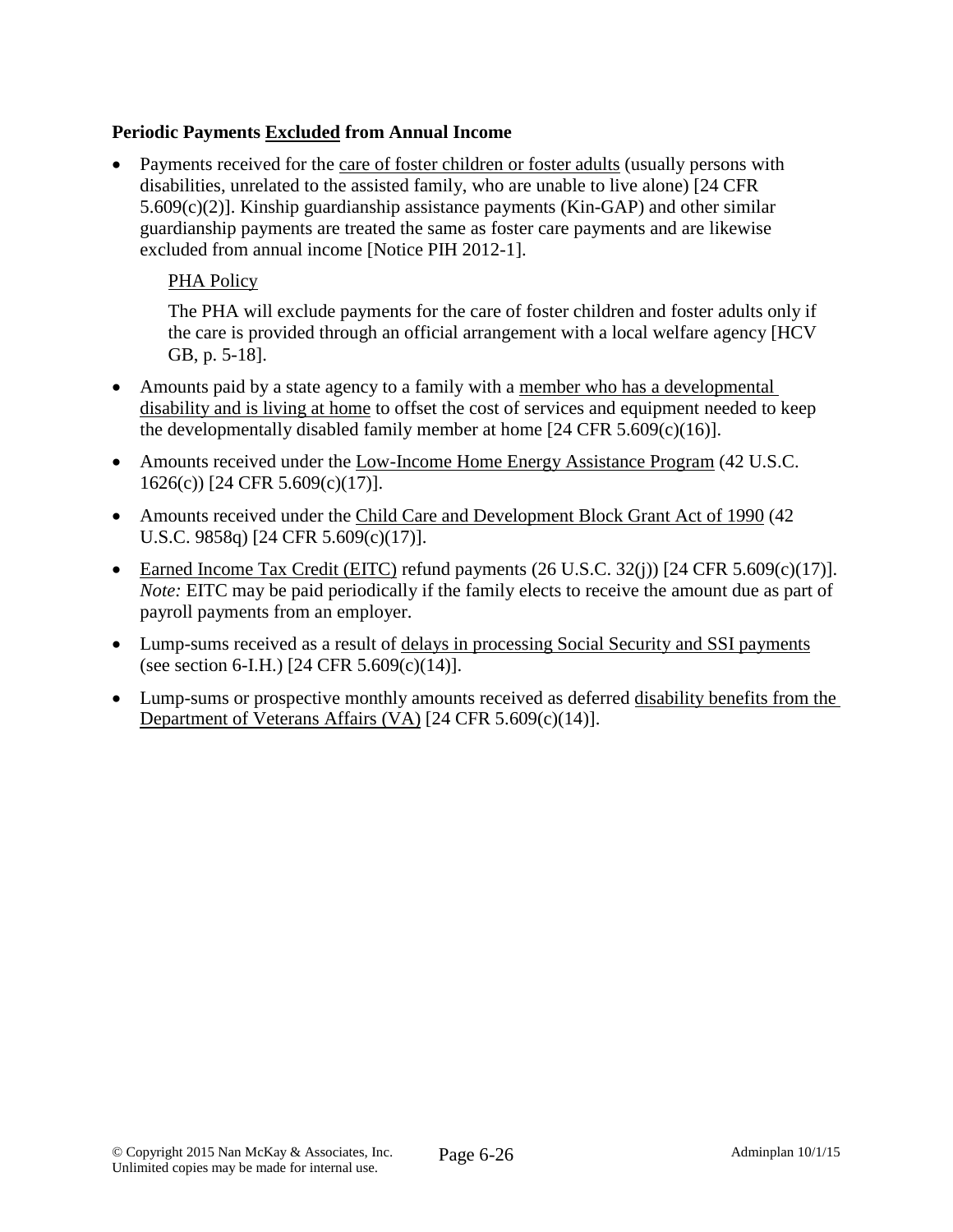**Periodic Payments Excluded from Annual Income**

- Payments received for the care of foster children or foster adults (usually persons with disabilities, unrelated to the assisted family, who are unable to live alone) [24 CFR 5.609(c)(2)]. Kinship guardianship assistance payments (Kin-GAP) and other similar guardianship payments are treated the same as foster care payments and are likewise excluded from annual income [Notice PIH 2012-1].

  PHA Policy

  The PHA will exclude payments for the care of foster children and foster adults only if the care is provided through an official arrangement with a local welfare agency [HCV GB, p. 5-18].

- Amounts paid by a state agency to a family with a member who has a developmental disability and is living at home to offset the cost of services and equipment needed to keep the developmentally disabled family member at home [24 CFR 5.609(c)(16)].
- Amounts received under the Low-Income Home Energy Assistance Program (42 U.S.C. 1626(c)) [24 CFR 5.609(c)(17)].
- Amounts received under the Child Care and Development Block Grant Act of 1990 (42 U.S.C. 9858q) [24 CFR 5.609(c)(17)].
- Earned Income Tax Credit (EITC) refund payments (26 U.S.C. 32(j)) [24 CFR 5.609(c)(17)]. *Note:* EITC may be paid periodically if the family elects to receive the amount due as part of payroll payments from an employer.
- Lump-sums received as a result of delays in processing Social Security and SSI payments (see section 6-I.H.) [24 CFR 5.609(c)(14)].
- Lump-sums or prospective monthly amounts received as deferred disability benefits from the Department of Veterans Affairs (VA) [24 CFR 5.609(c)(14)].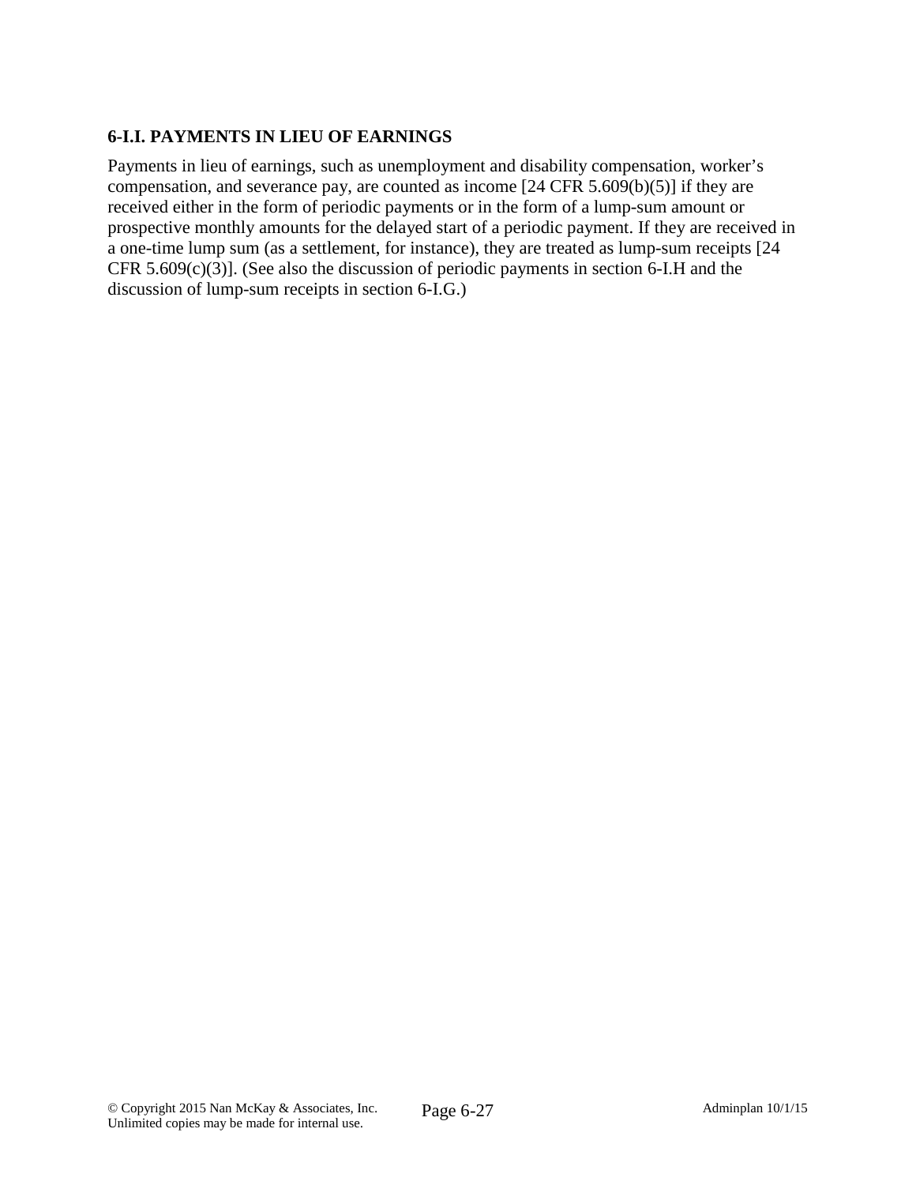### 6-I.I. PAYMENTS IN LIEU OF EARNINGS

Payments in lieu of earnings, such as unemployment and disability compensation, worker's compensation, and severance pay, are counted as income [24 CFR 5.609(b)(5)] if they are received either in the form of periodic payments or in the form of a lump-sum amount or prospective monthly amounts for the delayed start of a periodic payment. If they are received in a one-time lump sum (as a settlement, for instance), they are treated as lump-sum receipts [24 CFR 5.609(c)(3)]. (See also the discussion of periodic payments in section 6-I.H and the discussion of lump-sum receipts in section 6-I.G.)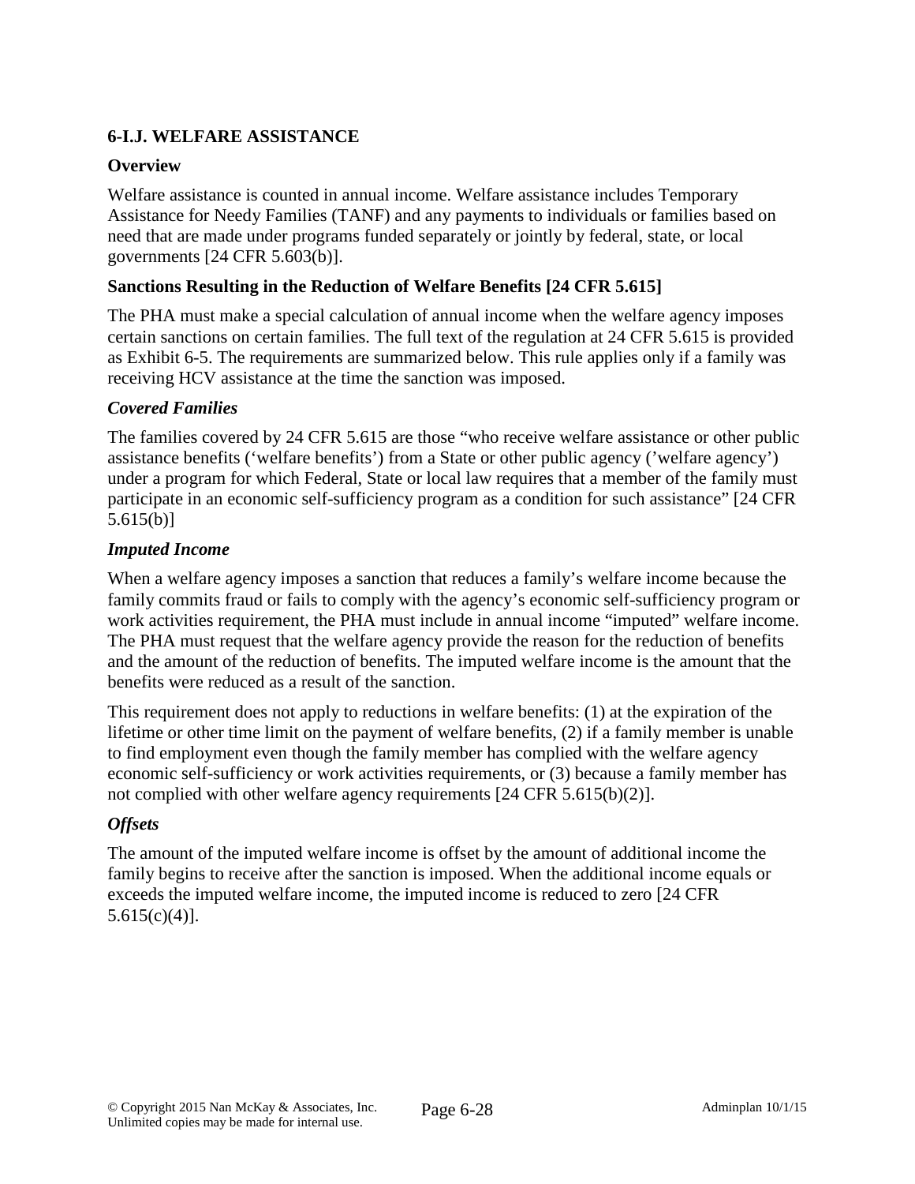### 6-I.J. WELFARE ASSISTANCE

**Overview**

Welfare assistance is counted in annual income. Welfare assistance includes Temporary Assistance for Needy Families (TANF) and any payments to individuals or families based on need that are made under programs funded separately or jointly by federal, state, or local governments [24 CFR 5.603(b)].

**Sanctions Resulting in the Reduction of Welfare Benefits [24 CFR 5.615]**

The PHA must make a special calculation of annual income when the welfare agency imposes certain sanctions on certain families. The full text of the regulation at 24 CFR 5.615 is provided as Exhibit 6-5. The requirements are summarized below. This rule applies only if a family was receiving HCV assistance at the time the sanction was imposed.

***Covered Families***

The families covered by 24 CFR 5.615 are those "who receive welfare assistance or other public assistance benefits ('welfare benefits') from a State or other public agency ('welfare agency') under a program for which Federal, State or local law requires that a member of the family must participate in an economic self-sufficiency program as a condition for such assistance" [24 CFR 5.615(b)]

***Imputed Income***

When a welfare agency imposes a sanction that reduces a family's welfare income because the family commits fraud or fails to comply with the agency's economic self-sufficiency program or work activities requirement, the PHA must include in annual income "imputed" welfare income. The PHA must request that the welfare agency provide the reason for the reduction of benefits and the amount of the reduction of benefits. The imputed welfare income is the amount that the benefits were reduced as a result of the sanction.

This requirement does not apply to reductions in welfare benefits: (1) at the expiration of the lifetime or other time limit on the payment of welfare benefits, (2) if a family member is unable to find employment even though the family member has complied with the welfare agency economic self-sufficiency or work activities requirements, or (3) because a family member has not complied with other welfare agency requirements [24 CFR 5.615(b)(2)].

***Offsets***

The amount of the imputed welfare income is offset by the amount of additional income the family begins to receive after the sanction is imposed. When the additional income equals or exceeds the imputed welfare income, the imputed income is reduced to zero [24 CFR 5.615(c)(4)].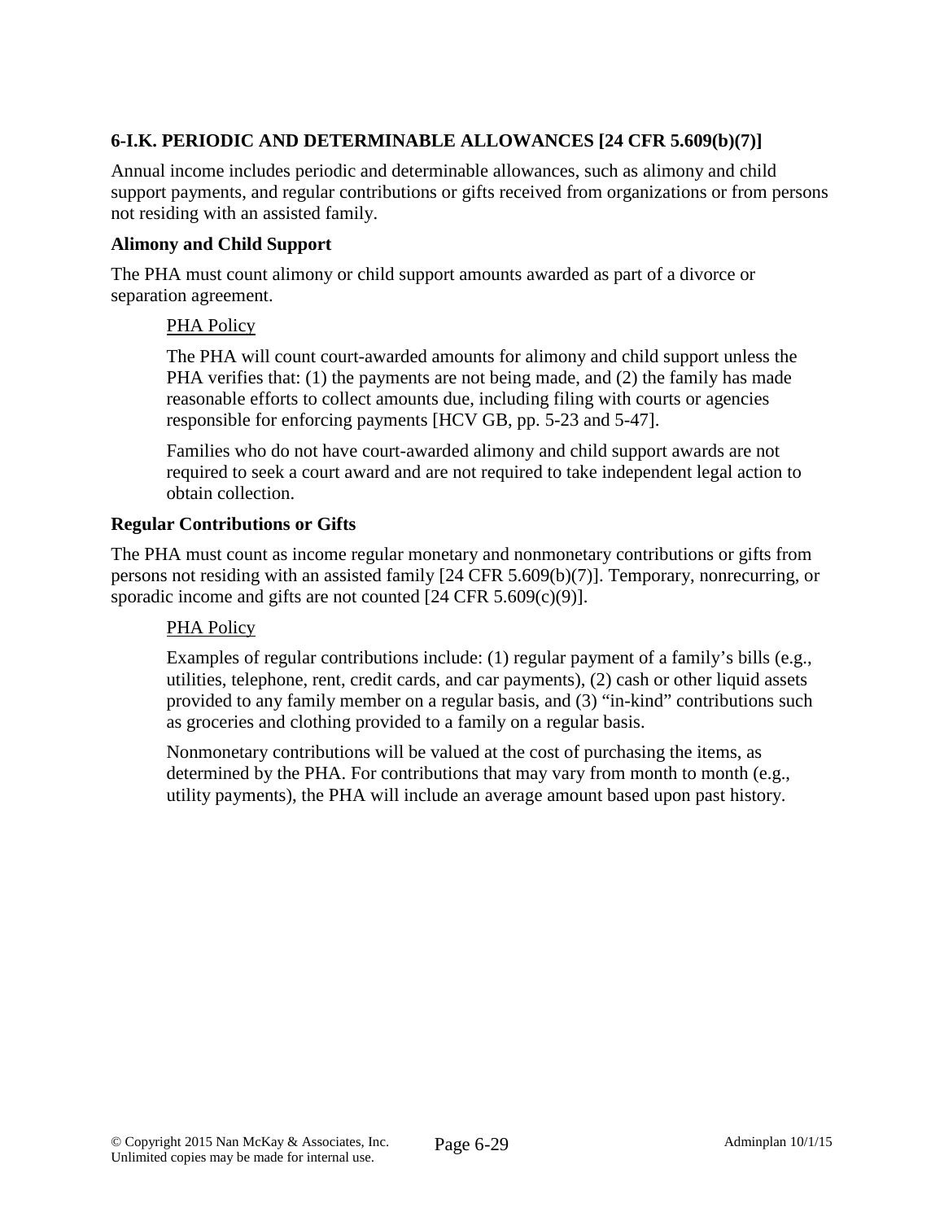## 6-I.K. PERIODIC AND DETERMINABLE ALLOWANCES [24 CFR 5.609(b)(7)]

Annual income includes periodic and determinable allowances, such as alimony and child support payments, and regular contributions or gifts received from organizations or from persons not residing with an assisted family.

### Alimony and Child Support

The PHA must count alimony or child support amounts awarded as part of a divorce or separation agreement.

PHA Policy

The PHA will count court-awarded amounts for alimony and child support unless the PHA verifies that: (1) the payments are not being made, and (2) the family has made reasonable efforts to collect amounts due, including filing with courts or agencies responsible for enforcing payments [HCV GB, pp. 5-23 and 5-47].

Families who do not have court-awarded alimony and child support awards are not required to seek a court award and are not required to take independent legal action to obtain collection.

### Regular Contributions or Gifts

The PHA must count as income regular monetary and nonmonetary contributions or gifts from persons not residing with an assisted family [24 CFR 5.609(b)(7)]. Temporary, nonrecurring, or sporadic income and gifts are not counted [24 CFR 5.609(c)(9)].

PHA Policy

Examples of regular contributions include: (1) regular payment of a family's bills (e.g., utilities, telephone, rent, credit cards, and car payments), (2) cash or other liquid assets provided to any family member on a regular basis, and (3) "in-kind" contributions such as groceries and clothing provided to a family on a regular basis.

Nonmonetary contributions will be valued at the cost of purchasing the items, as determined by the PHA. For contributions that may vary from month to month (e.g., utility payments), the PHA will include an average amount based upon past history.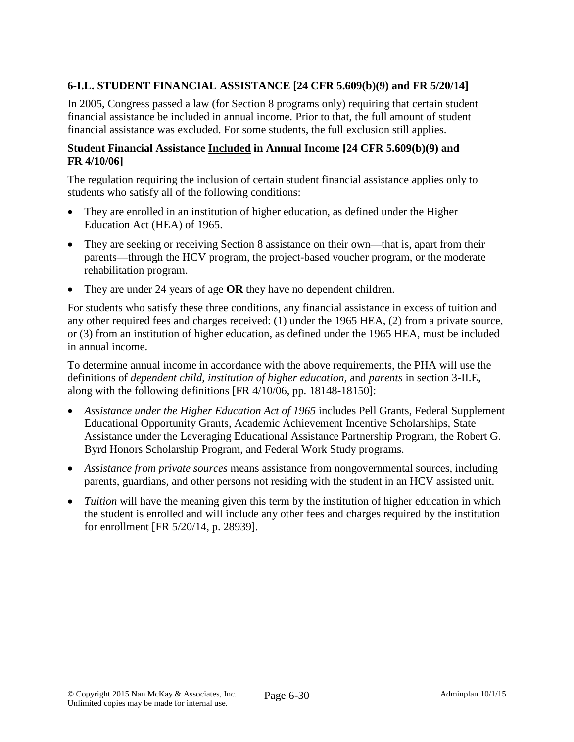### 6-I.L. STUDENT FINANCIAL ASSISTANCE [24 CFR 5.609(b)(9) and FR 5/20/14]

In 2005, Congress passed a law (for Section 8 programs only) requiring that certain student financial assistance be included in annual income. Prior to that, the full amount of student financial assistance was excluded. For some students, the full exclusion still applies.

**Student Financial Assistance Included in Annual Income [24 CFR 5.609(b)(9) and FR 4/10/06]**

The regulation requiring the inclusion of certain student financial assistance applies only to students who satisfy all of the following conditions:

- They are enrolled in an institution of higher education, as defined under the Higher Education Act (HEA) of 1965.
- They are seeking or receiving Section 8 assistance on their own—that is, apart from their parents—through the HCV program, the project-based voucher program, or the moderate rehabilitation program.
- They are under 24 years of age **OR** they have no dependent children.

For students who satisfy these three conditions, any financial assistance in excess of tuition and any other required fees and charges received: (1) under the 1965 HEA, (2) from a private source, or (3) from an institution of higher education, as defined under the 1965 HEA, must be included in annual income.

To determine annual income in accordance with the above requirements, the PHA will use the definitions of *dependent child*, *institution of higher education*, and *parents* in section 3-II.E, along with the following definitions [FR 4/10/06, pp. 18148-18150]:

- *Assistance under the Higher Education Act of 1965* includes Pell Grants, Federal Supplement Educational Opportunity Grants, Academic Achievement Incentive Scholarships, State Assistance under the Leveraging Educational Assistance Partnership Program, the Robert G. Byrd Honors Scholarship Program, and Federal Work Study programs.
- *Assistance from private sources* means assistance from nongovernmental sources, including parents, guardians, and other persons not residing with the student in an HCV assisted unit.
- *Tuition* will have the meaning given this term by the institution of higher education in which the student is enrolled and will include any other fees and charges required by the institution for enrollment [FR 5/20/14, p. 28939].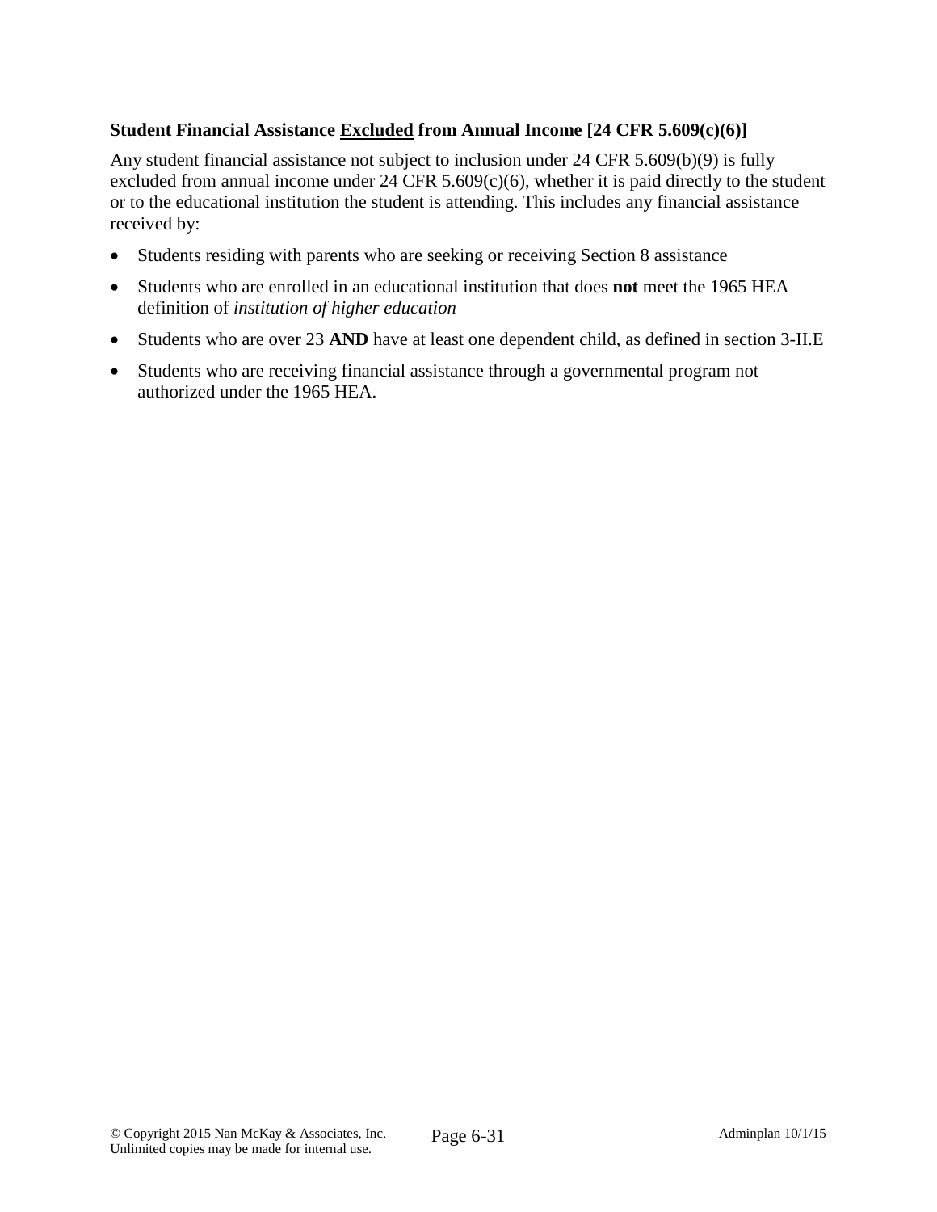### Student Financial Assistance <u>Excluded</u> from Annual Income [24 CFR 5.609(c)(6)]

Any student financial assistance not subject to inclusion under 24 CFR 5.609(b)(9) is fully excluded from annual income under 24 CFR 5.609(c)(6), whether it is paid directly to the student or to the educational institution the student is attending. This includes any financial assistance received by:

- Students residing with parents who are seeking or receiving Section 8 assistance
- Students who are enrolled in an educational institution that does **not** meet the 1965 HEA definition of *institution of higher education*
- Students who are over 23 **AND** have at least one dependent child, as defined in section 3-II.E
- Students who are receiving financial assistance through a governmental program not authorized under the 1965 HEA.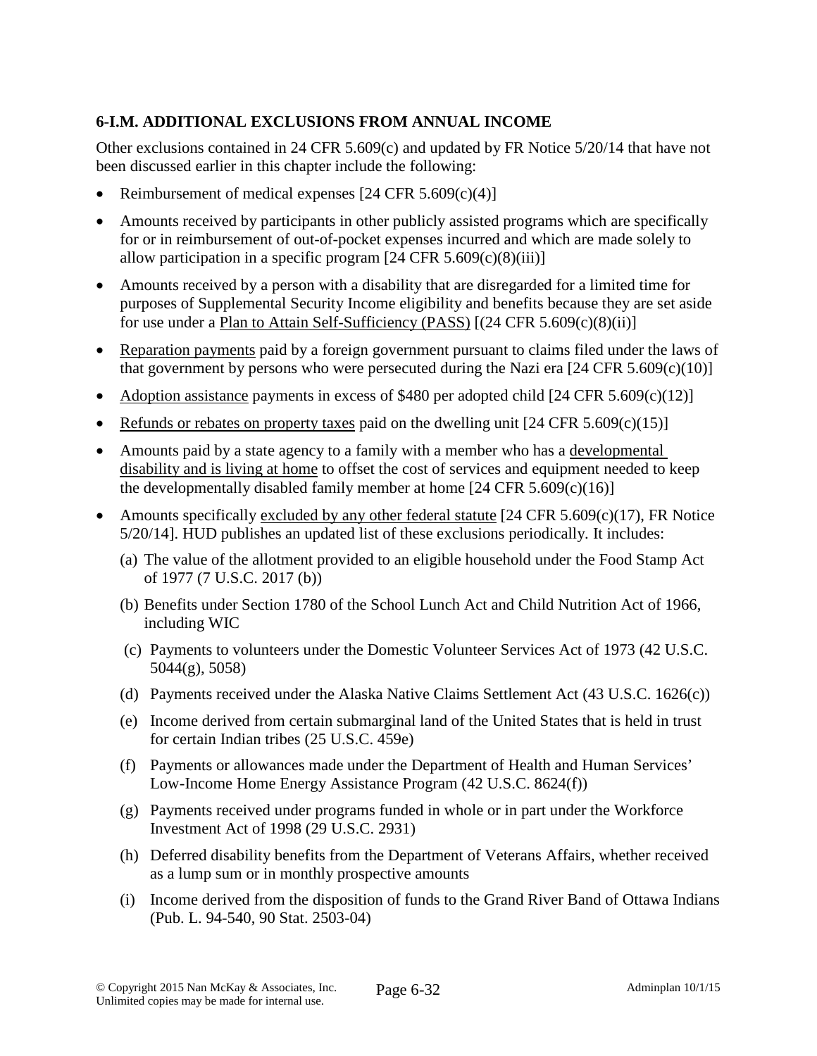## 6-I.M. ADDITIONAL EXCLUSIONS FROM ANNUAL INCOME

Other exclusions contained in 24 CFR 5.609(c) and updated by FR Notice 5/20/14 that have not been discussed earlier in this chapter include the following:

- Reimbursement of medical expenses [24 CFR 5.609(c)(4)]
- Amounts received by participants in other publicly assisted programs which are specifically for or in reimbursement of out-of-pocket expenses incurred and which are made solely to allow participation in a specific program [24 CFR 5.609(c)(8)(iii)]
- Amounts received by a person with a disability that are disregarded for a limited time for purposes of Supplemental Security Income eligibility and benefits because they are set aside for use under a <u>Plan to Attain Self-Sufficiency (PASS)</u> [(24 CFR 5.609(c)(8)(ii)]
- <u>Reparation payments</u> paid by a foreign government pursuant to claims filed under the laws of that government by persons who were persecuted during the Nazi era [24 CFR 5.609(c)(10)]
- <u>Adoption assistance</u> payments in excess of $480 per adopted child [24 CFR 5.609(c)(12)]
- <u>Refunds or rebates on property taxes</u> paid on the dwelling unit [24 CFR 5.609(c)(15)]
- Amounts paid by a state agency to a family with a member who has a <u>developmental disability and is living at home</u> to offset the cost of services and equipment needed to keep the developmentally disabled family member at home [24 CFR 5.609(c)(16)]
- Amounts specifically <u>excluded by any other federal statute</u> [24 CFR 5.609(c)(17), FR Notice 5/20/14]. HUD publishes an updated list of these exclusions periodically. It includes:
  - (a) The value of the allotment provided to an eligible household under the Food Stamp Act of 1977 (7 U.S.C. 2017 (b))
  - (b) Benefits under Section 1780 of the School Lunch Act and Child Nutrition Act of 1966, including WIC
  - (c) Payments to volunteers under the Domestic Volunteer Services Act of 1973 (42 U.S.C. 5044(g), 5058)
  - (d) Payments received under the Alaska Native Claims Settlement Act (43 U.S.C. 1626(c))
  - (e) Income derived from certain submarginal land of the United States that is held in trust for certain Indian tribes (25 U.S.C. 459e)
  - (f) Payments or allowances made under the Department of Health and Human Services' Low-Income Home Energy Assistance Program (42 U.S.C. 8624(f))
  - (g) Payments received under programs funded in whole or in part under the Workforce Investment Act of 1998 (29 U.S.C. 2931)
  - (h) Deferred disability benefits from the Department of Veterans Affairs, whether received as a lump sum or in monthly prospective amounts
  - (i) Income derived from the disposition of funds to the Grand River Band of Ottawa Indians (Pub. L. 94-540, 90 Stat. 2503-04)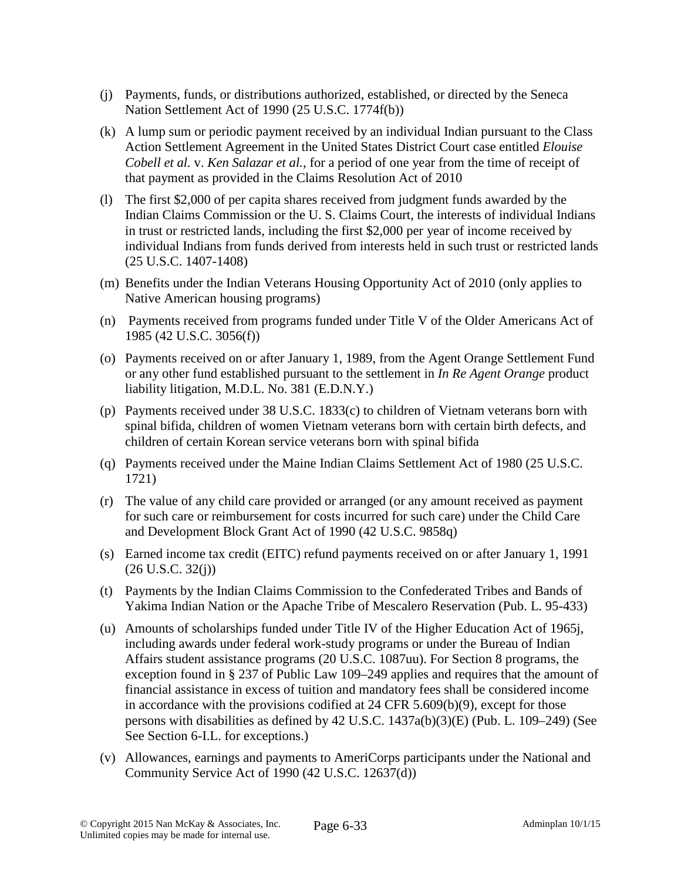(j) Payments, funds, or distributions authorized, established, or directed by the Seneca Nation Settlement Act of 1990 (25 U.S.C. 1774f(b))

(k) A lump sum or periodic payment received by an individual Indian pursuant to the Class Action Settlement Agreement in the United States District Court case entitled *Elouise Cobell et al.* v. *Ken Salazar et al.,* for a period of one year from the time of receipt of that payment as provided in the Claims Resolution Act of 2010

(l) The first $2,000 of per capita shares received from judgment funds awarded by the Indian Claims Commission or the U. S. Claims Court, the interests of individual Indians in trust or restricted lands, including the first $2,000 per year of income received by individual Indians from funds derived from interests held in such trust or restricted lands (25 U.S.C. 1407-1408)

(m) Benefits under the Indian Veterans Housing Opportunity Act of 2010 (only applies to Native American housing programs)

(n) Payments received from programs funded under Title V of the Older Americans Act of 1985 (42 U.S.C. 3056(f))

(o) Payments received on or after January 1, 1989, from the Agent Orange Settlement Fund or any other fund established pursuant to the settlement in *In Re Agent Orange* product liability litigation, M.D.L. No. 381 (E.D.N.Y.)

(p) Payments received under 38 U.S.C. 1833(c) to children of Vietnam veterans born with spinal bifida, children of women Vietnam veterans born with certain birth defects, and children of certain Korean service veterans born with spinal bifida

(q) Payments received under the Maine Indian Claims Settlement Act of 1980 (25 U.S.C. 1721)

(r) The value of any child care provided or arranged (or any amount received as payment for such care or reimbursement for costs incurred for such care) under the Child Care and Development Block Grant Act of 1990 (42 U.S.C. 9858q)

(s) Earned income tax credit (EITC) refund payments received on or after January 1, 1991 (26 U.S.C. 32(j))

(t) Payments by the Indian Claims Commission to the Confederated Tribes and Bands of Yakima Indian Nation or the Apache Tribe of Mescalero Reservation (Pub. L. 95-433)

(u) Amounts of scholarships funded under Title IV of the Higher Education Act of 1965j, including awards under federal work-study programs or under the Bureau of Indian Affairs student assistance programs (20 U.S.C. 1087uu). For Section 8 programs, the exception found in § 237 of Public Law 109–249 applies and requires that the amount of financial assistance in excess of tuition and mandatory fees shall be considered income in accordance with the provisions codified at 24 CFR 5.609(b)(9), except for those persons with disabilities as defined by 42 U.S.C. 1437a(b)(3)(E) (Pub. L. 109–249) (See See Section 6-I.L. for exceptions.)

(v) Allowances, earnings and payments to AmeriCorps participants under the National and Community Service Act of 1990 (42 U.S.C. 12637(d))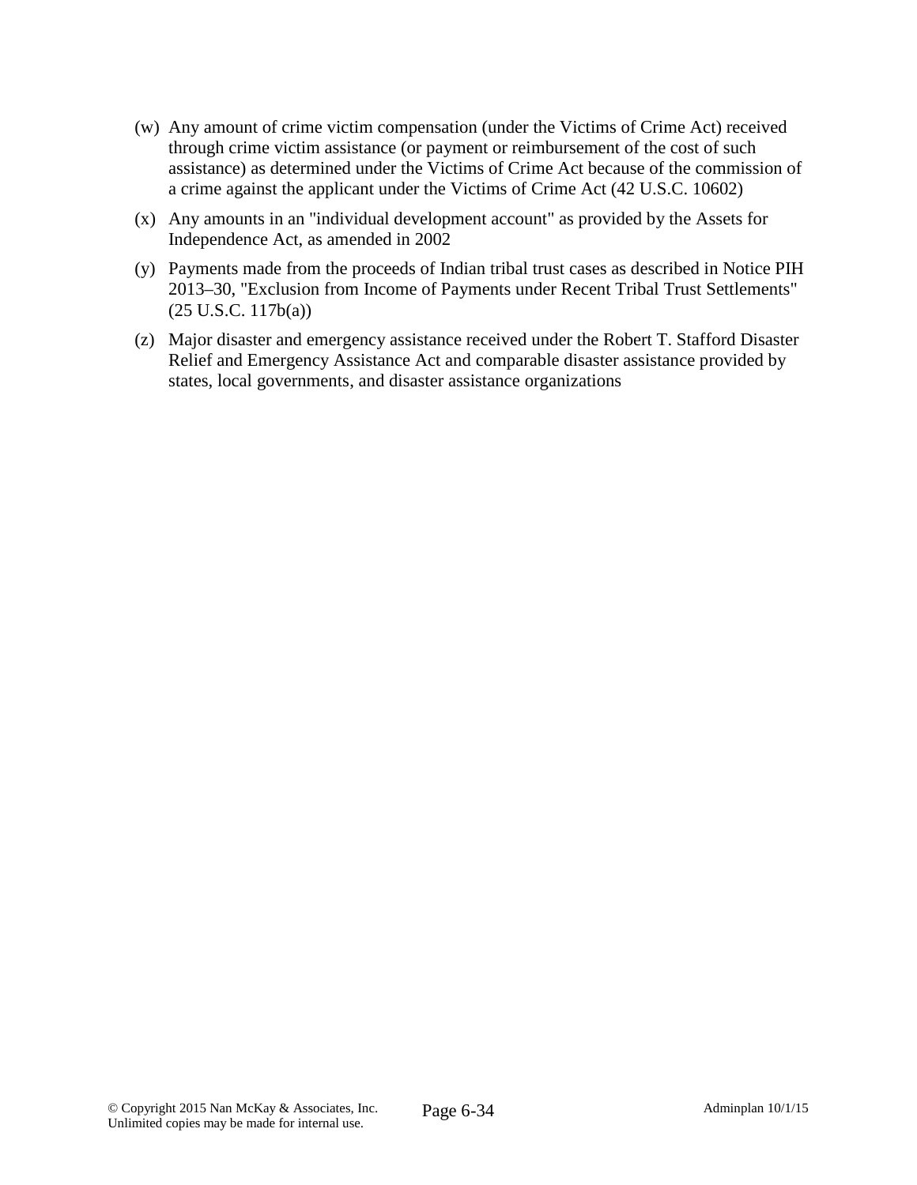(w) Any amount of crime victim compensation (under the Victims of Crime Act) received through crime victim assistance (or payment or reimbursement of the cost of such assistance) as determined under the Victims of Crime Act because of the commission of a crime against the applicant under the Victims of Crime Act (42 U.S.C. 10602)

(x) Any amounts in an "individual development account" as provided by the Assets for Independence Act, as amended in 2002

(y) Payments made from the proceeds of Indian tribal trust cases as described in Notice PIH 2013–30, "Exclusion from Income of Payments under Recent Tribal Trust Settlements" (25 U.S.C. 117b(a))

(z) Major disaster and emergency assistance received under the Robert T. Stafford Disaster Relief and Emergency Assistance Act and comparable disaster assistance provided by states, local governments, and disaster assistance organizations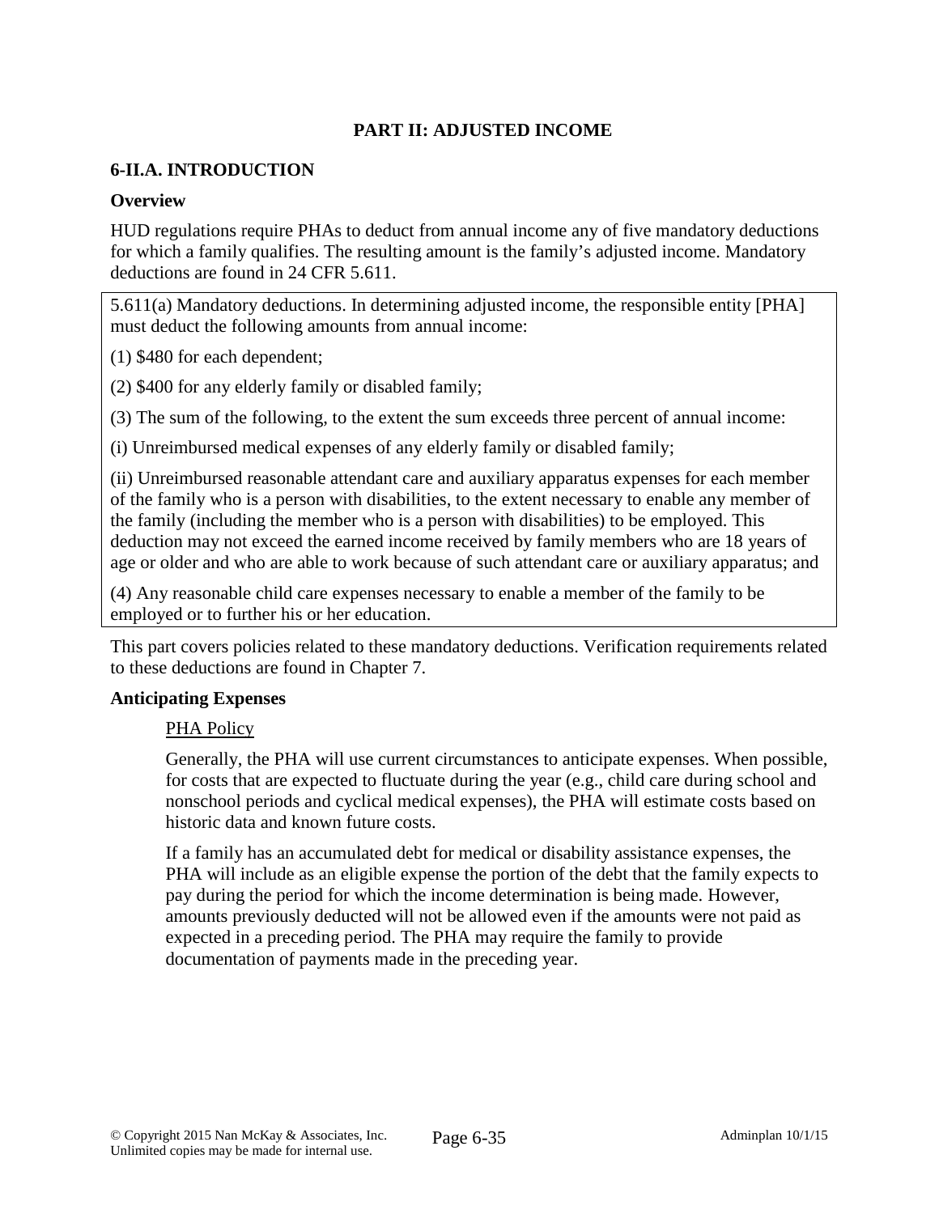## PART II: ADJUSTED INCOME

### 6-II.A. INTRODUCTION

**Overview**

HUD regulations require PHAs to deduct from annual income any of five mandatory deductions for which a family qualifies. The resulting amount is the family's adjusted income. Mandatory deductions are found in 24 CFR 5.611.

> 5.611(a) Mandatory deductions. In determining adjusted income, the responsible entity [PHA] must deduct the following amounts from annual income:
>
> (1) $480 for each dependent;
>
> (2) $400 for any elderly family or disabled family;
>
> (3) The sum of the following, to the extent the sum exceeds three percent of annual income:
>
> (i) Unreimbursed medical expenses of any elderly family or disabled family;
>
> (ii) Unreimbursed reasonable attendant care and auxiliary apparatus expenses for each member of the family who is a person with disabilities, to the extent necessary to enable any member of the family (including the member who is a person with disabilities) to be employed. This deduction may not exceed the earned income received by family members who are 18 years of age or older and who are able to work because of such attendant care or auxiliary apparatus; and
>
> (4) Any reasonable child care expenses necessary to enable a member of the family to be employed or to further his or her education.

This part covers policies related to these mandatory deductions. Verification requirements related to these deductions are found in Chapter 7.

**Anticipating Expenses**

PHA Policy

Generally, the PHA will use current circumstances to anticipate expenses. When possible, for costs that are expected to fluctuate during the year (e.g., child care during school and nonschool periods and cyclical medical expenses), the PHA will estimate costs based on historic data and known future costs.

If a family has an accumulated debt for medical or disability assistance expenses, the PHA will include as an eligible expense the portion of the debt that the family expects to pay during the period for which the income determination is being made. However, amounts previously deducted will not be allowed even if the amounts were not paid as expected in a preceding period. The PHA may require the family to provide documentation of payments made in the preceding year.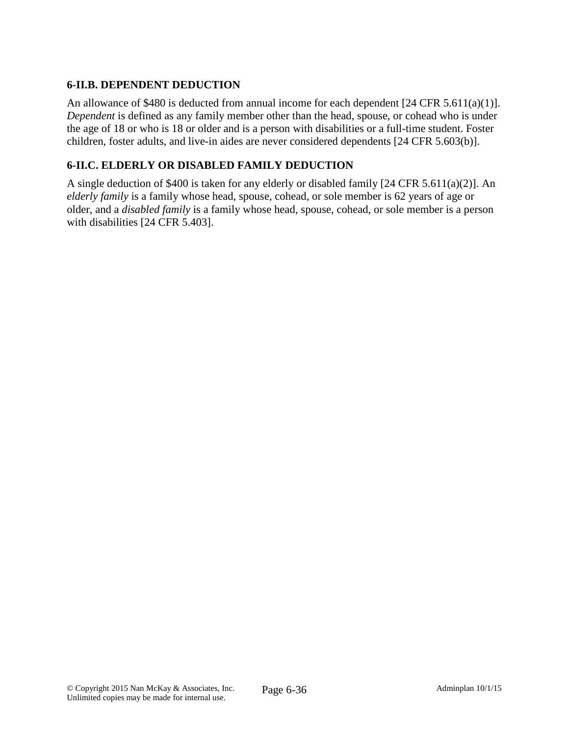## 6-II.B. DEPENDENT DEDUCTION

An allowance of $480 is deducted from annual income for each dependent [24 CFR 5.611(a)(1)]. *Dependent* is defined as any family member other than the head, spouse, or cohead who is under the age of 18 or who is 18 or older and is a person with disabilities or a full-time student. Foster children, foster adults, and live-in aides are never considered dependents [24 CFR 5.603(b)].

## 6-II.C. ELDERLY OR DISABLED FAMILY DEDUCTION

A single deduction of $400 is taken for any elderly or disabled family [24 CFR 5.611(a)(2)]. An *elderly family* is a family whose head, spouse, cohead, or sole member is 62 years of age or older, and a *disabled family* is a family whose head, spouse, cohead, or sole member is a person with disabilities [24 CFR 5.403].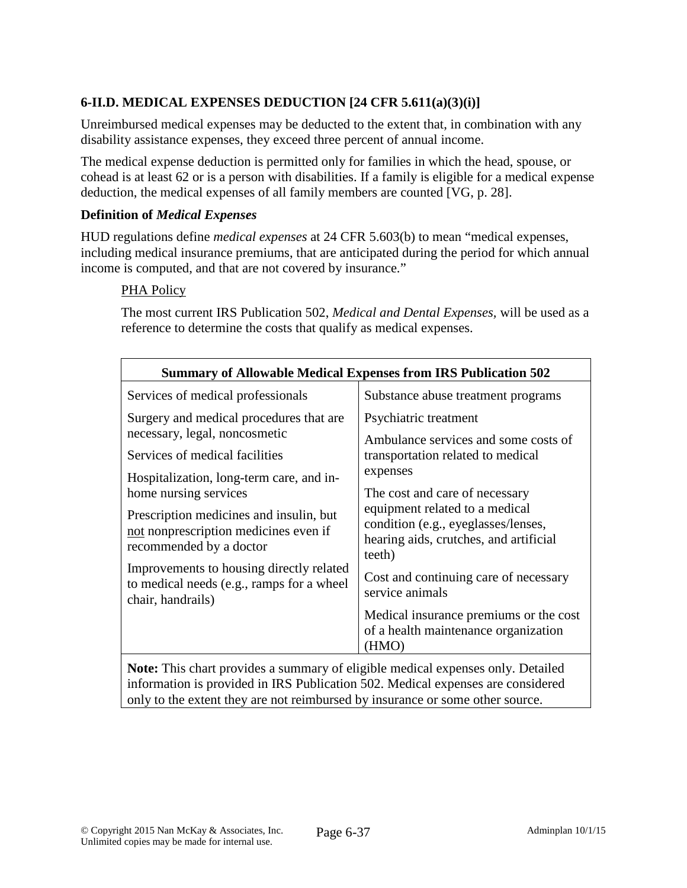## 6-II.D. MEDICAL EXPENSES DEDUCTION [24 CFR 5.611(a)(3)(i)]

Unreimbursed medical expenses may be deducted to the extent that, in combination with any disability assistance expenses, they exceed three percent of annual income.

The medical expense deduction is permitted only for families in which the head, spouse, or cohead is at least 62 or is a person with disabilities. If a family is eligible for a medical expense deduction, the medical expenses of all family members are counted [VG, p. 28].

### Definition of *Medical Expenses*

HUD regulations define *medical expenses* at 24 CFR 5.603(b) to mean "medical expenses, including medical insurance premiums, that are anticipated during the period for which annual income is computed, and that are not covered by insurance."

PHA Policy

The most current IRS Publication 502, *Medical and Dental Expenses,* will be used as a reference to determine the costs that qualify as medical expenses.

| Summary of Allowable Medical Expenses from IRS Publication 502 | |
|---|---|
| Services of medical professionals | Substance abuse treatment programs |
| Surgery and medical procedures that are necessary, legal, noncosmetic | Psychiatric treatment |
| Services of medical facilities | Ambulance services and some costs of transportation related to medical expenses |
| Hospitalization, long-term care, and in-home nursing services | The cost and care of necessary equipment related to a medical condition (e.g., eyeglasses/lenses, hearing aids, crutches, and artificial teeth) |
| Prescription medicines and insulin, but not nonprescription medicines even if recommended by a doctor | Cost and continuing care of necessary service animals |
| Improvements to housing directly related to medical needs (e.g., ramps for a wheel chair, handrails) | Medical insurance premiums or the cost of a health maintenance organization (HMO) |

**Note:** This chart provides a summary of eligible medical expenses only. Detailed information is provided in IRS Publication 502. Medical expenses are considered only to the extent they are not reimbursed by insurance or some other source.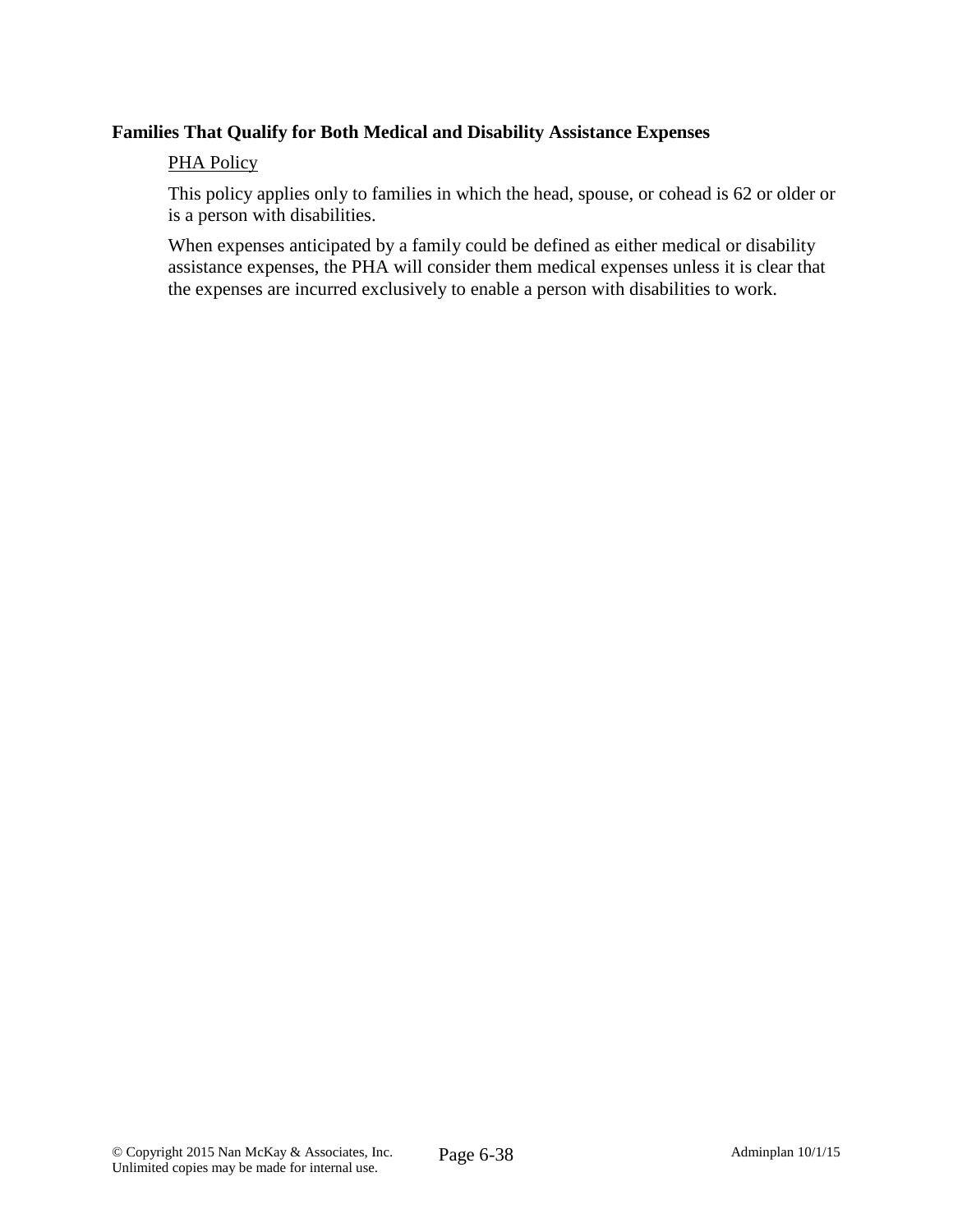**Families That Qualify for Both Medical and Disability Assistance Expenses**

PHA Policy

This policy applies only to families in which the head, spouse, or cohead is 62 or older or is a person with disabilities.

When expenses anticipated by a family could be defined as either medical or disability assistance expenses, the PHA will consider them medical expenses unless it is clear that the expenses are incurred exclusively to enable a person with disabilities to work.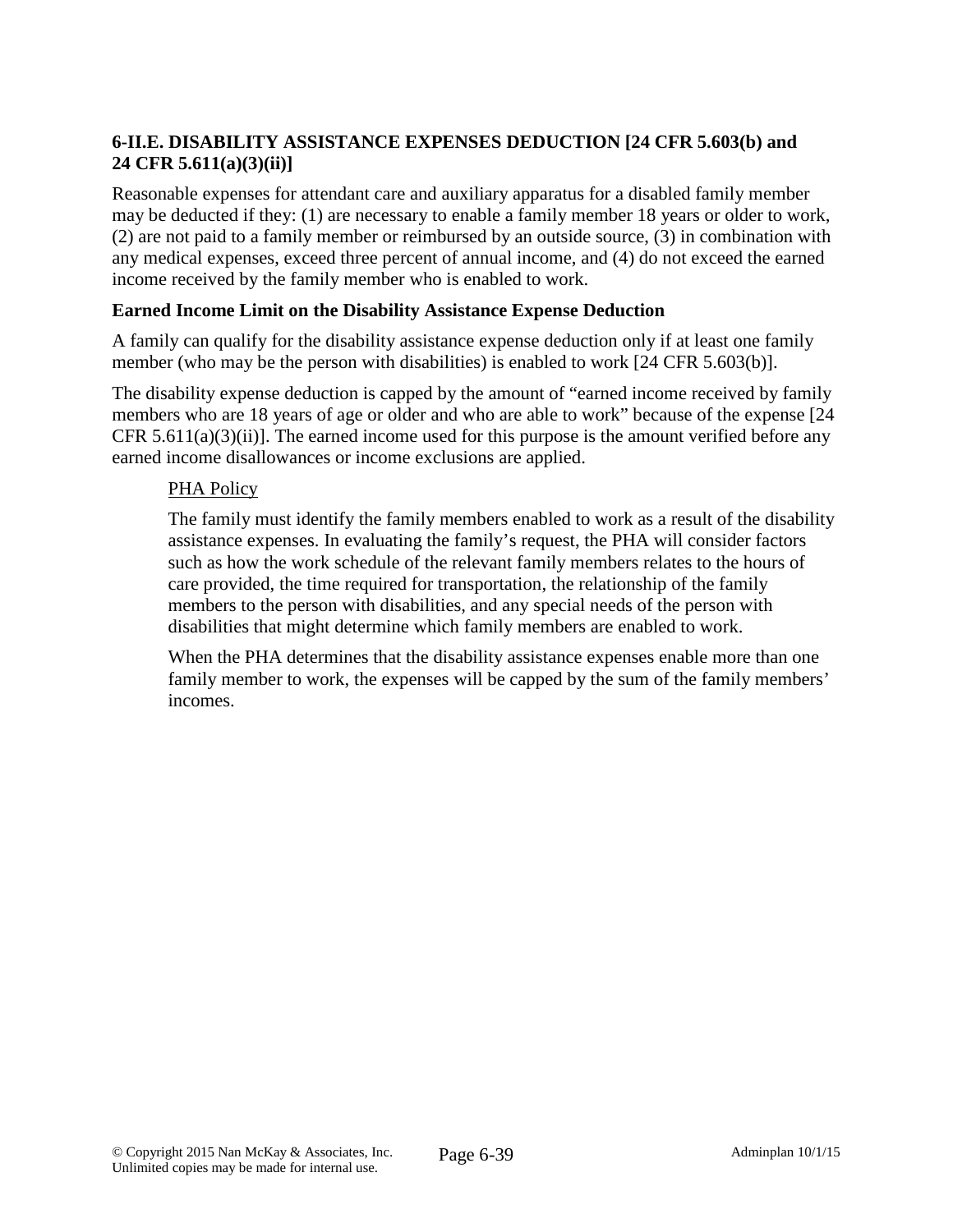## 6-II.E. DISABILITY ASSISTANCE EXPENSES DEDUCTION [24 CFR 5.603(b) and 24 CFR 5.611(a)(3)(ii)]

Reasonable expenses for attendant care and auxiliary apparatus for a disabled family member may be deducted if they: (1) are necessary to enable a family member 18 years or older to work, (2) are not paid to a family member or reimbursed by an outside source, (3) in combination with any medical expenses, exceed three percent of annual income, and (4) do not exceed the earned income received by the family member who is enabled to work.

### Earned Income Limit on the Disability Assistance Expense Deduction

A family can qualify for the disability assistance expense deduction only if at least one family member (who may be the person with disabilities) is enabled to work [24 CFR 5.603(b)].

The disability expense deduction is capped by the amount of "earned income received by family members who are 18 years of age or older and who are able to work" because of the expense [24 CFR 5.611(a)(3)(ii)]. The earned income used for this purpose is the amount verified before any earned income disallowances or income exclusions are applied.

> <u>PHA Policy</u>
>
> The family must identify the family members enabled to work as a result of the disability assistance expenses. In evaluating the family's request, the PHA will consider factors such as how the work schedule of the relevant family members relates to the hours of care provided, the time required for transportation, the relationship of the family members to the person with disabilities, and any special needs of the person with disabilities that might determine which family members are enabled to work.
>
> When the PHA determines that the disability assistance expenses enable more than one family member to work, the expenses will be capped by the sum of the family members' incomes.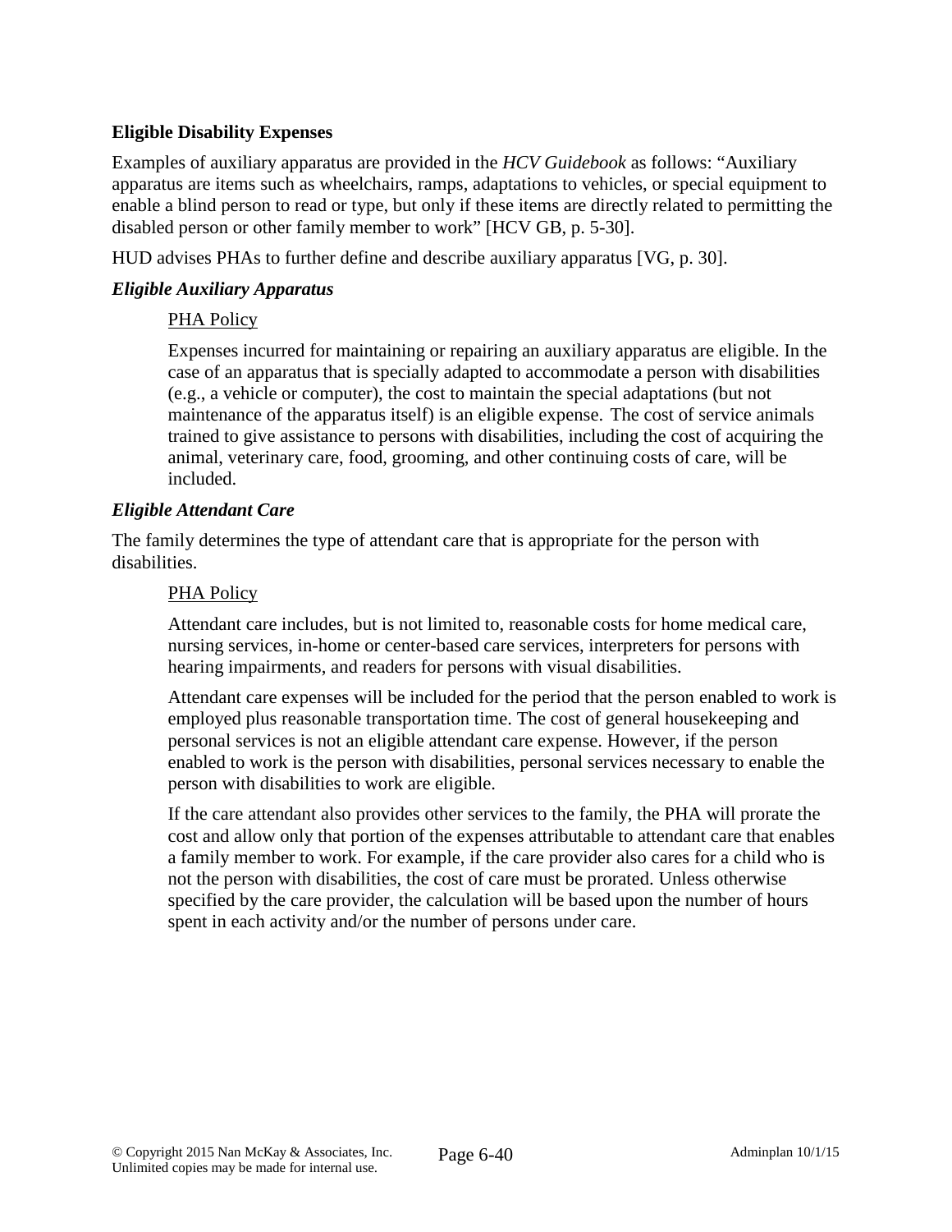**Eligible Disability Expenses**

Examples of auxiliary apparatus are provided in the *HCV Guidebook* as follows: "Auxiliary apparatus are items such as wheelchairs, ramps, adaptations to vehicles, or special equipment to enable a blind person to read or type, but only if these items are directly related to permitting the disabled person or other family member to work" [HCV GB, p. 5-30].

HUD advises PHAs to further define and describe auxiliary apparatus [VG, p. 30].

***Eligible Auxiliary Apparatus***

> PHA Policy
>
> Expenses incurred for maintaining or repairing an auxiliary apparatus are eligible. In the case of an apparatus that is specially adapted to accommodate a person with disabilities (e.g., a vehicle or computer), the cost to maintain the special adaptations (but not maintenance of the apparatus itself) is an eligible expense. The cost of service animals trained to give assistance to persons with disabilities, including the cost of acquiring the animal, veterinary care, food, grooming, and other continuing costs of care, will be included.

***Eligible Attendant Care***

The family determines the type of attendant care that is appropriate for the person with disabilities.

> PHA Policy
>
> Attendant care includes, but is not limited to, reasonable costs for home medical care, nursing services, in-home or center-based care services, interpreters for persons with hearing impairments, and readers for persons with visual disabilities.
>
> Attendant care expenses will be included for the period that the person enabled to work is employed plus reasonable transportation time. The cost of general housekeeping and personal services is not an eligible attendant care expense. However, if the person enabled to work is the person with disabilities, personal services necessary to enable the person with disabilities to work are eligible.
>
> If the care attendant also provides other services to the family, the PHA will prorate the cost and allow only that portion of the expenses attributable to attendant care that enables a family member to work. For example, if the care provider also cares for a child who is not the person with disabilities, the cost of care must be prorated. Unless otherwise specified by the care provider, the calculation will be based upon the number of hours spent in each activity and/or the number of persons under care.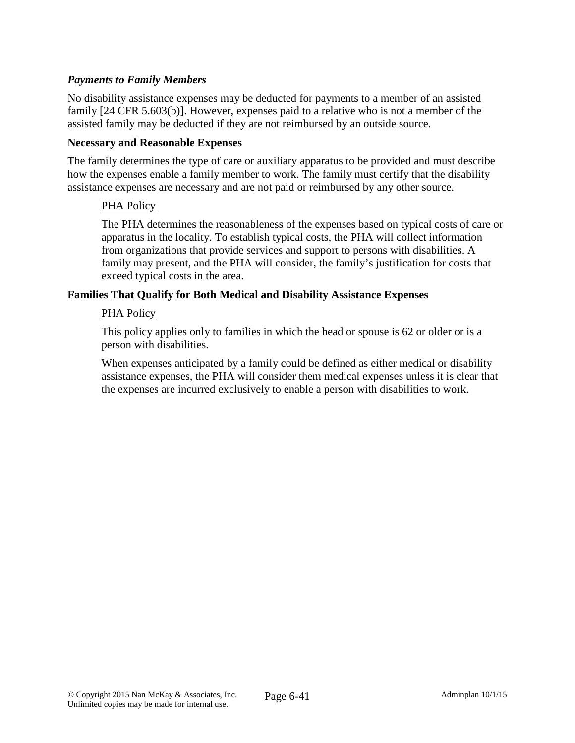*Payments to Family Members*

No disability assistance expenses may be deducted for payments to a member of an assisted family [24 CFR 5.603(b)]. However, expenses paid to a relative who is not a member of the assisted family may be deducted if they are not reimbursed by an outside source.

**Necessary and Reasonable Expenses**

The family determines the type of care or auxiliary apparatus to be provided and must describe how the expenses enable a family member to work. The family must certify that the disability assistance expenses are necessary and are not paid or reimbursed by any other source.

> PHA Policy
>
> The PHA determines the reasonableness of the expenses based on typical costs of care or apparatus in the locality. To establish typical costs, the PHA will collect information from organizations that provide services and support to persons with disabilities. A family may present, and the PHA will consider, the family's justification for costs that exceed typical costs in the area.

**Families That Qualify for Both Medical and Disability Assistance Expenses**

> PHA Policy
>
> This policy applies only to families in which the head or spouse is 62 or older or is a person with disabilities.
>
> When expenses anticipated by a family could be defined as either medical or disability assistance expenses, the PHA will consider them medical expenses unless it is clear that the expenses are incurred exclusively to enable a person with disabilities to work.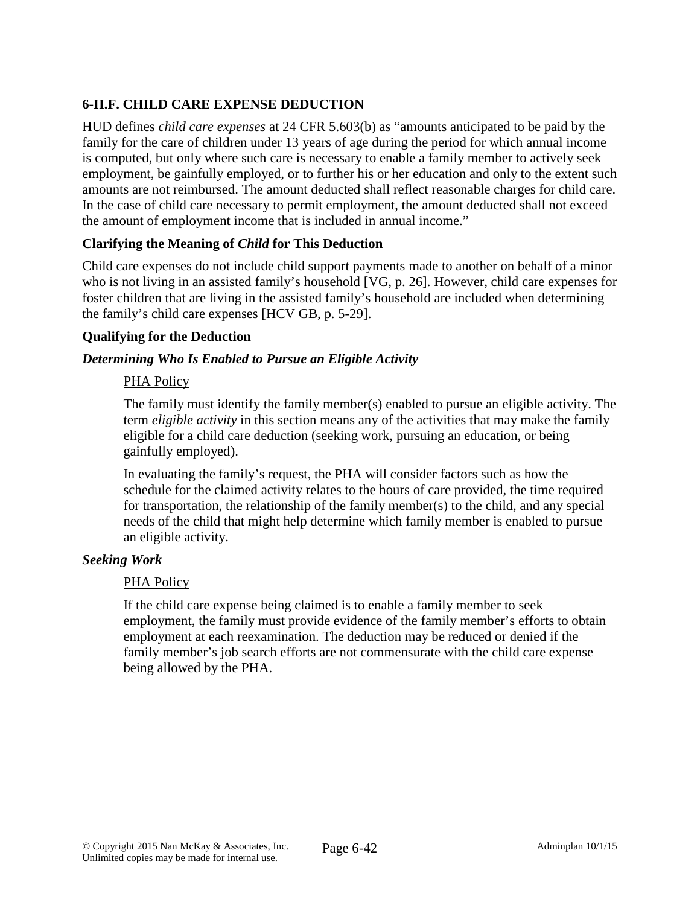## 6-II.F. CHILD CARE EXPENSE DEDUCTION

HUD defines *child care expenses* at 24 CFR 5.603(b) as "amounts anticipated to be paid by the family for the care of children under 13 years of age during the period for which annual income is computed, but only where such care is necessary to enable a family member to actively seek employment, be gainfully employed, or to further his or her education and only to the extent such amounts are not reimbursed. The amount deducted shall reflect reasonable charges for child care. In the case of child care necessary to permit employment, the amount deducted shall not exceed the amount of employment income that is included in annual income."

### Clarifying the Meaning of *Child* for This Deduction

Child care expenses do not include child support payments made to another on behalf of a minor who is not living in an assisted family's household [VG, p. 26]. However, child care expenses for foster children that are living in the assisted family's household are included when determining the family's child care expenses [HCV GB, p. 5-29].

### Qualifying for the Deduction

#### *Determining Who Is Enabled to Pursue an Eligible Activity*

PHA Policy

The family must identify the family member(s) enabled to pursue an eligible activity. The term *eligible activity* in this section means any of the activities that may make the family eligible for a child care deduction (seeking work, pursuing an education, or being gainfully employed).

In evaluating the family's request, the PHA will consider factors such as how the schedule for the claimed activity relates to the hours of care provided, the time required for transportation, the relationship of the family member(s) to the child, and any special needs of the child that might help determine which family member is enabled to pursue an eligible activity.

#### *Seeking Work*

PHA Policy

If the child care expense being claimed is to enable a family member to seek employment, the family must provide evidence of the family member's efforts to obtain employment at each reexamination. The deduction may be reduced or denied if the family member's job search efforts are not commensurate with the child care expense being allowed by the PHA.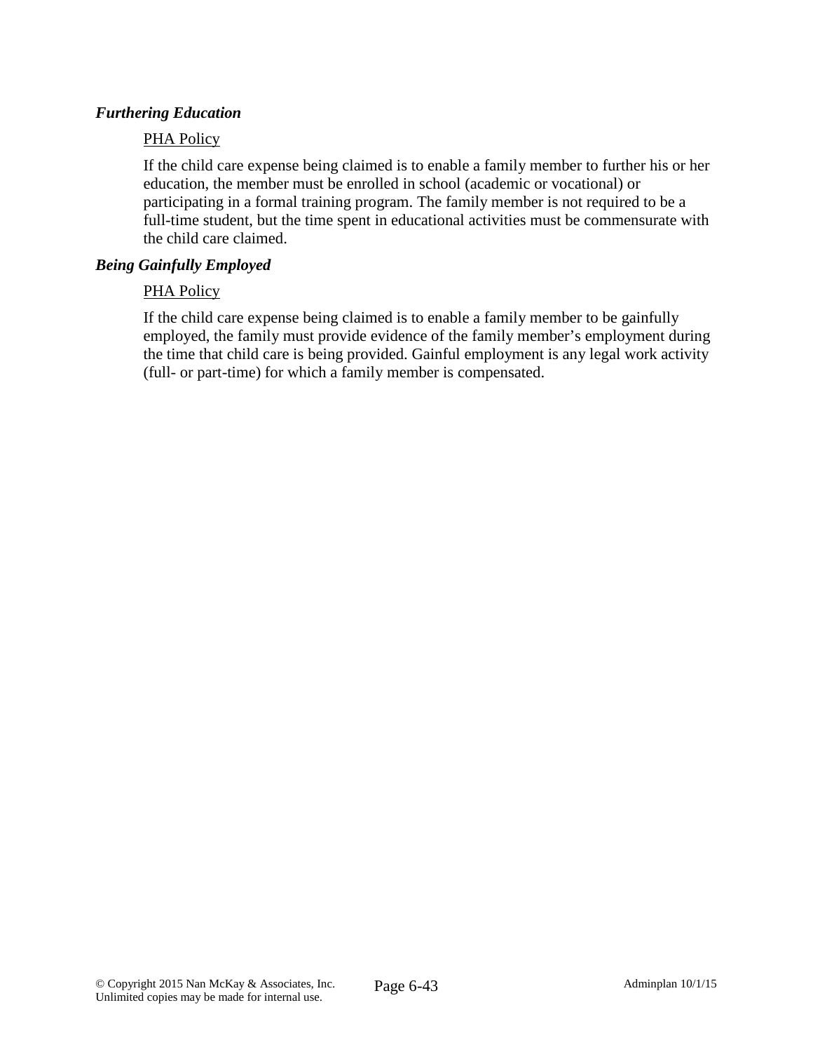***Furthering Education***

PHA Policy

If the child care expense being claimed is to enable a family member to further his or her education, the member must be enrolled in school (academic or vocational) or participating in a formal training program. The family member is not required to be a full-time student, but the time spent in educational activities must be commensurate with the child care claimed.

***Being Gainfully Employed***

PHA Policy

If the child care expense being claimed is to enable a family member to be gainfully employed, the family must provide evidence of the family member's employment during the time that child care is being provided. Gainful employment is any legal work activity (full- or part-time) for which a family member is compensated.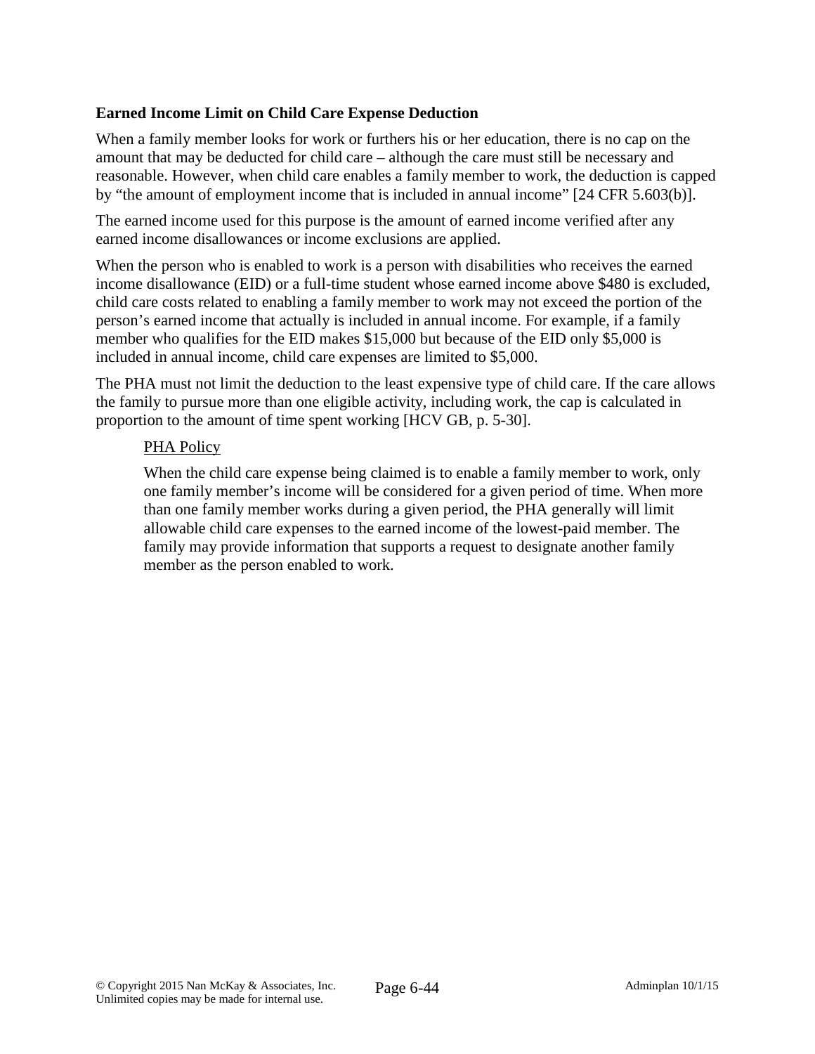**Earned Income Limit on Child Care Expense Deduction**

When a family member looks for work or furthers his or her education, there is no cap on the amount that may be deducted for child care – although the care must still be necessary and reasonable. However, when child care enables a family member to work, the deduction is capped by "the amount of employment income that is included in annual income" [24 CFR 5.603(b)].

The earned income used for this purpose is the amount of earned income verified after any earned income disallowances or income exclusions are applied.

When the person who is enabled to work is a person with disabilities who receives the earned income disallowance (EID) or a full-time student whose earned income above $480 is excluded, child care costs related to enabling a family member to work may not exceed the portion of the person's earned income that actually is included in annual income. For example, if a family member who qualifies for the EID makes $15,000 but because of the EID only $5,000 is included in annual income, child care expenses are limited to $5,000.

The PHA must not limit the deduction to the least expensive type of child care. If the care allows the family to pursue more than one eligible activity, including work, the cap is calculated in proportion to the amount of time spent working [HCV GB, p. 5-30].

> <u>PHA Policy</u>
>
> When the child care expense being claimed is to enable a family member to work, only one family member's income will be considered for a given period of time. When more than one family member works during a given period, the PHA generally will limit allowable child care expenses to the earned income of the lowest-paid member. The family may provide information that supports a request to designate another family member as the person enabled to work.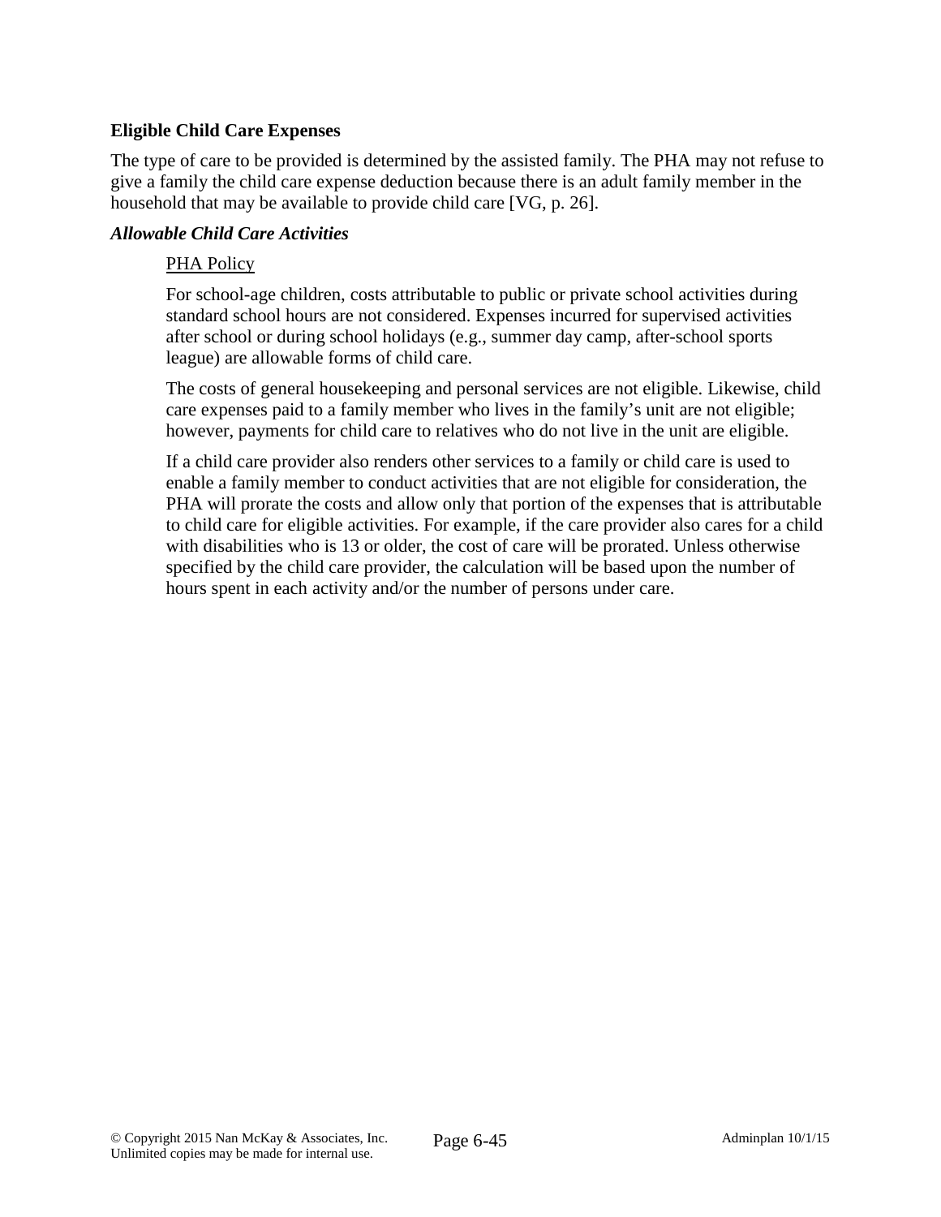### Eligible Child Care Expenses

The type of care to be provided is determined by the assisted family. The PHA may not refuse to give a family the child care expense deduction because there is an adult family member in the household that may be available to provide child care [VG, p. 26].

#### *Allowable Child Care Activities*

PHA Policy

For school-age children, costs attributable to public or private school activities during standard school hours are not considered. Expenses incurred for supervised activities after school or during school holidays (e.g., summer day camp, after-school sports league) are allowable forms of child care.

The costs of general housekeeping and personal services are not eligible. Likewise, child care expenses paid to a family member who lives in the family's unit are not eligible; however, payments for child care to relatives who do not live in the unit are eligible.

If a child care provider also renders other services to a family or child care is used to enable a family member to conduct activities that are not eligible for consideration, the PHA will prorate the costs and allow only that portion of the expenses that is attributable to child care for eligible activities. For example, if the care provider also cares for a child with disabilities who is 13 or older, the cost of care will be prorated. Unless otherwise specified by the child care provider, the calculation will be based upon the number of hours spent in each activity and/or the number of persons under care.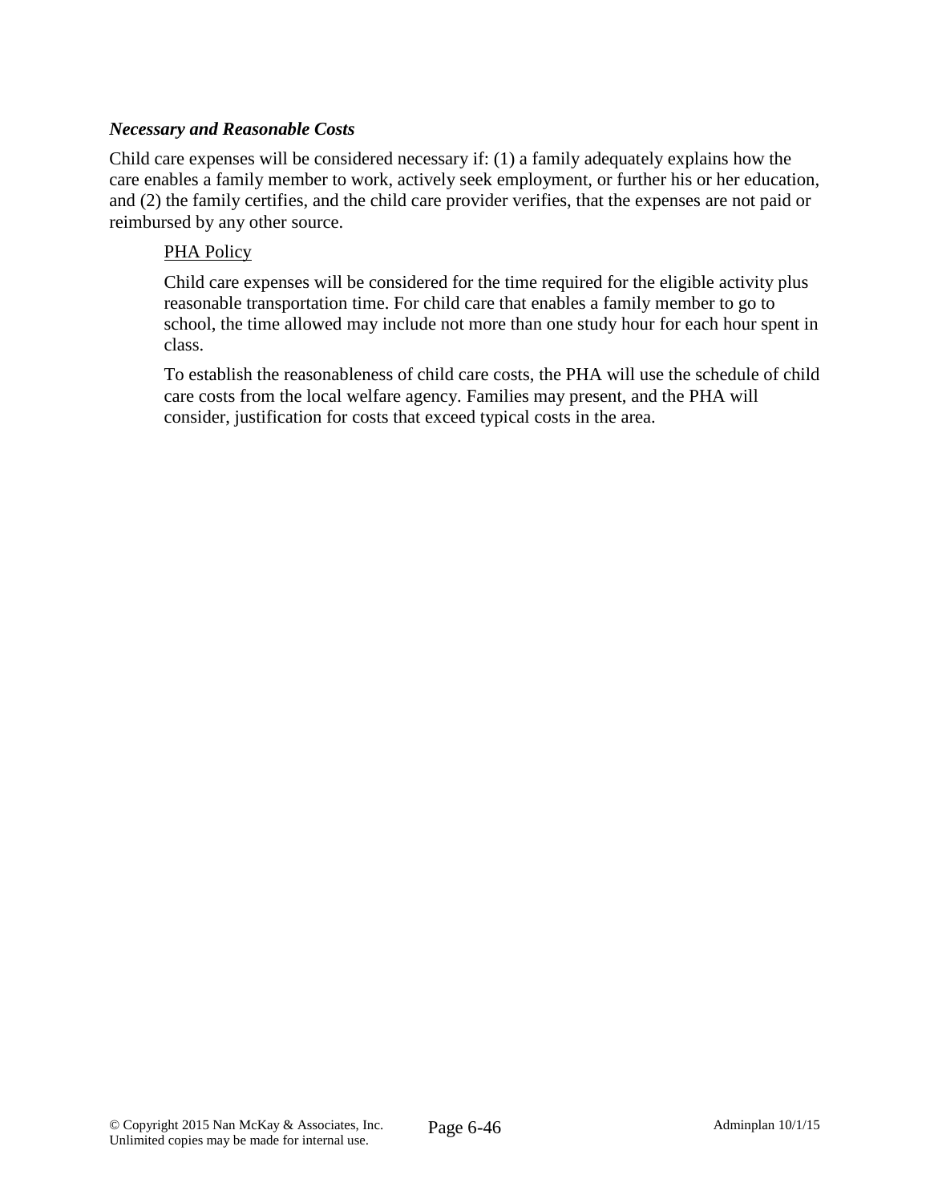*Necessary and Reasonable Costs*

Child care expenses will be considered necessary if: (1) a family adequately explains how the care enables a family member to work, actively seek employment, or further his or her education, and (2) the family certifies, and the child care provider verifies, that the expenses are not paid or reimbursed by any other source.

> PHA Policy
>
> Child care expenses will be considered for the time required for the eligible activity plus reasonable transportation time. For child care that enables a family member to go to school, the time allowed may include not more than one study hour for each hour spent in class.
>
> To establish the reasonableness of child care costs, the PHA will use the schedule of child care costs from the local welfare agency. Families may present, and the PHA will consider, justification for costs that exceed typical costs in the area.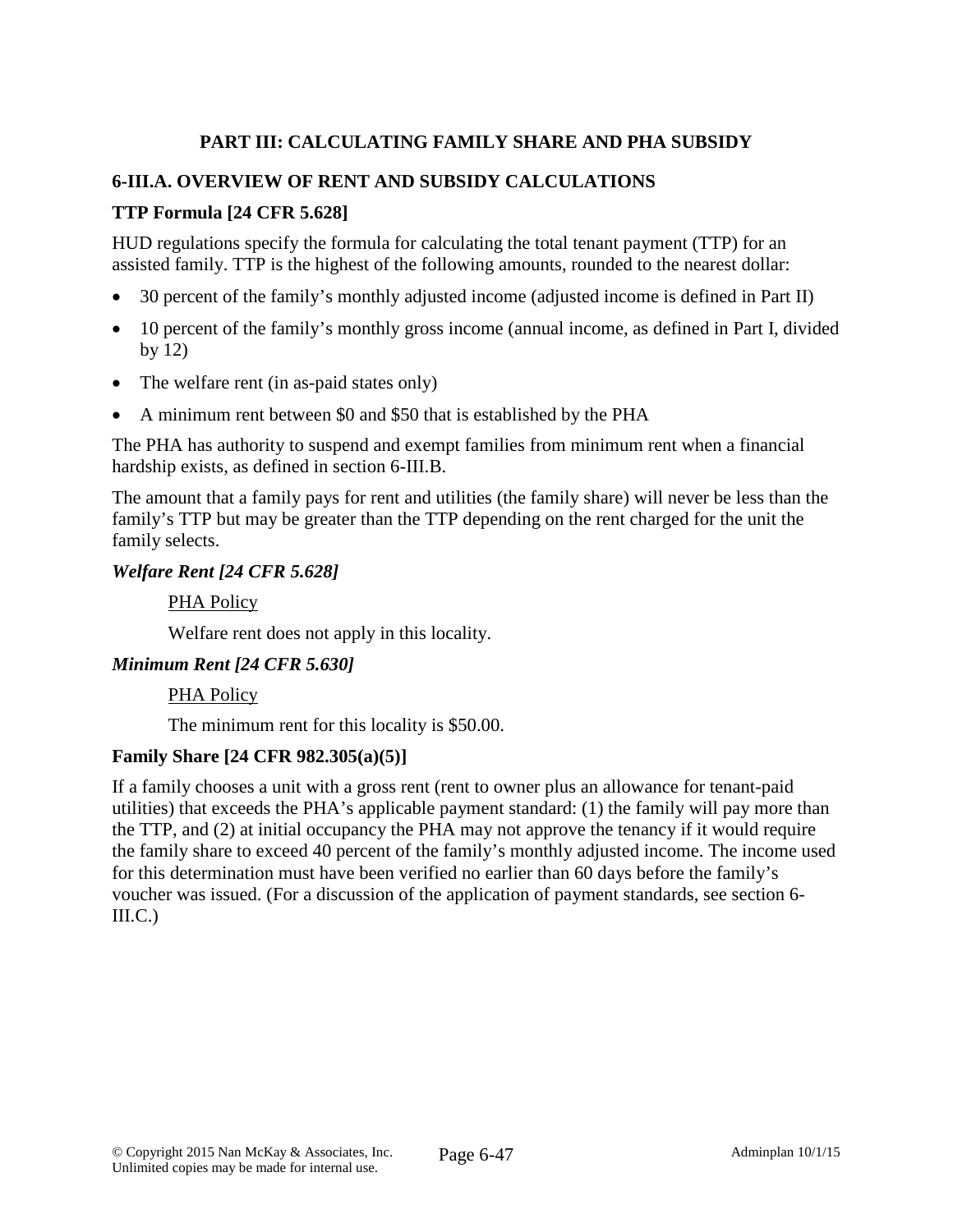## PART III: CALCULATING FAMILY SHARE AND PHA SUBSIDY

### 6-III.A. OVERVIEW OF RENT AND SUBSIDY CALCULATIONS

**TTP Formula [24 CFR 5.628]**

HUD regulations specify the formula for calculating the total tenant payment (TTP) for an assisted family. TTP is the highest of the following amounts, rounded to the nearest dollar:

- 30 percent of the family's monthly adjusted income (adjusted income is defined in Part II)
- 10 percent of the family's monthly gross income (annual income, as defined in Part I, divided by 12)
- The welfare rent (in as-paid states only)
- A minimum rent between $0 and $50 that is established by the PHA

The PHA has authority to suspend and exempt families from minimum rent when a financial hardship exists, as defined in section 6-III.B.

The amount that a family pays for rent and utilities (the family share) will never be less than the family's TTP but may be greater than the TTP depending on the rent charged for the unit the family selects.

***Welfare Rent [24 CFR 5.628]***

PHA Policy

Welfare rent does not apply in this locality.

***Minimum Rent [24 CFR 5.630]***

PHA Policy

The minimum rent for this locality is $50.00.

**Family Share [24 CFR 982.305(a)(5)]**

If a family chooses a unit with a gross rent (rent to owner plus an allowance for tenant-paid utilities) that exceeds the PHA's applicable payment standard: (1) the family will pay more than the TTP, and (2) at initial occupancy the PHA may not approve the tenancy if it would require the family share to exceed 40 percent of the family's monthly adjusted income. The income used for this determination must have been verified no earlier than 60 days before the family's voucher was issued. (For a discussion of the application of payment standards, see section 6-III.C.)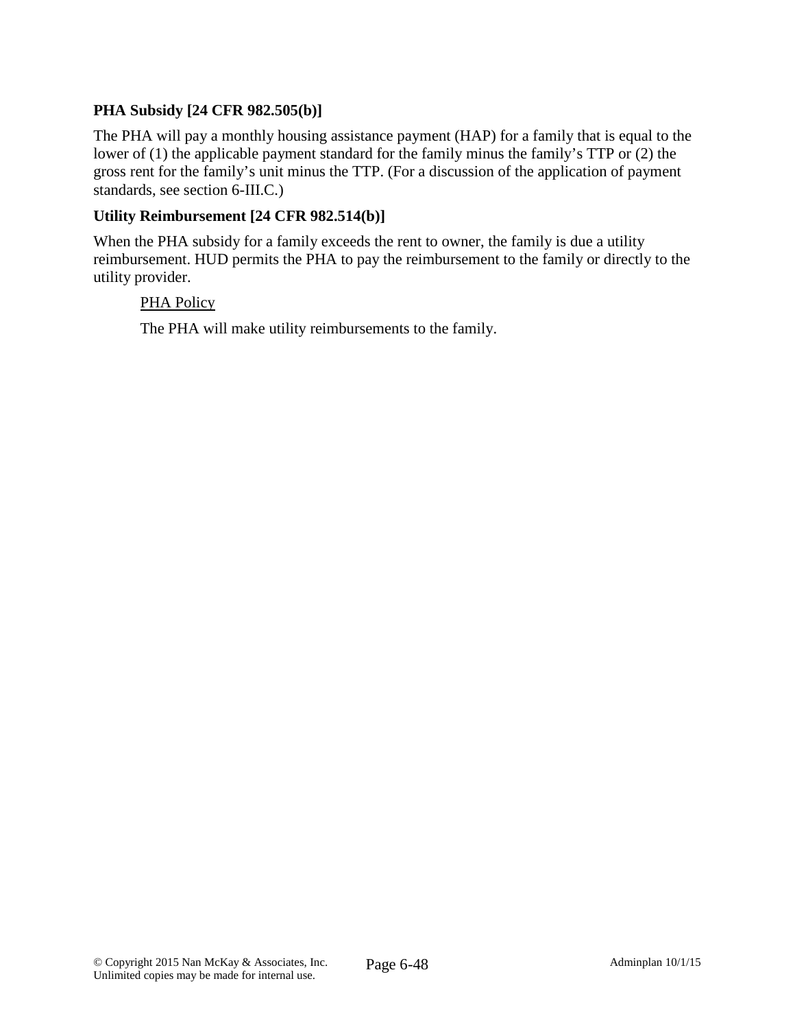### PHA Subsidy [24 CFR 982.505(b)]

The PHA will pay a monthly housing assistance payment (HAP) for a family that is equal to the lower of (1) the applicable payment standard for the family minus the family's TTP or (2) the gross rent for the family's unit minus the TTP. (For a discussion of the application of payment standards, see section 6-III.C.)

### Utility Reimbursement [24 CFR 982.514(b)]

When the PHA subsidy for a family exceeds the rent to owner, the family is due a utility reimbursement. HUD permits the PHA to pay the reimbursement to the family or directly to the utility provider.

> PHA Policy
>
> The PHA will make utility reimbursements to the family.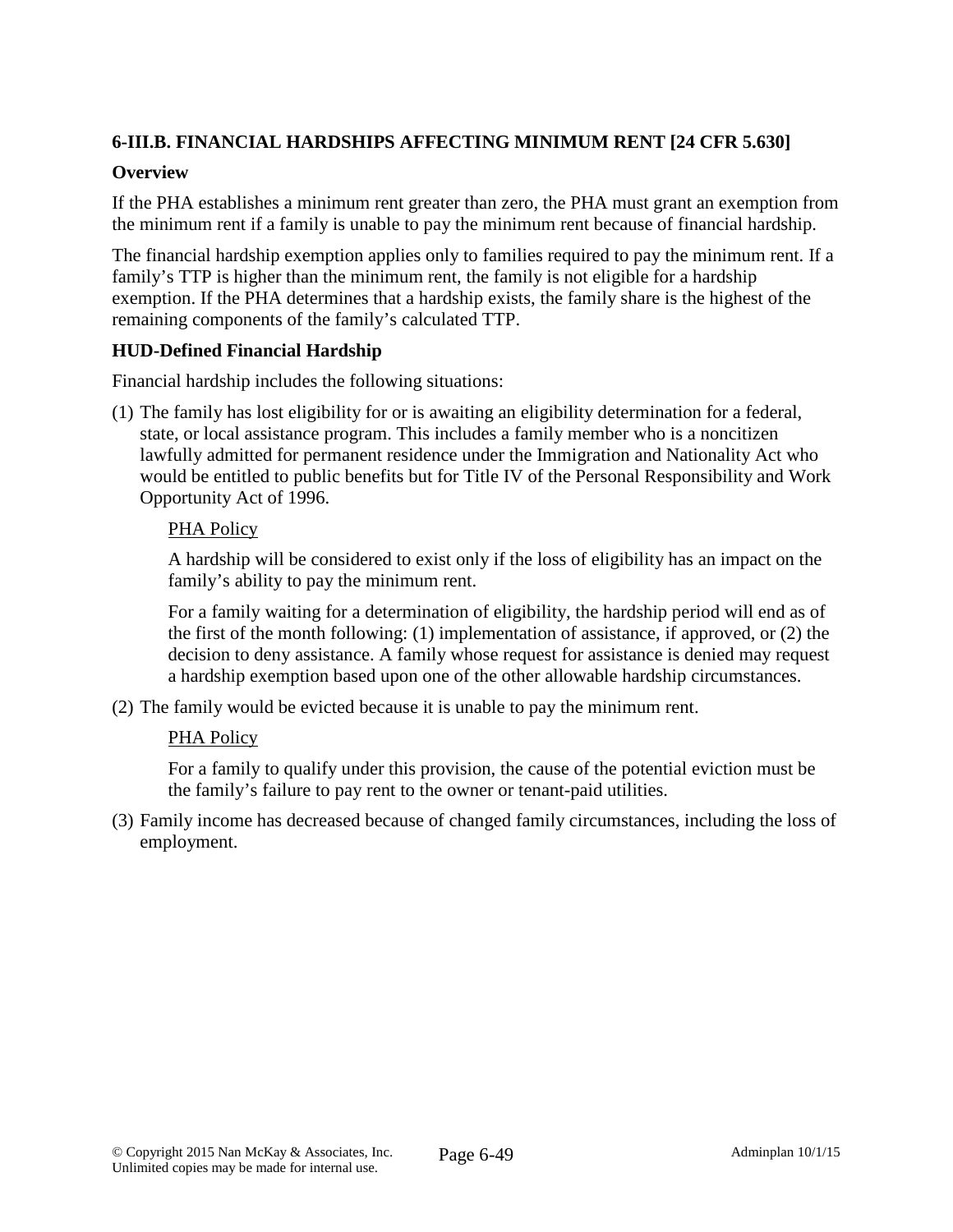### 6-III.B. FINANCIAL HARDSHIPS AFFECTING MINIMUM RENT [24 CFR 5.630]

**Overview**

If the PHA establishes a minimum rent greater than zero, the PHA must grant an exemption from the minimum rent if a family is unable to pay the minimum rent because of financial hardship.

The financial hardship exemption applies only to families required to pay the minimum rent. If a family's TTP is higher than the minimum rent, the family is not eligible for a hardship exemption. If the PHA determines that a hardship exists, the family share is the highest of the remaining components of the family's calculated TTP.

**HUD-Defined Financial Hardship**

Financial hardship includes the following situations:

(1) The family has lost eligibility for or is awaiting an eligibility determination for a federal, state, or local assistance program. This includes a family member who is a noncitizen lawfully admitted for permanent residence under the Immigration and Nationality Act who would be entitled to public benefits but for Title IV of the Personal Responsibility and Work Opportunity Act of 1996.

> PHA Policy
>
> A hardship will be considered to exist only if the loss of eligibility has an impact on the family's ability to pay the minimum rent.
>
> For a family waiting for a determination of eligibility, the hardship period will end as of the first of the month following: (1) implementation of assistance, if approved, or (2) the decision to deny assistance. A family whose request for assistance is denied may request a hardship exemption based upon one of the other allowable hardship circumstances.

(2) The family would be evicted because it is unable to pay the minimum rent.

> PHA Policy
>
> For a family to qualify under this provision, the cause of the potential eviction must be the family's failure to pay rent to the owner or tenant-paid utilities.

(3) Family income has decreased because of changed family circumstances, including the loss of employment.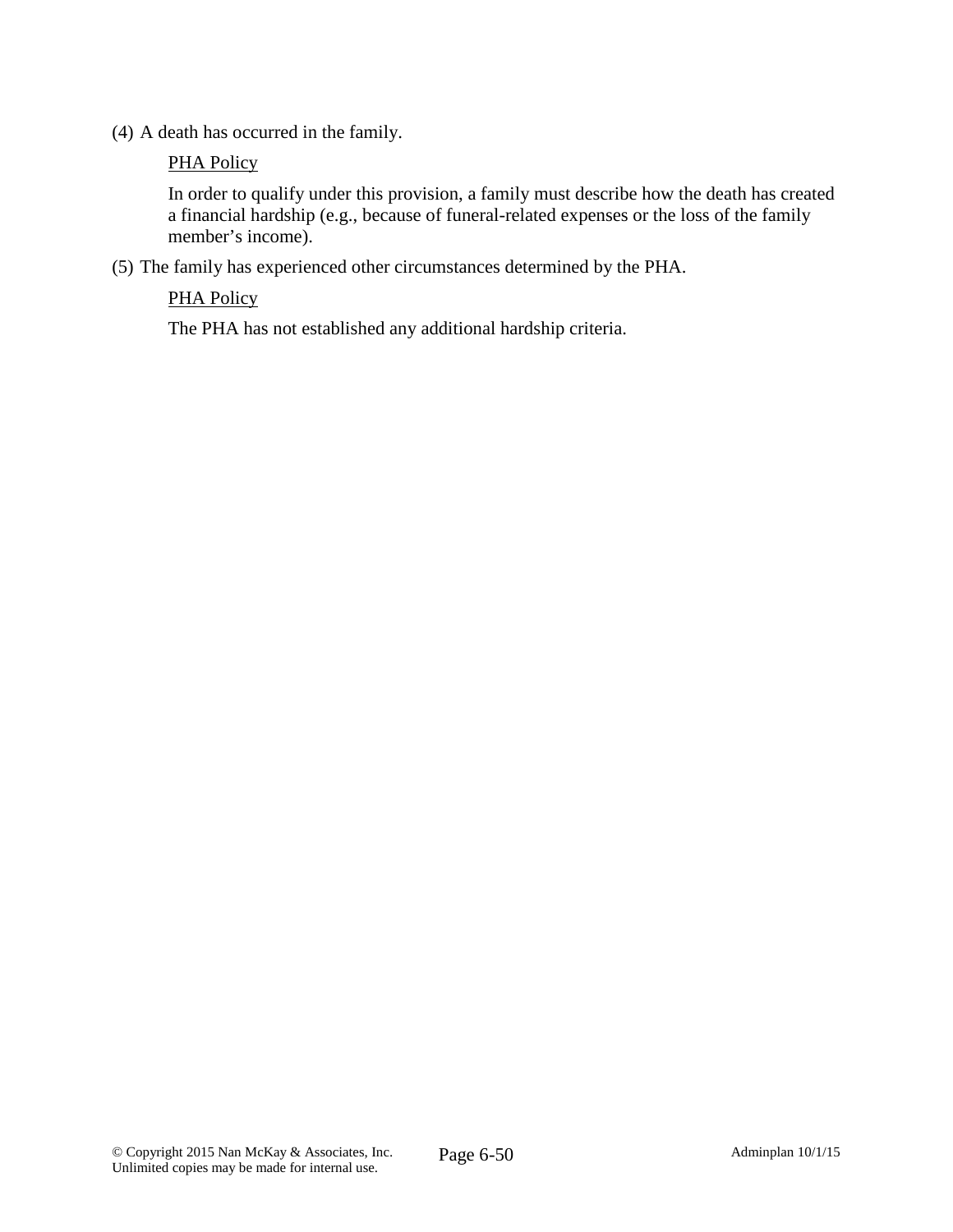(4) A death has occurred in the family.

<u>PHA Policy</u>

In order to qualify under this provision, a family must describe how the death has created a financial hardship (e.g., because of funeral-related expenses or the loss of the family member's income).

(5) The family has experienced other circumstances determined by the PHA.

<u>PHA Policy</u>

The PHA has not established any additional hardship criteria.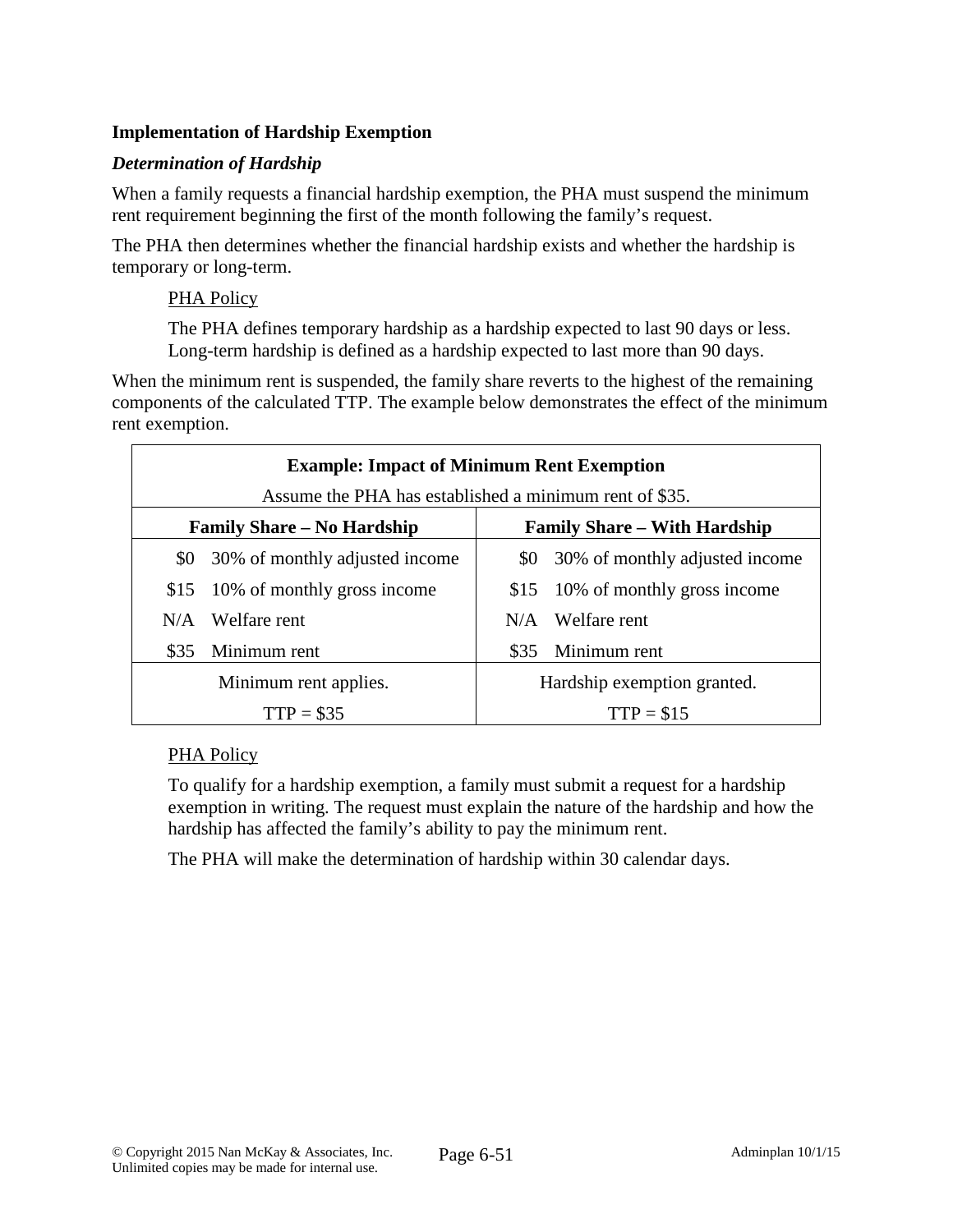**Implementation of Hardship Exemption**

***Determination of Hardship***

When a family requests a financial hardship exemption, the PHA must suspend the minimum rent requirement beginning the first of the month following the family's request.

The PHA then determines whether the financial hardship exists and whether the hardship is temporary or long-term.

> PHA Policy
>
> The PHA defines temporary hardship as a hardship expected to last 90 days or less. Long-term hardship is defined as a hardship expected to last more than 90 days.

When the minimum rent is suspended, the family share reverts to the highest of the remaining components of the calculated TTP. The example below demonstrates the effect of the minimum rent exemption.

| **Example: Impact of Minimum Rent Exemption** | | | |
|---|---|---|---|
| Assume the PHA has established a minimum rent of $35. | | | |
| **Family Share – No Hardship** | | **Family Share – With Hardship** | |
| $0 | 30% of monthly adjusted income | $0 | 30% of monthly adjusted income |
| $15 | 10% of monthly gross income | $15 | 10% of monthly gross income |
| N/A | Welfare rent | N/A | Welfare rent |
| $35 | Minimum rent | $35 | Minimum rent |
| Minimum rent applies. | | Hardship exemption granted. | |
| TTP = $35 | | TTP = $15 | |

> PHA Policy
>
> To qualify for a hardship exemption, a family must submit a request for a hardship exemption in writing. The request must explain the nature of the hardship and how the hardship has affected the family's ability to pay the minimum rent.
>
> The PHA will make the determination of hardship within 30 calendar days.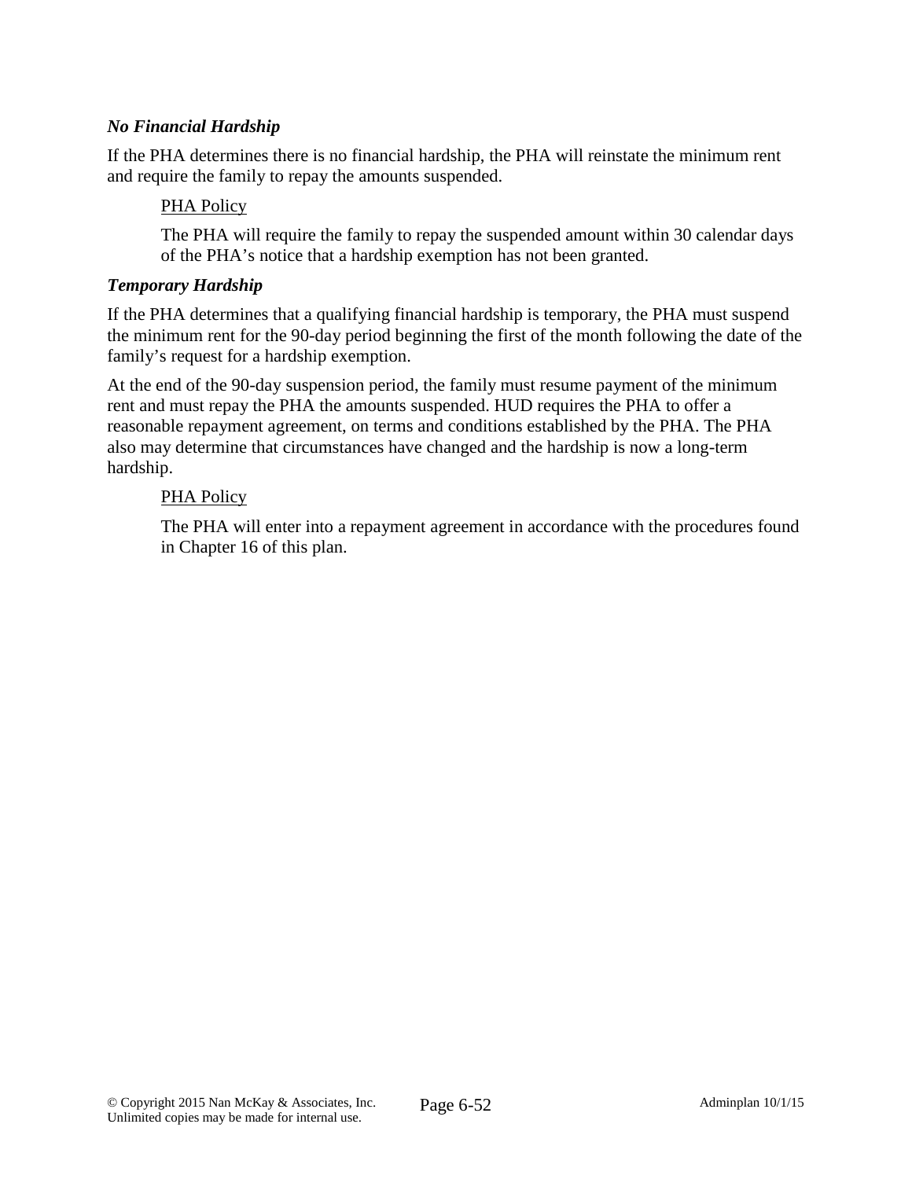### *No Financial Hardship*

If the PHA determines there is no financial hardship, the PHA will reinstate the minimum rent and require the family to repay the amounts suspended.

> <u>PHA Policy</u>
>
> The PHA will require the family to repay the suspended amount within 30 calendar days of the PHA's notice that a hardship exemption has not been granted.

### *Temporary Hardship*

If the PHA determines that a qualifying financial hardship is temporary, the PHA must suspend the minimum rent for the 90-day period beginning the first of the month following the date of the family's request for a hardship exemption.

At the end of the 90-day suspension period, the family must resume payment of the minimum rent and must repay the PHA the amounts suspended. HUD requires the PHA to offer a reasonable repayment agreement, on terms and conditions established by the PHA. The PHA also may determine that circumstances have changed and the hardship is now a long-term hardship.

> <u>PHA Policy</u>
>
> The PHA will enter into a repayment agreement in accordance with the procedures found in Chapter 16 of this plan.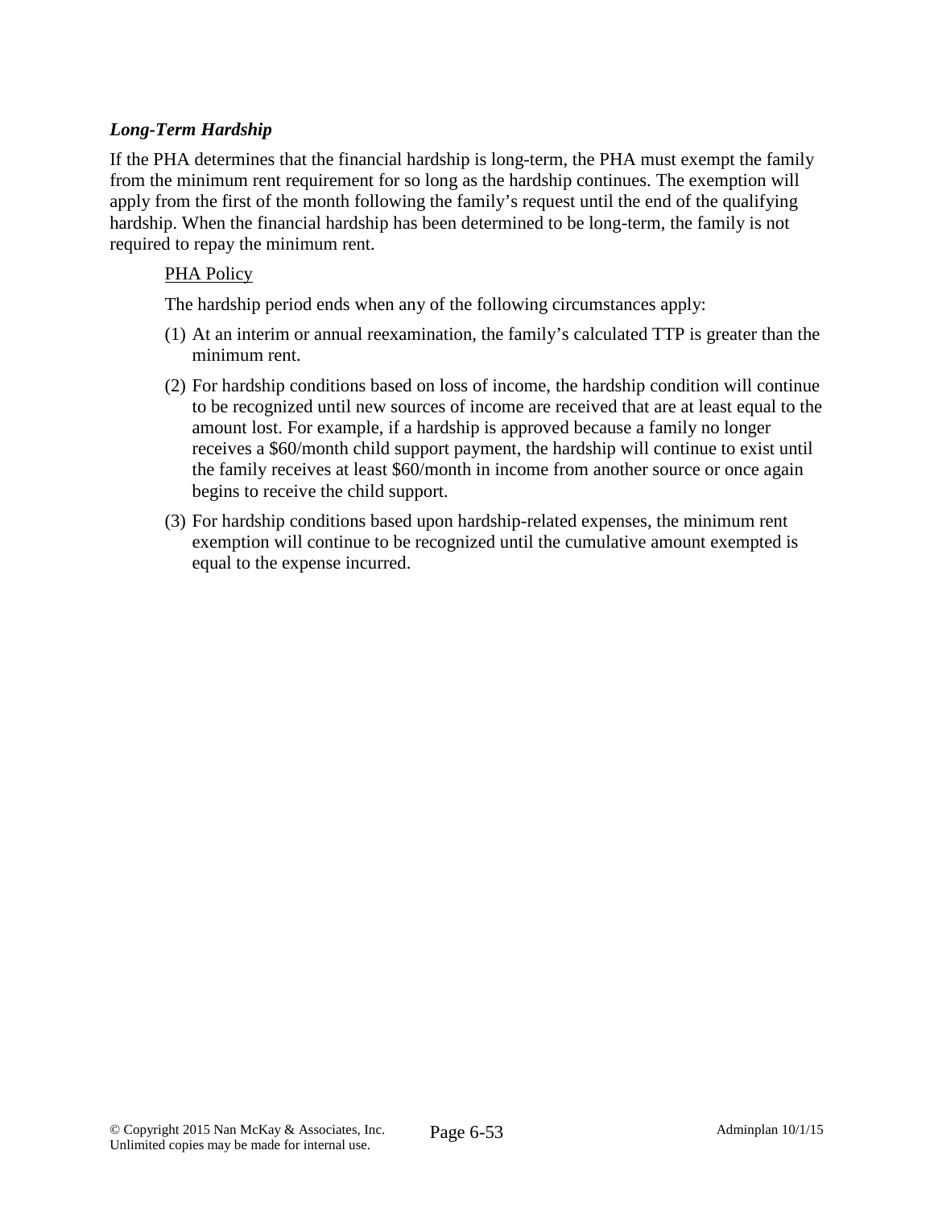***Long-Term Hardship***

If the PHA determines that the financial hardship is long-term, the PHA must exempt the family from the minimum rent requirement for so long as the hardship continues. The exemption will apply from the first of the month following the family's request until the end of the qualifying hardship. When the financial hardship has been determined to be long-term, the family is not required to repay the minimum rent.

<u>PHA Policy</u>

The hardship period ends when any of the following circumstances apply:

(1) At an interim or annual reexamination, the family's calculated TTP is greater than the minimum rent.

(2) For hardship conditions based on loss of income, the hardship condition will continue to be recognized until new sources of income are received that are at least equal to the amount lost. For example, if a hardship is approved because a family no longer receives a $60/month child support payment, the hardship will continue to exist until the family receives at least $60/month in income from another source or once again begins to receive the child support.

(3) For hardship conditions based upon hardship-related expenses, the minimum rent exemption will continue to be recognized until the cumulative amount exempted is equal to the expense incurred.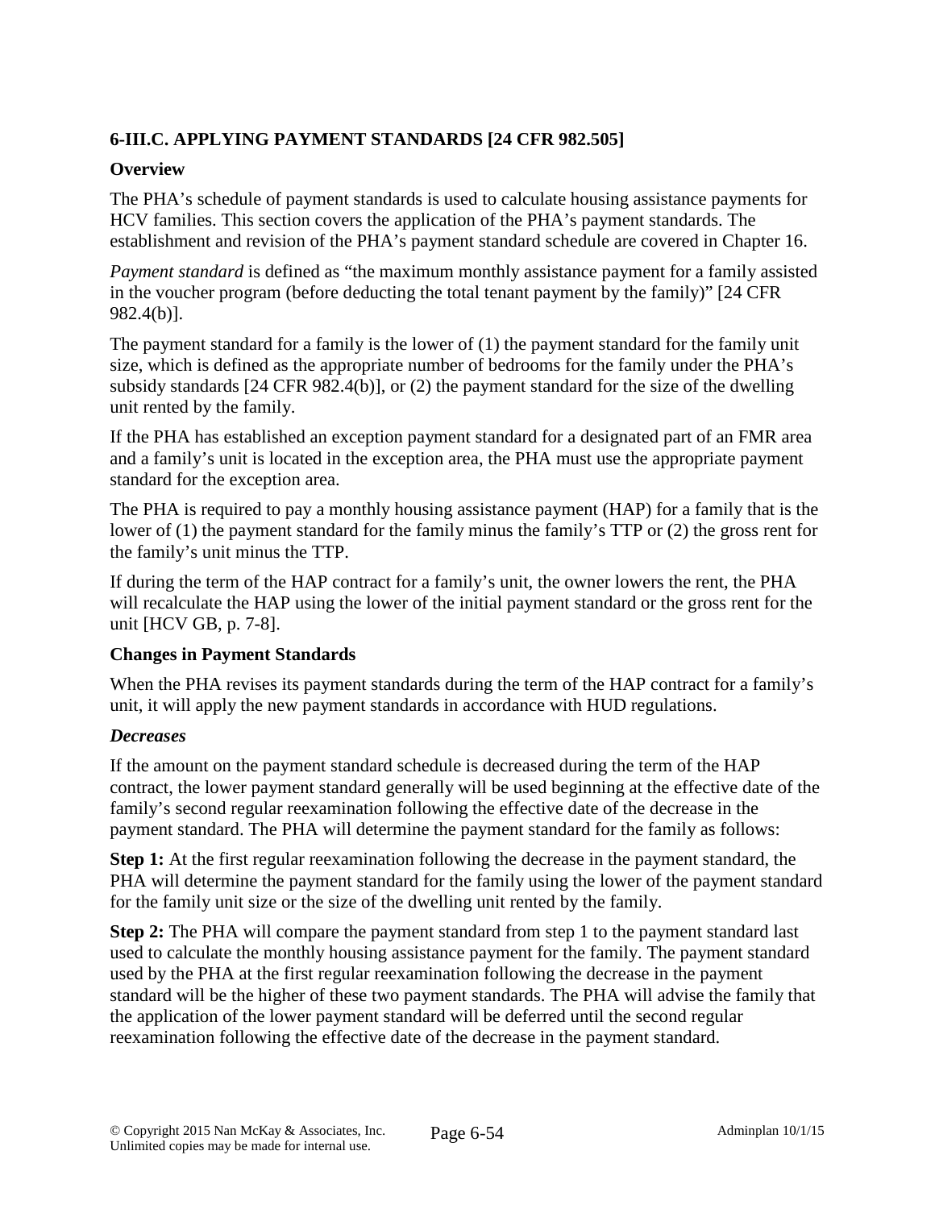## 6-III.C. APPLYING PAYMENT STANDARDS [24 CFR 982.505]

### Overview

The PHA's schedule of payment standards is used to calculate housing assistance payments for HCV families. This section covers the application of the PHA's payment standards. The establishment and revision of the PHA's payment standard schedule are covered in Chapter 16.

*Payment standard* is defined as "the maximum monthly assistance payment for a family assisted in the voucher program (before deducting the total tenant payment by the family)" [24 CFR 982.4(b)].

The payment standard for a family is the lower of (1) the payment standard for the family unit size, which is defined as the appropriate number of bedrooms for the family under the PHA's subsidy standards [24 CFR 982.4(b)], or (2) the payment standard for the size of the dwelling unit rented by the family.

If the PHA has established an exception payment standard for a designated part of an FMR area and a family's unit is located in the exception area, the PHA must use the appropriate payment standard for the exception area.

The PHA is required to pay a monthly housing assistance payment (HAP) for a family that is the lower of (1) the payment standard for the family minus the family's TTP or (2) the gross rent for the family's unit minus the TTP.

If during the term of the HAP contract for a family's unit, the owner lowers the rent, the PHA will recalculate the HAP using the lower of the initial payment standard or the gross rent for the unit [HCV GB, p. 7-8].

### Changes in Payment Standards

When the PHA revises its payment standards during the term of the HAP contract for a family's unit, it will apply the new payment standards in accordance with HUD regulations.

#### *Decreases*

If the amount on the payment standard schedule is decreased during the term of the HAP contract, the lower payment standard generally will be used beginning at the effective date of the family's second regular reexamination following the effective date of the decrease in the payment standard. The PHA will determine the payment standard for the family as follows:

**Step 1:** At the first regular reexamination following the decrease in the payment standard, the PHA will determine the payment standard for the family using the lower of the payment standard for the family unit size or the size of the dwelling unit rented by the family.

**Step 2:** The PHA will compare the payment standard from step 1 to the payment standard last used to calculate the monthly housing assistance payment for the family. The payment standard used by the PHA at the first regular reexamination following the decrease in the payment standard will be the higher of these two payment standards. The PHA will advise the family that the application of the lower payment standard will be deferred until the second regular reexamination following the effective date of the decrease in the payment standard.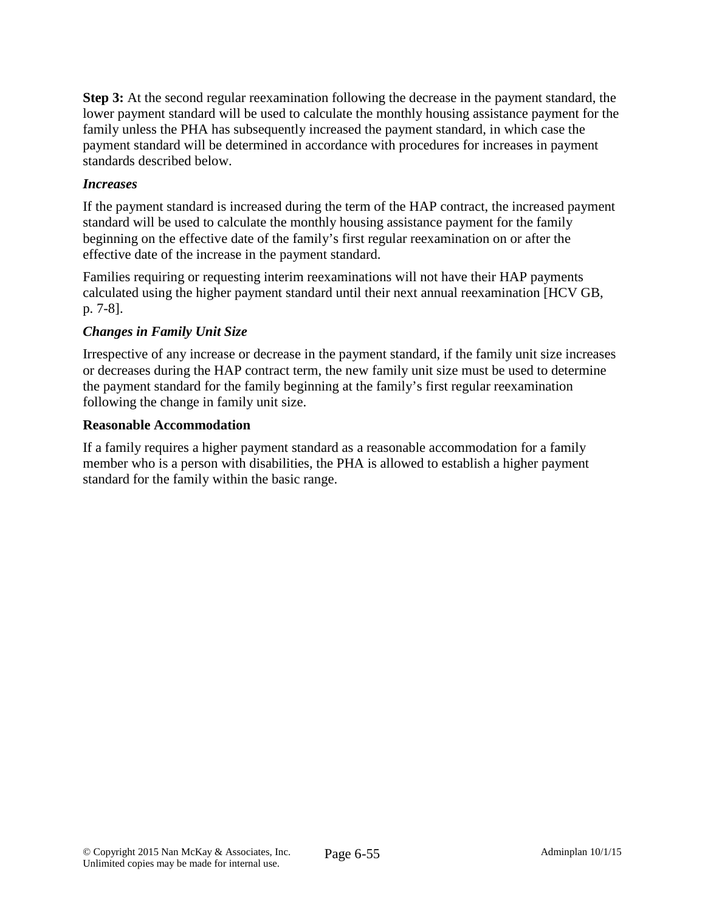**Step 3:** At the second regular reexamination following the decrease in the payment standard, the lower payment standard will be used to calculate the monthly housing assistance payment for the family unless the PHA has subsequently increased the payment standard, in which case the payment standard will be determined in accordance with procedures for increases in payment standards described below.

***Increases***

If the payment standard is increased during the term of the HAP contract, the increased payment standard will be used to calculate the monthly housing assistance payment for the family beginning on the effective date of the family's first regular reexamination on or after the effective date of the increase in the payment standard.

Families requiring or requesting interim reexaminations will not have their HAP payments calculated using the higher payment standard until their next annual reexamination [HCV GB, p. 7-8].

***Changes in Family Unit Size***

Irrespective of any increase or decrease in the payment standard, if the family unit size increases or decreases during the HAP contract term, the new family unit size must be used to determine the payment standard for the family beginning at the family's first regular reexamination following the change in family unit size.

**Reasonable Accommodation**

If a family requires a higher payment standard as a reasonable accommodation for a family member who is a person with disabilities, the PHA is allowed to establish a higher payment standard for the family within the basic range.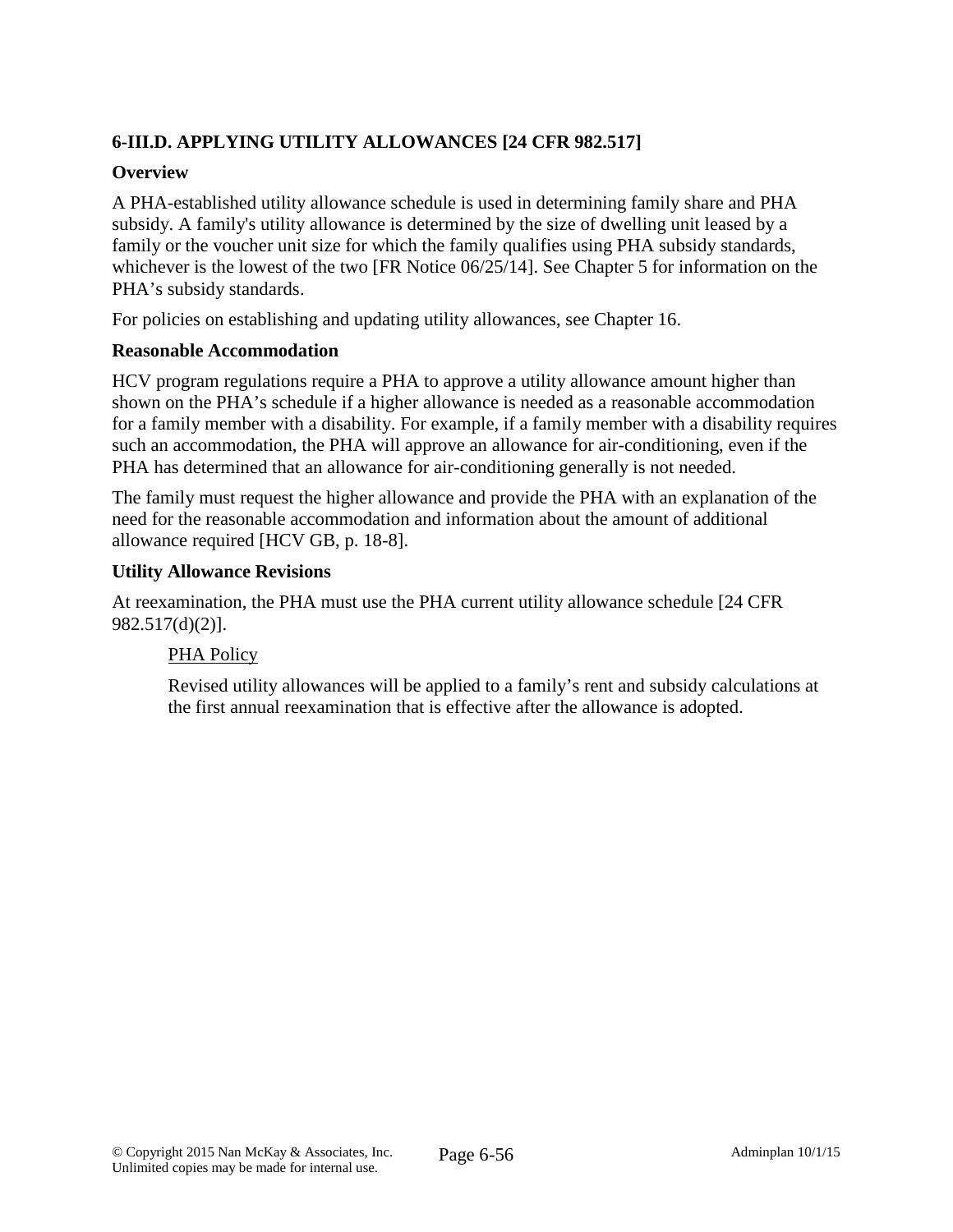## 6-III.D. APPLYING UTILITY ALLOWANCES [24 CFR 982.517]

### Overview

A PHA-established utility allowance schedule is used in determining family share and PHA subsidy. A family's utility allowance is determined by the size of dwelling unit leased by a family or the voucher unit size for which the family qualifies using PHA subsidy standards, whichever is the lowest of the two [FR Notice 06/25/14]. See Chapter 5 for information on the PHA's subsidy standards.

For policies on establishing and updating utility allowances, see Chapter 16.

### Reasonable Accommodation

HCV program regulations require a PHA to approve a utility allowance amount higher than shown on the PHA's schedule if a higher allowance is needed as a reasonable accommodation for a family member with a disability. For example, if a family member with a disability requires such an accommodation, the PHA will approve an allowance for air-conditioning, even if the PHA has determined that an allowance for air-conditioning generally is not needed.

The family must request the higher allowance and provide the PHA with an explanation of the need for the reasonable accommodation and information about the amount of additional allowance required [HCV GB, p. 18-8].

### Utility Allowance Revisions

At reexamination, the PHA must use the PHA current utility allowance schedule [24 CFR 982.517(d)(2)].

> PHA Policy
>
> Revised utility allowances will be applied to a family's rent and subsidy calculations at the first annual reexamination that is effective after the allowance is adopted.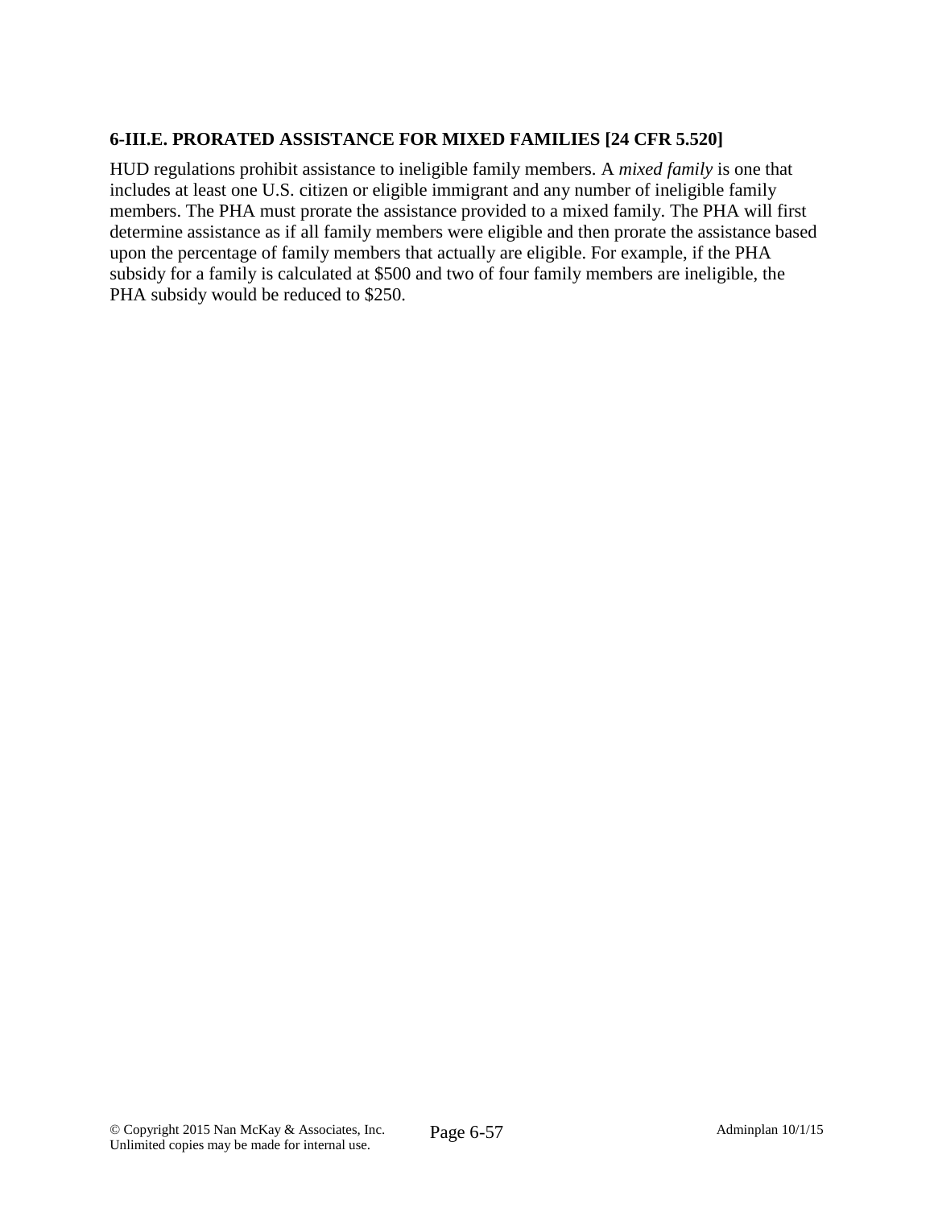### 6-III.E. PRORATED ASSISTANCE FOR MIXED FAMILIES [24 CFR 5.520]

HUD regulations prohibit assistance to ineligible family members. A *mixed family* is one that includes at least one U.S. citizen or eligible immigrant and any number of ineligible family members. The PHA must prorate the assistance provided to a mixed family. The PHA will first determine assistance as if all family members were eligible and then prorate the assistance based upon the percentage of family members that actually are eligible. For example, if the PHA subsidy for a family is calculated at $500 and two of four family members are ineligible, the PHA subsidy would be reduced to $250.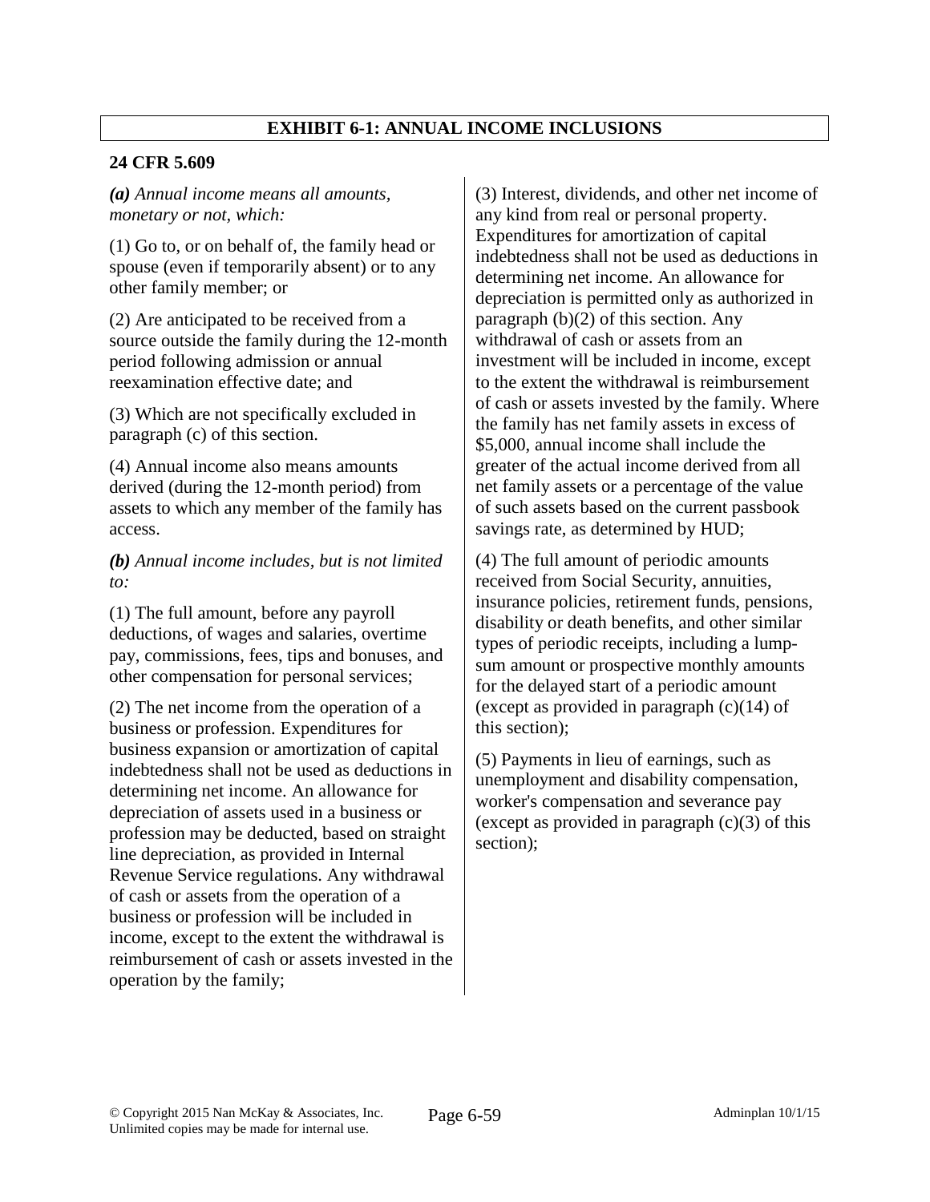## EXHIBIT 6-1: ANNUAL INCOME INCLUSIONS

**24 CFR 5.609**

***(a)** Annual income means all amounts, monetary or not, which:*

(1) Go to, or on behalf of, the family head or spouse (even if temporarily absent) or to any other family member; or

(2) Are anticipated to be received from a source outside the family during the 12-month period following admission or annual reexamination effective date; and

(3) Which are not specifically excluded in paragraph (c) of this section.

(4) Annual income also means amounts derived (during the 12-month period) from assets to which any member of the family has access.

***(b)** Annual income includes, but is not limited to:*

(1) The full amount, before any payroll deductions, of wages and salaries, overtime pay, commissions, fees, tips and bonuses, and other compensation for personal services;

(2) The net income from the operation of a business or profession. Expenditures for business expansion or amortization of capital indebtedness shall not be used as deductions in determining net income. An allowance for depreciation of assets used in a business or profession may be deducted, based on straight line depreciation, as provided in Internal Revenue Service regulations. Any withdrawal of cash or assets from the operation of a business or profession will be included in income, except to the extent the withdrawal is reimbursement of cash or assets invested in the operation by the family;

(3) Interest, dividends, and other net income of any kind from real or personal property. Expenditures for amortization of capital indebtedness shall not be used as deductions in determining net income. An allowance for depreciation is permitted only as authorized in paragraph (b)(2) of this section. Any withdrawal of cash or assets from an investment will be included in income, except to the extent the withdrawal is reimbursement of cash or assets invested by the family. Where the family has net family assets in excess of $5,000, annual income shall include the greater of the actual income derived from all net family assets or a percentage of the value of such assets based on the current passbook savings rate, as determined by HUD;

(4) The full amount of periodic amounts received from Social Security, annuities, insurance policies, retirement funds, pensions, disability or death benefits, and other similar types of periodic receipts, including a lump-sum amount or prospective monthly amounts for the delayed start of a periodic amount (except as provided in paragraph (c)(14) of this section);

(5) Payments in lieu of earnings, such as unemployment and disability compensation, worker's compensation and severance pay (except as provided in paragraph (c)(3) of this section);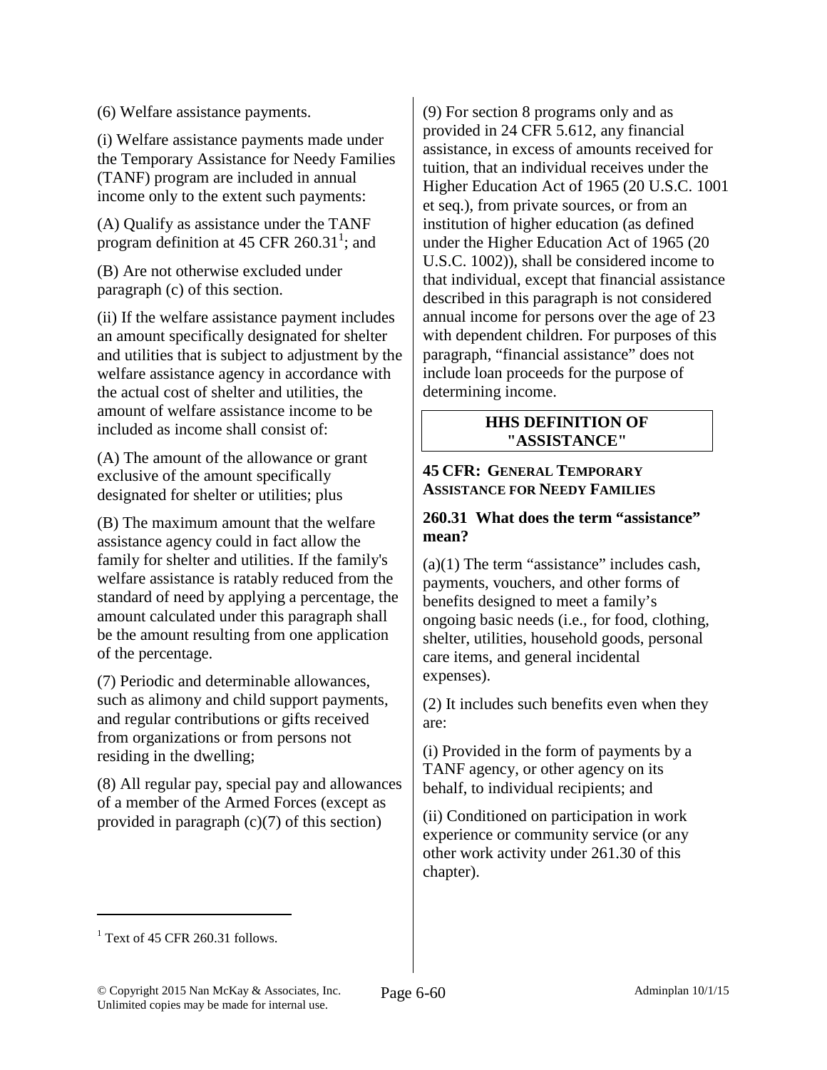(6) Welfare assistance payments.

(i) Welfare assistance payments made under the Temporary Assistance for Needy Families (TANF) program are included in annual income only to the extent such payments:

(A) Qualify as assistance under the TANF program definition at 45 CFR 260.31[1]; and

(B) Are not otherwise excluded under paragraph (c) of this section.

(ii) If the welfare assistance payment includes an amount specifically designated for shelter and utilities that is subject to adjustment by the welfare assistance agency in accordance with the actual cost of shelter and utilities, the amount of welfare assistance income to be included as income shall consist of:

(A) The amount of the allowance or grant exclusive of the amount specifically designated for shelter or utilities; plus

(B) The maximum amount that the welfare assistance agency could in fact allow the family for shelter and utilities. If the family's welfare assistance is ratably reduced from the standard of need by applying a percentage, the amount calculated under this paragraph shall be the amount resulting from one application of the percentage.

(7) Periodic and determinable allowances, such as alimony and child support payments, and regular contributions or gifts received from organizations or from persons not residing in the dwelling;

(8) All regular pay, special pay and allowances of a member of the Armed Forces (except as provided in paragraph (c)(7) of this section)

(9) For section 8 programs only and as provided in 24 CFR 5.612, any financial assistance, in excess of amounts received for tuition, that an individual receives under the Higher Education Act of 1965 (20 U.S.C. 1001 et seq.), from private sources, or from an institution of higher education (as defined under the Higher Education Act of 1965 (20 U.S.C. 1002)), shall be considered income to that individual, except that financial assistance described in this paragraph is not considered annual income for persons over the age of 23 with dependent children. For purposes of this paragraph, "financial assistance" does not include loan proceeds for the purpose of determining income.

## HHS DEFINITION OF "ASSISTANCE"

**45 CFR: GENERAL TEMPORARY ASSISTANCE FOR NEEDY FAMILIES**

### 260.31 What does the term "assistance" mean?

(a)(1) The term "assistance" includes cash, payments, vouchers, and other forms of benefits designed to meet a family's ongoing basic needs (i.e., for food, clothing, shelter, utilities, household goods, personal care items, and general incidental expenses).

(2) It includes such benefits even when they are:

(i) Provided in the form of payments by a TANF agency, or other agency on its behalf, to individual recipients; and

(ii) Conditioned on participation in work experience or community service (or any other work activity under 261.30 of this chapter).

---

[1] Text of 45 CFR 260.31 follows.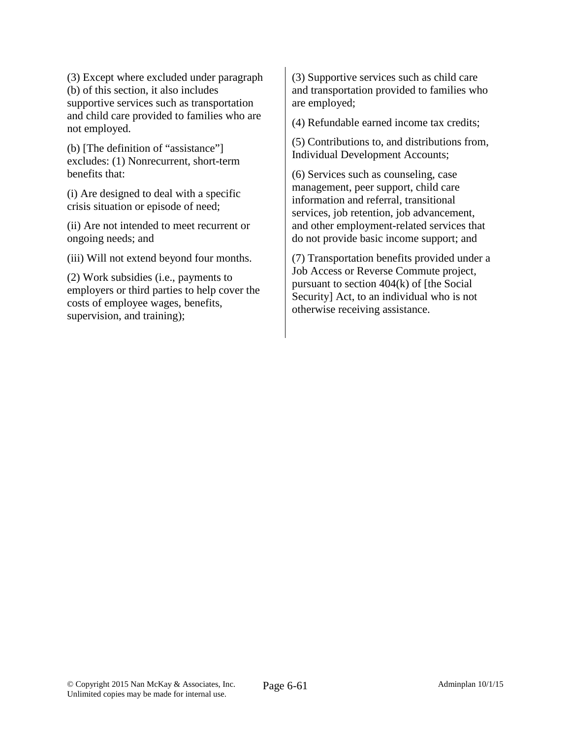(3) Except where excluded under paragraph (b) of this section, it also includes supportive services such as transportation and child care provided to families who are not employed.

(b) [The definition of "assistance"] excludes: (1) Nonrecurrent, short-term benefits that:

(i) Are designed to deal with a specific crisis situation or episode of need;

(ii) Are not intended to meet recurrent or ongoing needs; and

(iii) Will not extend beyond four months.

(2) Work subsidies (i.e., payments to employers or third parties to help cover the costs of employee wages, benefits, supervision, and training);

(3) Supportive services such as child care and transportation provided to families who are employed;

(4) Refundable earned income tax credits;

(5) Contributions to, and distributions from, Individual Development Accounts;

(6) Services such as counseling, case management, peer support, child care information and referral, transitional services, job retention, job advancement, and other employment-related services that do not provide basic income support; and

(7) Transportation benefits provided under a Job Access or Reverse Commute project, pursuant to section 404(k) of [the Social Security] Act, to an individual who is not otherwise receiving assistance.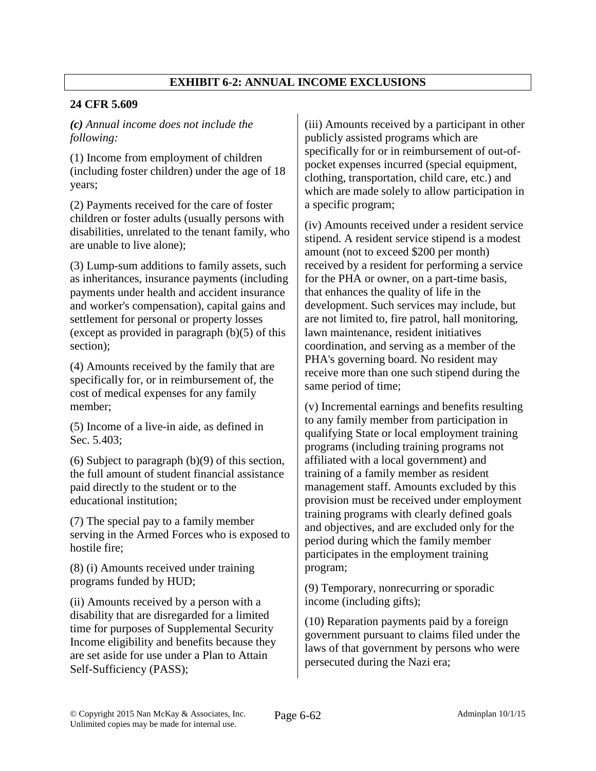## EXHIBIT 6-2: ANNUAL INCOME EXCLUSIONS

**24 CFR 5.609**

***(c)*** *Annual income does not include the following:*

(1) Income from employment of children (including foster children) under the age of 18 years;

(2) Payments received for the care of foster children or foster adults (usually persons with disabilities, unrelated to the tenant family, who are unable to live alone);

(3) Lump-sum additions to family assets, such as inheritances, insurance payments (including payments under health and accident insurance and worker's compensation), capital gains and settlement for personal or property losses (except as provided in paragraph (b)(5) of this section);

(4) Amounts received by the family that are specifically for, or in reimbursement of, the cost of medical expenses for any family member;

(5) Income of a live-in aide, as defined in Sec. 5.403;

(6) Subject to paragraph (b)(9) of this section, the full amount of student financial assistance paid directly to the student or to the educational institution;

(7) The special pay to a family member serving in the Armed Forces who is exposed to hostile fire;

(8) (i) Amounts received under training programs funded by HUD;

(ii) Amounts received by a person with a disability that are disregarded for a limited time for purposes of Supplemental Security Income eligibility and benefits because they are set aside for use under a Plan to Attain Self-Sufficiency (PASS);

(iii) Amounts received by a participant in other publicly assisted programs which are specifically for or in reimbursement of out-of-pocket expenses incurred (special equipment, clothing, transportation, child care, etc.) and which are made solely to allow participation in a specific program;

(iv) Amounts received under a resident service stipend. A resident service stipend is a modest amount (not to exceed $200 per month) received by a resident for performing a service for the PHA or owner, on a part-time basis, that enhances the quality of life in the development. Such services may include, but are not limited to, fire patrol, hall monitoring, lawn maintenance, resident initiatives coordination, and serving as a member of the PHA's governing board. No resident may receive more than one such stipend during the same period of time;

(v) Incremental earnings and benefits resulting to any family member from participation in qualifying State or local employment training programs (including training programs not affiliated with a local government) and training of a family member as resident management staff. Amounts excluded by this provision must be received under employment training programs with clearly defined goals and objectives, and are excluded only for the period during which the family member participates in the employment training program;

(9) Temporary, nonrecurring or sporadic income (including gifts);

(10) Reparation payments paid by a foreign government pursuant to claims filed under the laws of that government by persons who were persecuted during the Nazi era;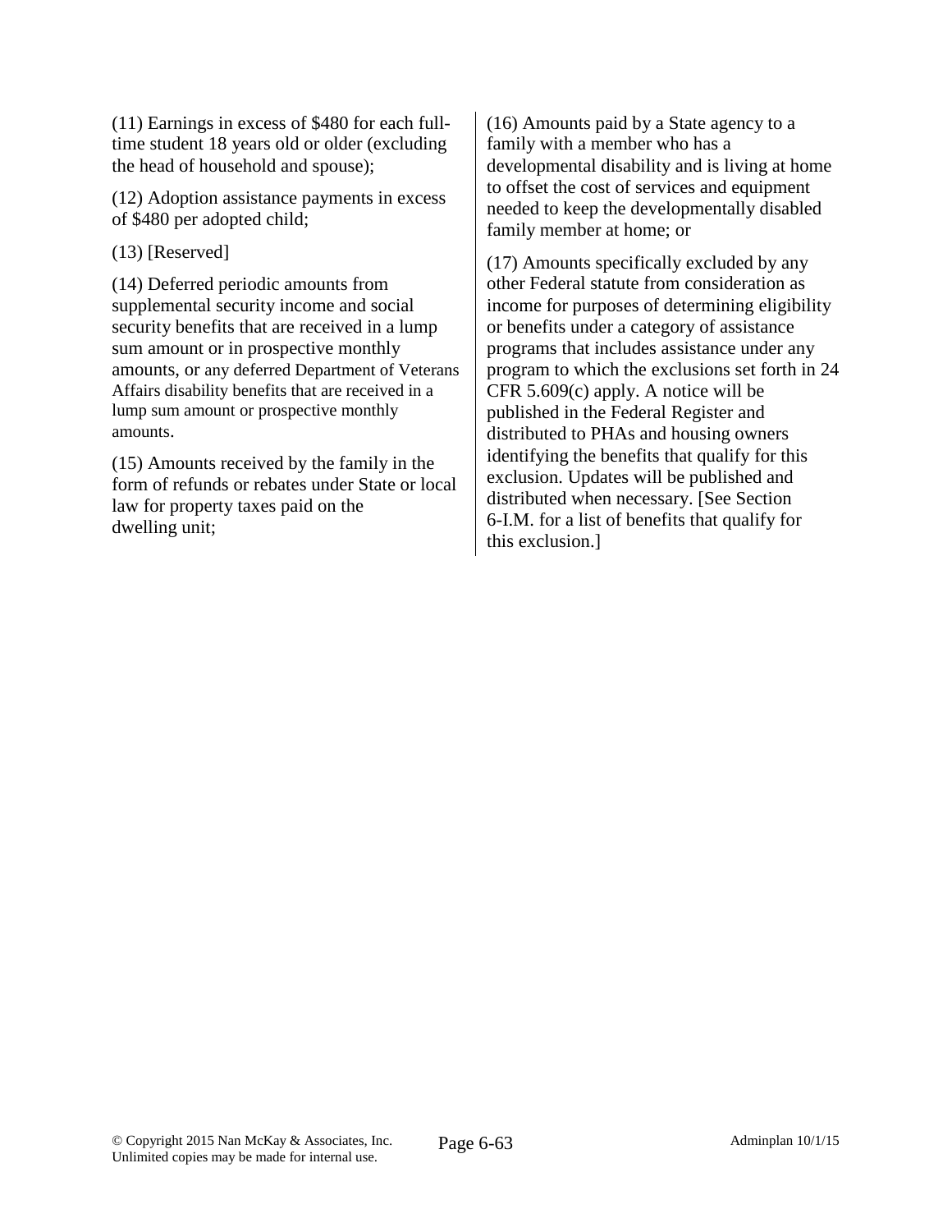(11) Earnings in excess of $480 for each full-time student 18 years old or older (excluding the head of household and spouse);

(12) Adoption assistance payments in excess of $480 per adopted child;

(13) [Reserved]

(14) Deferred periodic amounts from supplemental security income and social security benefits that are received in a lump sum amount or in prospective monthly amounts, or any deferred Department of Veterans Affairs disability benefits that are received in a lump sum amount or prospective monthly amounts.

(15) Amounts received by the family in the form of refunds or rebates under State or local law for property taxes paid on the dwelling unit;

(16) Amounts paid by a State agency to a family with a member who has a developmental disability and is living at home to offset the cost of services and equipment needed to keep the developmentally disabled family member at home; or

(17) Amounts specifically excluded by any other Federal statute from consideration as income for purposes of determining eligibility or benefits under a category of assistance programs that includes assistance under any program to which the exclusions set forth in 24 CFR 5.609(c) apply. A notice will be published in the Federal Register and distributed to PHAs and housing owners identifying the benefits that qualify for this exclusion. Updates will be published and distributed when necessary. [See Section 6-I.M. for a list of benefits that qualify for this exclusion.]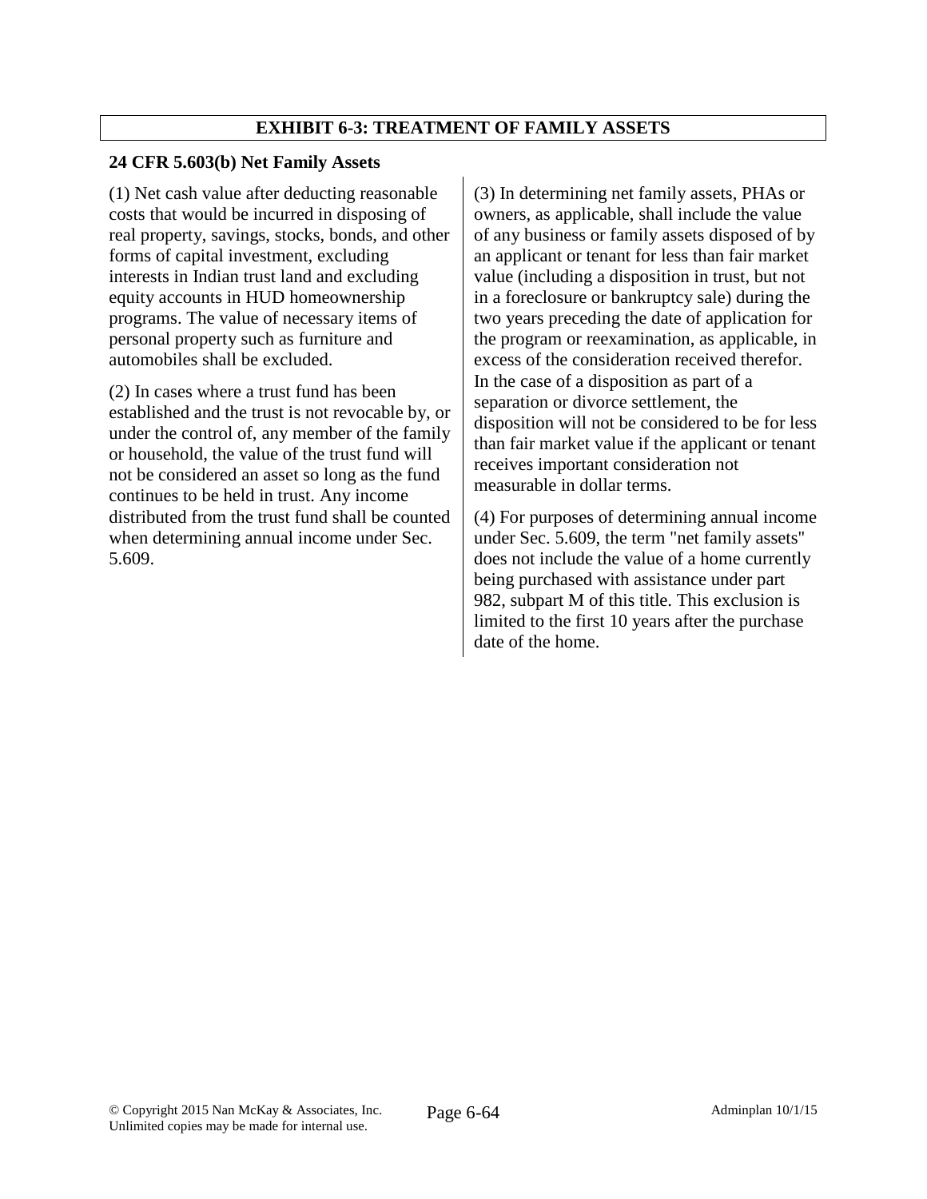## EXHIBIT 6-3: TREATMENT OF FAMILY ASSETS

**24 CFR 5.603(b) Net Family Assets**

(1) Net cash value after deducting reasonable costs that would be incurred in disposing of real property, savings, stocks, bonds, and other forms of capital investment, excluding interests in Indian trust land and excluding equity accounts in HUD homeownership programs. The value of necessary items of personal property such as furniture and automobiles shall be excluded.

(2) In cases where a trust fund has been established and the trust is not revocable by, or under the control of, any member of the family or household, the value of the trust fund will not be considered an asset so long as the fund continues to be held in trust. Any income distributed from the trust fund shall be counted when determining annual income under Sec. 5.609.

(3) In determining net family assets, PHAs or owners, as applicable, shall include the value of any business or family assets disposed of by an applicant or tenant for less than fair market value (including a disposition in trust, but not in a foreclosure or bankruptcy sale) during the two years preceding the date of application for the program or reexamination, as applicable, in excess of the consideration received therefor. In the case of a disposition as part of a separation or divorce settlement, the disposition will not be considered to be for less than fair market value if the applicant or tenant receives important consideration not measurable in dollar terms.

(4) For purposes of determining annual income under Sec. 5.609, the term "net family assets" does not include the value of a home currently being purchased with assistance under part 982, subpart M of this title. This exclusion is limited to the first 10 years after the purchase date of the home.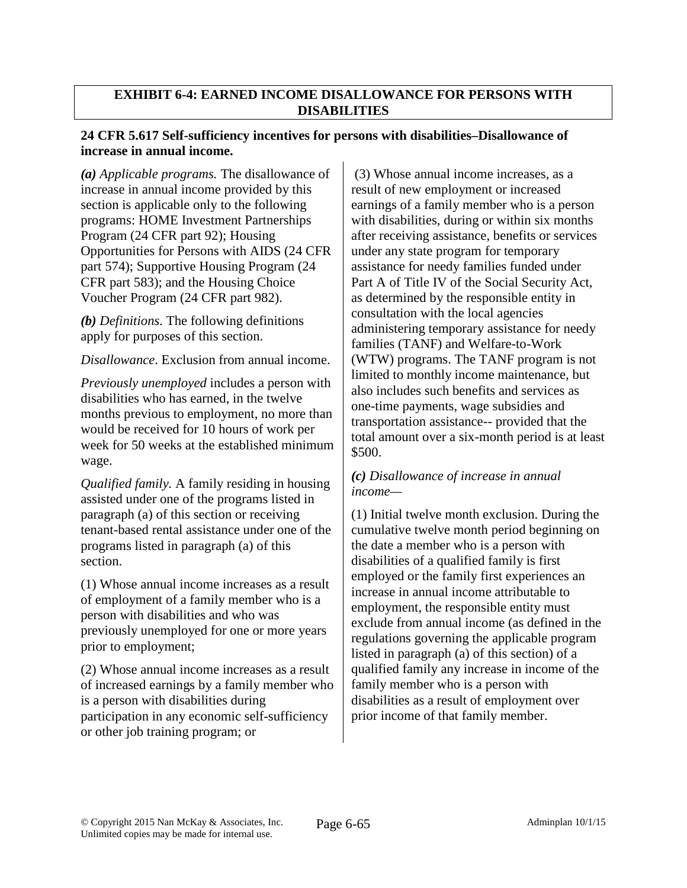## EXHIBIT 6-4: EARNED INCOME DISALLOWANCE FOR PERSONS WITH DISABILITIES

### 24 CFR 5.617 Self-sufficiency incentives for persons with disabilities–Disallowance of increase in annual income.

***(a)*** *Applicable programs.* The disallowance of increase in annual income provided by this section is applicable only to the following programs: HOME Investment Partnerships Program (24 CFR part 92); Housing Opportunities for Persons with AIDS (24 CFR part 574); Supportive Housing Program (24 CFR part 583); and the Housing Choice Voucher Program (24 CFR part 982).

***(b)*** *Definitions.* The following definitions apply for purposes of this section.

*Disallowance*. Exclusion from annual income.

*Previously unemployed* includes a person with disabilities who has earned, in the twelve months previous to employment, no more than would be received for 10 hours of work per week for 50 weeks at the established minimum wage.

*Qualified family.* A family residing in housing assisted under one of the programs listed in paragraph (a) of this section or receiving tenant-based rental assistance under one of the programs listed in paragraph (a) of this section.

(1) Whose annual income increases as a result of employment of a family member who is a person with disabilities and who was previously unemployed for one or more years prior to employment;

(2) Whose annual income increases as a result of increased earnings by a family member who is a person with disabilities during participation in any economic self-sufficiency or other job training program; or

(3) Whose annual income increases, as a result of new employment or increased earnings of a family member who is a person with disabilities, during or within six months after receiving assistance, benefits or services under any state program for temporary assistance for needy families funded under Part A of Title IV of the Social Security Act, as determined by the responsible entity in consultation with the local agencies administering temporary assistance for needy families (TANF) and Welfare-to-Work (WTW) programs. The TANF program is not limited to monthly income maintenance, but also includes such benefits and services as one-time payments, wage subsidies and transportation assistance-- provided that the total amount over a six-month period is at least $500.

***(c)*** *Disallowance of increase in annual income—*

(1) Initial twelve month exclusion. During the cumulative twelve month period beginning on the date a member who is a person with disabilities of a qualified family is first employed or the family first experiences an increase in annual income attributable to employment, the responsible entity must exclude from annual income (as defined in the regulations governing the applicable program listed in paragraph (a) of this section) of a qualified family any increase in income of the family member who is a person with disabilities as a result of employment over prior income of that family member.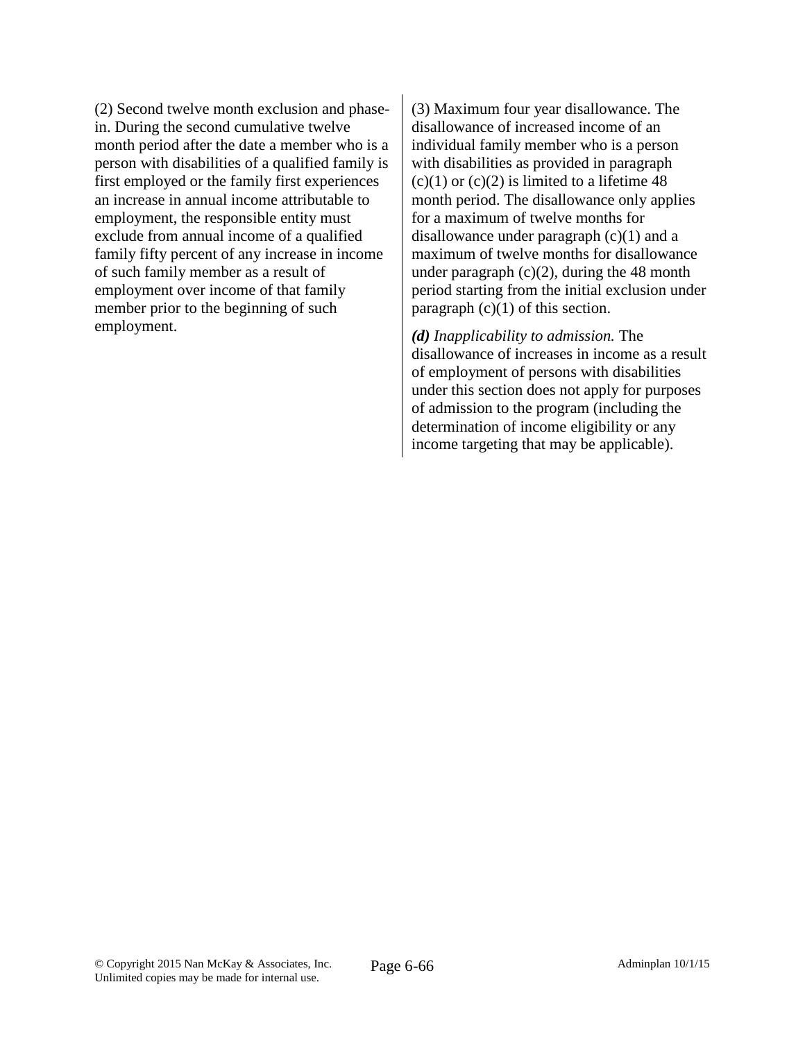(2) Second twelve month exclusion and phase-in. During the second cumulative twelve month period after the date a member who is a person with disabilities of a qualified family is first employed or the family first experiences an increase in annual income attributable to employment, the responsible entity must exclude from annual income of a qualified family fifty percent of any increase in income of such family member as a result of employment over income of that family member prior to the beginning of such employment.

(3) Maximum four year disallowance. The disallowance of increased income of an individual family member who is a person with disabilities as provided in paragraph (c)(1) or (c)(2) is limited to a lifetime 48 month period. The disallowance only applies for a maximum of twelve months for disallowance under paragraph (c)(1) and a maximum of twelve months for disallowance under paragraph (c)(2), during the 48 month period starting from the initial exclusion under paragraph (c)(1) of this section.

***(d)*** *Inapplicability to admission.* The disallowance of increases in income as a result of employment of persons with disabilities under this section does not apply for purposes of admission to the program (including the determination of income eligibility or any income targeting that may be applicable).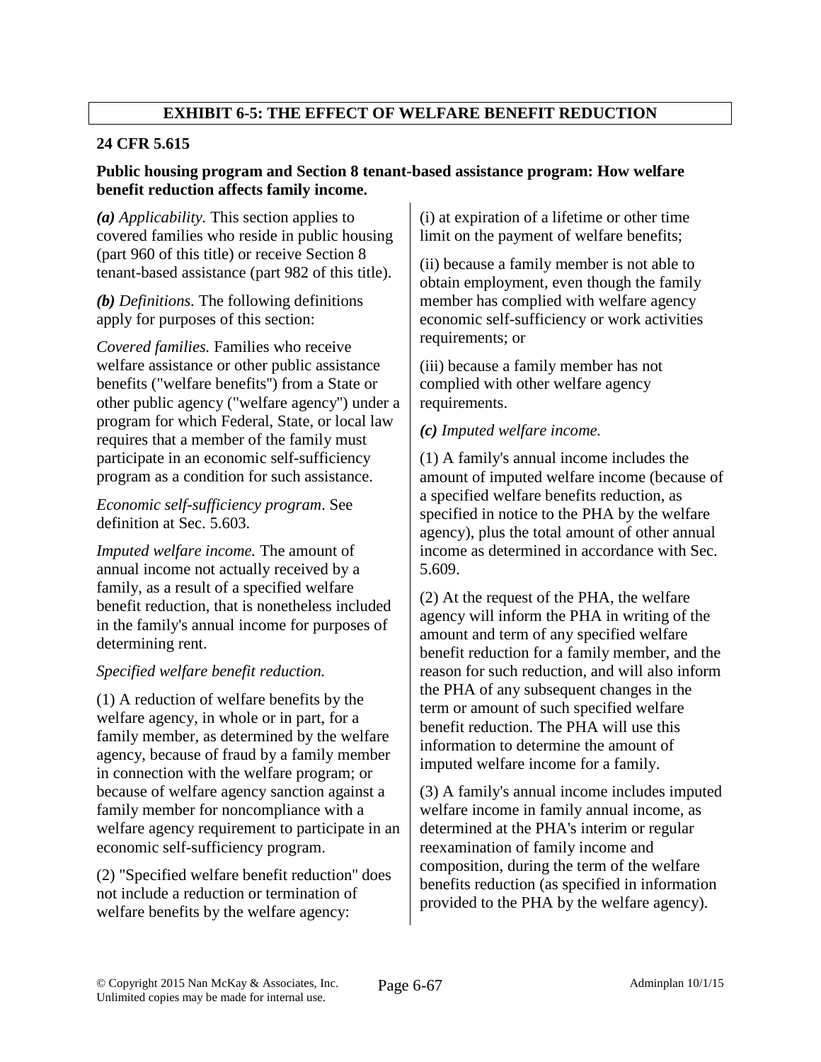## EXHIBIT 6-5: THE EFFECT OF WELFARE BENEFIT REDUCTION

### 24 CFR 5.615

**Public housing program and Section 8 tenant-based assistance program: How welfare benefit reduction affects family income.**

***(a)*** *Applicability.* This section applies to covered families who reside in public housing (part 960 of this title) or receive Section 8 tenant-based assistance (part 982 of this title).

***(b)*** *Definitions.* The following definitions apply for purposes of this section:

*Covered families.* Families who receive welfare assistance or other public assistance benefits ("welfare benefits") from a State or other public agency ("welfare agency") under a program for which Federal, State, or local law requires that a member of the family must participate in an economic self-sufficiency program as a condition for such assistance.

*Economic self-sufficiency program*. See definition at Sec. 5.603.

*Imputed welfare income.* The amount of annual income not actually received by a family, as a result of a specified welfare benefit reduction, that is nonetheless included in the family's annual income for purposes of determining rent.

*Specified welfare benefit reduction.*

(1) A reduction of welfare benefits by the welfare agency, in whole or in part, for a family member, as determined by the welfare agency, because of fraud by a family member in connection with the welfare program; or because of welfare agency sanction against a family member for noncompliance with a welfare agency requirement to participate in an economic self-sufficiency program.

(2) "Specified welfare benefit reduction" does not include a reduction or termination of welfare benefits by the welfare agency:

(i) at expiration of a lifetime or other time limit on the payment of welfare benefits;

(ii) because a family member is not able to obtain employment, even though the family member has complied with welfare agency economic self-sufficiency or work activities requirements; or

(iii) because a family member has not complied with other welfare agency requirements.

***(c)*** *Imputed welfare income.*

(1) A family's annual income includes the amount of imputed welfare income (because of a specified welfare benefits reduction, as specified in notice to the PHA by the welfare agency), plus the total amount of other annual income as determined in accordance with Sec. 5.609.

(2) At the request of the PHA, the welfare agency will inform the PHA in writing of the amount and term of any specified welfare benefit reduction for a family member, and the reason for such reduction, and will also inform the PHA of any subsequent changes in the term or amount of such specified welfare benefit reduction. The PHA will use this information to determine the amount of imputed welfare income for a family.

(3) A family's annual income includes imputed welfare income in family annual income, as determined at the PHA's interim or regular reexamination of family income and composition, during the term of the welfare benefits reduction (as specified in information provided to the PHA by the welfare agency).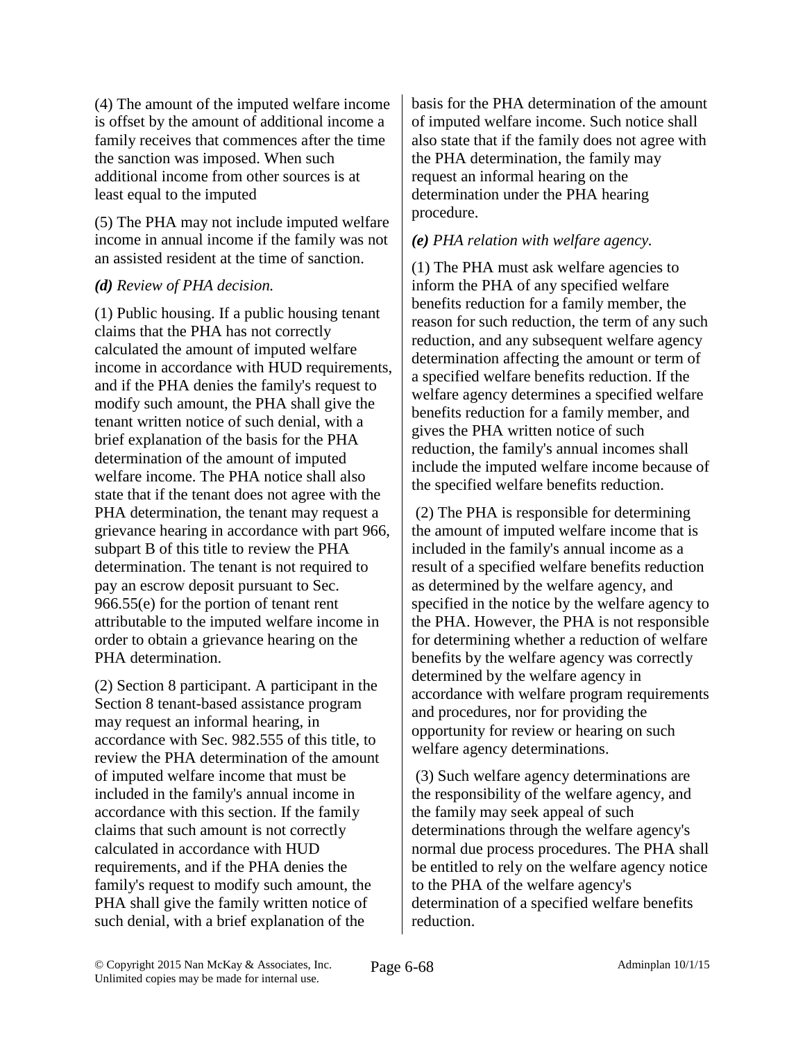(4) The amount of the imputed welfare income is offset by the amount of additional income a family receives that commences after the time the sanction was imposed. When such additional income from other sources is at least equal to the imputed

(5) The PHA may not include imputed welfare income in annual income if the family was not an assisted resident at the time of sanction.

***(d)*** *Review of PHA decision.*

(1) Public housing. If a public housing tenant claims that the PHA has not correctly calculated the amount of imputed welfare income in accordance with HUD requirements, and if the PHA denies the family's request to modify such amount, the PHA shall give the tenant written notice of such denial, with a brief explanation of the basis for the PHA determination of the amount of imputed welfare income. The PHA notice shall also state that if the tenant does not agree with the PHA determination, the tenant may request a grievance hearing in accordance with part 966, subpart B of this title to review the PHA determination. The tenant is not required to pay an escrow deposit pursuant to Sec. 966.55(e) for the portion of tenant rent attributable to the imputed welfare income in order to obtain a grievance hearing on the PHA determination.

(2) Section 8 participant. A participant in the Section 8 tenant-based assistance program may request an informal hearing, in accordance with Sec. 982.555 of this title, to review the PHA determination of the amount of imputed welfare income that must be included in the family's annual income in accordance with this section. If the family claims that such amount is not correctly calculated in accordance with HUD requirements, and if the PHA denies the family's request to modify such amount, the PHA shall give the family written notice of such denial, with a brief explanation of the basis for the PHA determination of the amount of imputed welfare income. Such notice shall also state that if the family does not agree with the PHA determination, the family may request an informal hearing on the determination under the PHA hearing procedure.

***(e)*** *PHA relation with welfare agency.*

(1) The PHA must ask welfare agencies to inform the PHA of any specified welfare benefits reduction for a family member, the reason for such reduction, the term of any such reduction, and any subsequent welfare agency determination affecting the amount or term of a specified welfare benefits reduction. If the welfare agency determines a specified welfare benefits reduction for a family member, and gives the PHA written notice of such reduction, the family's annual incomes shall include the imputed welfare income because of the specified welfare benefits reduction.

(2) The PHA is responsible for determining the amount of imputed welfare income that is included in the family's annual income as a result of a specified welfare benefits reduction as determined by the welfare agency, and specified in the notice by the welfare agency to the PHA. However, the PHA is not responsible for determining whether a reduction of welfare benefits by the welfare agency was correctly determined by the welfare agency in accordance with welfare program requirements and procedures, nor for providing the opportunity for review or hearing on such welfare agency determinations.

(3) Such welfare agency determinations are the responsibility of the welfare agency, and the family may seek appeal of such determinations through the welfare agency's normal due process procedures. The PHA shall be entitled to rely on the welfare agency notice to the PHA of the welfare agency's determination of a specified welfare benefits reduction.